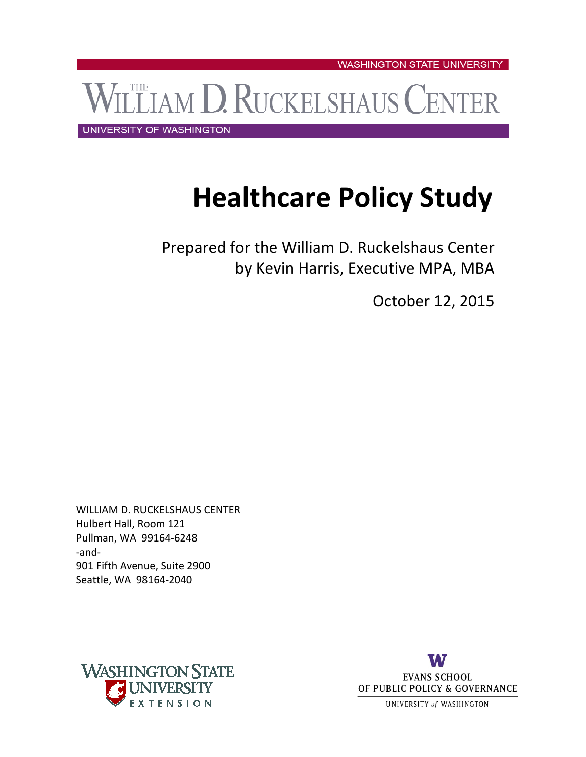WASHINGTON STATE UNIVERSITY

THE WILLIAM D. RUCKELSHAUS CENTER

UNIVERSITY OF WASHINGTON

# Healthcare Policy Study

Prepared for the William D. Ruckelshaus Center
by Kevin Harris, Executive MPA, MBA

October 12, 2015

WILLIAM D. RUCKELSHAUS CENTER
Hulbert Hall, Room 121
Pullman, WA 99164-6248
-and-
901 Fifth Avenue, Suite 2900
Seattle, WA 98164-2040

WASHINGTON STATE UNIVERSITY EXTENSION

EVANS SCHOOL OF PUBLIC POLICY & GOVERNANCE
UNIVERSITY of WASHINGTON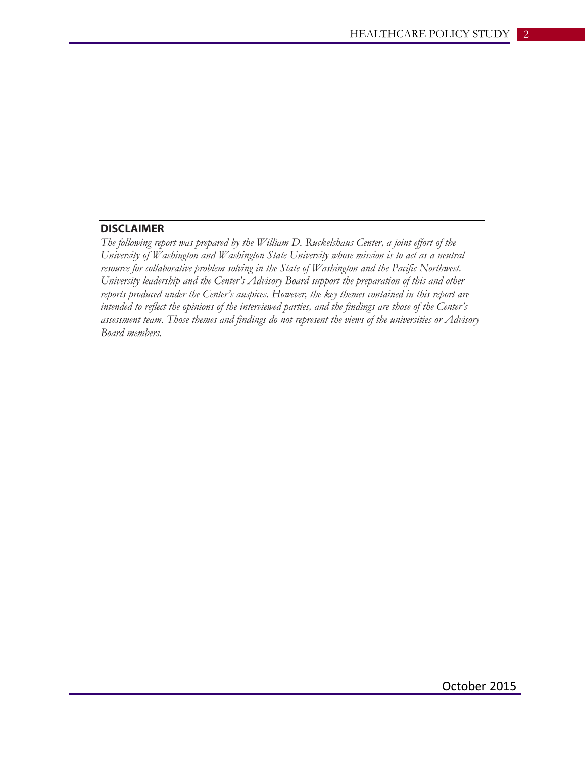## DISCLAIMER

*The following report was prepared by the William D. Ruckelshaus Center, a joint effort of the University of Washington and Washington State University whose mission is to act as a neutral resource for collaborative problem solving in the State of Washington and the Pacific Northwest. University leadership and the Center's Advisory Board support the preparation of this and other reports produced under the Center's auspices. However, the key themes contained in this report are intended to reflect the opinions of the interviewed parties, and the findings are those of the Center's assessment team. Those themes and findings do not represent the views of the universities or Advisory Board members.*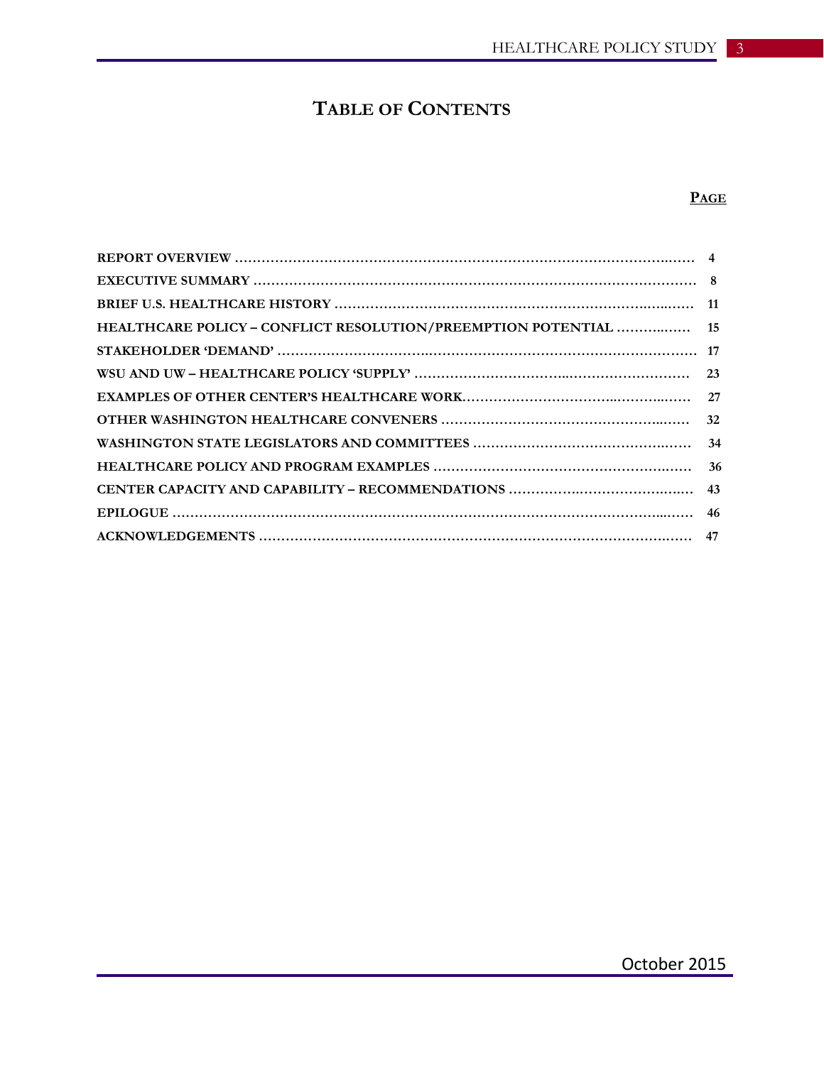# Table of Contents

| | **Page** |
|---|---|
| **REPORT OVERVIEW** | **4** |
| **EXECUTIVE SUMMARY** | **8** |
| **BRIEF U.S. HEALTHCARE HISTORY** | **11** |
| **HEALTHCARE POLICY – CONFLICT RESOLUTION/PREEMPTION POTENTIAL** | **15** |
| **STAKEHOLDER 'DEMAND'** | **17** |
| **WSU AND UW – HEALTHCARE POLICY 'SUPPLY'** | **23** |
| **EXAMPLES OF OTHER CENTER'S HEALTHCARE WORK** | **27** |
| **OTHER WASHINGTON HEALTHCARE CONVENERS** | **32** |
| **WASHINGTON STATE LEGISLATORS AND COMMITTEES** | **34** |
| **HEALTHCARE POLICY AND PROGRAM EXAMPLES** | **36** |
| **CENTER CAPACITY AND CAPABILITY – RECOMMENDATIONS** | **43** |
| **EPILOGUE** | **46** |
| **ACKNOWLEDGEMENTS** | **47** |

October 2015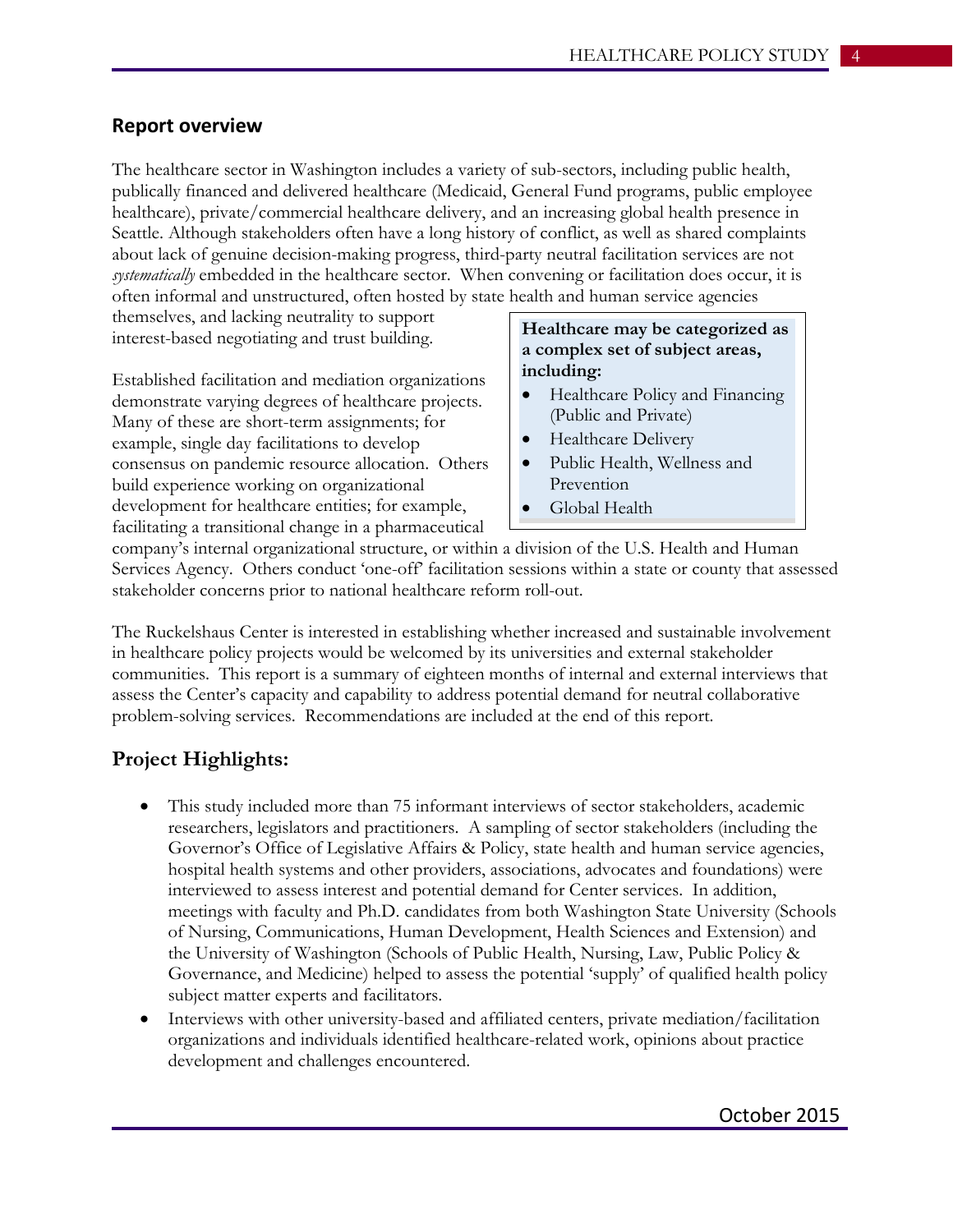## Report overview

The healthcare sector in Washington includes a variety of sub-sectors, including public health, publically financed and delivered healthcare (Medicaid, General Fund programs, public employee healthcare), private/commercial healthcare delivery, and an increasing global health presence in Seattle. Although stakeholders often have a long history of conflict, as well as shared complaints about lack of genuine decision-making progress, third-party neutral facilitation services are not *systematically* embedded in the healthcare sector. When convening or facilitation does occur, it is often informal and unstructured, often hosted by state health and human service agencies themselves, and lacking neutrality to support interest-based negotiating and trust building.

**Healthcare may be categorized as a complex set of subject areas, including:**

- Healthcare Policy and Financing (Public and Private)
- Healthcare Delivery
- Public Health, Wellness and Prevention
- Global Health

Established facilitation and mediation organizations demonstrate varying degrees of healthcare projects. Many of these are short-term assignments; for example, single day facilitations to develop consensus on pandemic resource allocation. Others build experience working on organizational development for healthcare entities; for example, facilitating a transitional change in a pharmaceutical company's internal organizational structure, or within a division of the U.S. Health and Human Services Agency. Others conduct 'one-off' facilitation sessions within a state or county that assessed stakeholder concerns prior to national healthcare reform roll-out.

The Ruckelshaus Center is interested in establishing whether increased and sustainable involvement in healthcare policy projects would be welcomed by its universities and external stakeholder communities. This report is a summary of eighteen months of internal and external interviews that assess the Center's capacity and capability to address potential demand for neutral collaborative problem-solving services. Recommendations are included at the end of this report.

## Project Highlights:

- This study included more than 75 informant interviews of sector stakeholders, academic researchers, legislators and practitioners. A sampling of sector stakeholders (including the Governor's Office of Legislative Affairs & Policy, state health and human service agencies, hospital health systems and other providers, associations, advocates and foundations) were interviewed to assess interest and potential demand for Center services. In addition, meetings with faculty and Ph.D. candidates from both Washington State University (Schools of Nursing, Communications, Human Development, Health Sciences and Extension) and the University of Washington (Schools of Public Health, Nursing, Law, Public Policy & Governance, and Medicine) helped to assess the potential 'supply' of qualified health policy subject matter experts and facilitators.
- Interviews with other university-based and affiliated centers, private mediation/facilitation organizations and individuals identified healthcare-related work, opinions about practice development and challenges encountered.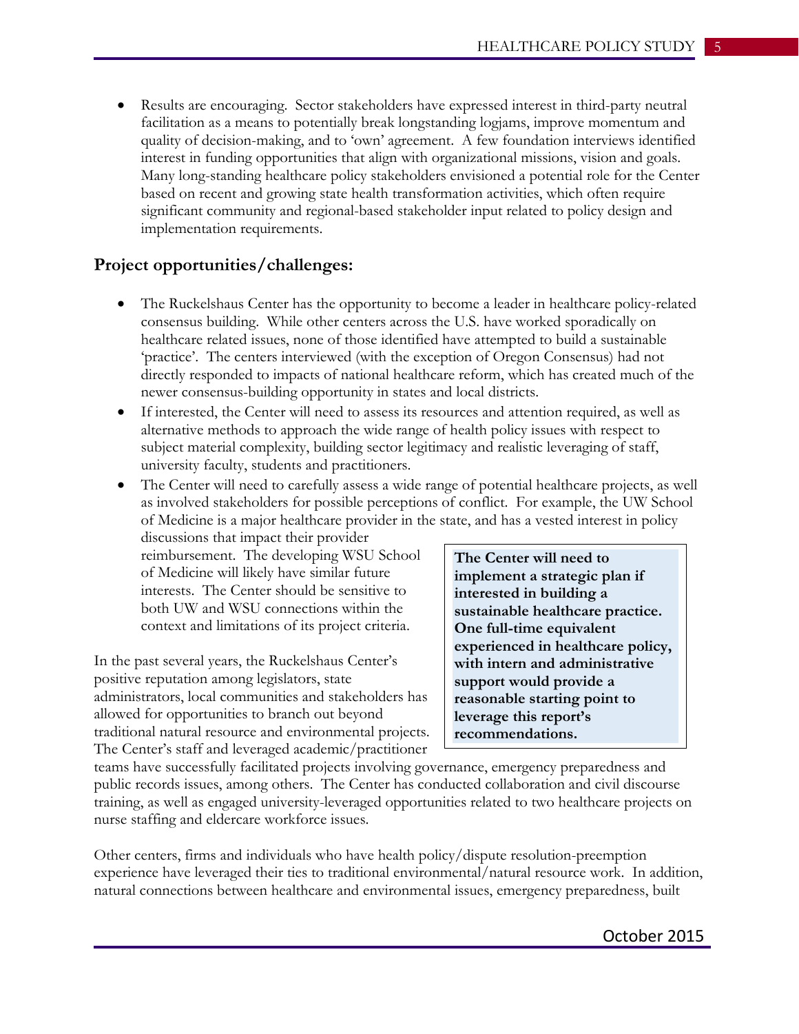- Results are encouraging. Sector stakeholders have expressed interest in third-party neutral facilitation as a means to potentially break longstanding logjams, improve momentum and quality of decision-making, and to 'own' agreement. A few foundation interviews identified interest in funding opportunities that align with organizational missions, vision and goals. Many long-standing healthcare policy stakeholders envisioned a potential role for the Center based on recent and growing state health transformation activities, which often require significant community and regional-based stakeholder input related to policy design and implementation requirements.

## Project opportunities/challenges:

- The Ruckelshaus Center has the opportunity to become a leader in healthcare policy-related consensus building. While other centers across the U.S. have worked sporadically on healthcare related issues, none of those identified have attempted to build a sustainable 'practice'. The centers interviewed (with the exception of Oregon Consensus) had not directly responded to impacts of national healthcare reform, which has created much of the newer consensus-building opportunity in states and local districts.
- If interested, the Center will need to assess its resources and attention required, as well as alternative methods to approach the wide range of health policy issues with respect to subject material complexity, building sector legitimacy and realistic leveraging of staff, university faculty, students and practitioners.
- The Center will need to carefully assess a wide range of potential healthcare projects, as well as involved stakeholders for possible perceptions of conflict. For example, the UW School of Medicine is a major healthcare provider in the state, and has a vested interest in policy discussions that impact their provider reimbursement. The developing WSU School of Medicine will likely have similar future interests. The Center should be sensitive to both UW and WSU connections within the context and limitations of its project criteria.

**The Center will need to implement a strategic plan if interested in building a sustainable healthcare practice. One full-time equivalent experienced in healthcare policy, with intern and administrative support would provide a reasonable starting point to leverage this report's recommendations.**

In the past several years, the Ruckelshaus Center's positive reputation among legislators, state administrators, local communities and stakeholders has allowed for opportunities to branch out beyond traditional natural resource and environmental projects. The Center's staff and leveraged academic/practitioner teams have successfully facilitated projects involving governance, emergency preparedness and public records issues, among others. The Center has conducted collaboration and civil discourse training, as well as engaged university-leveraged opportunities related to two healthcare projects on nurse staffing and eldercare workforce issues.

Other centers, firms and individuals who have health policy/dispute resolution-preemption experience have leveraged their ties to traditional environmental/natural resource work. In addition, natural connections between healthcare and environmental issues, emergency preparedness, built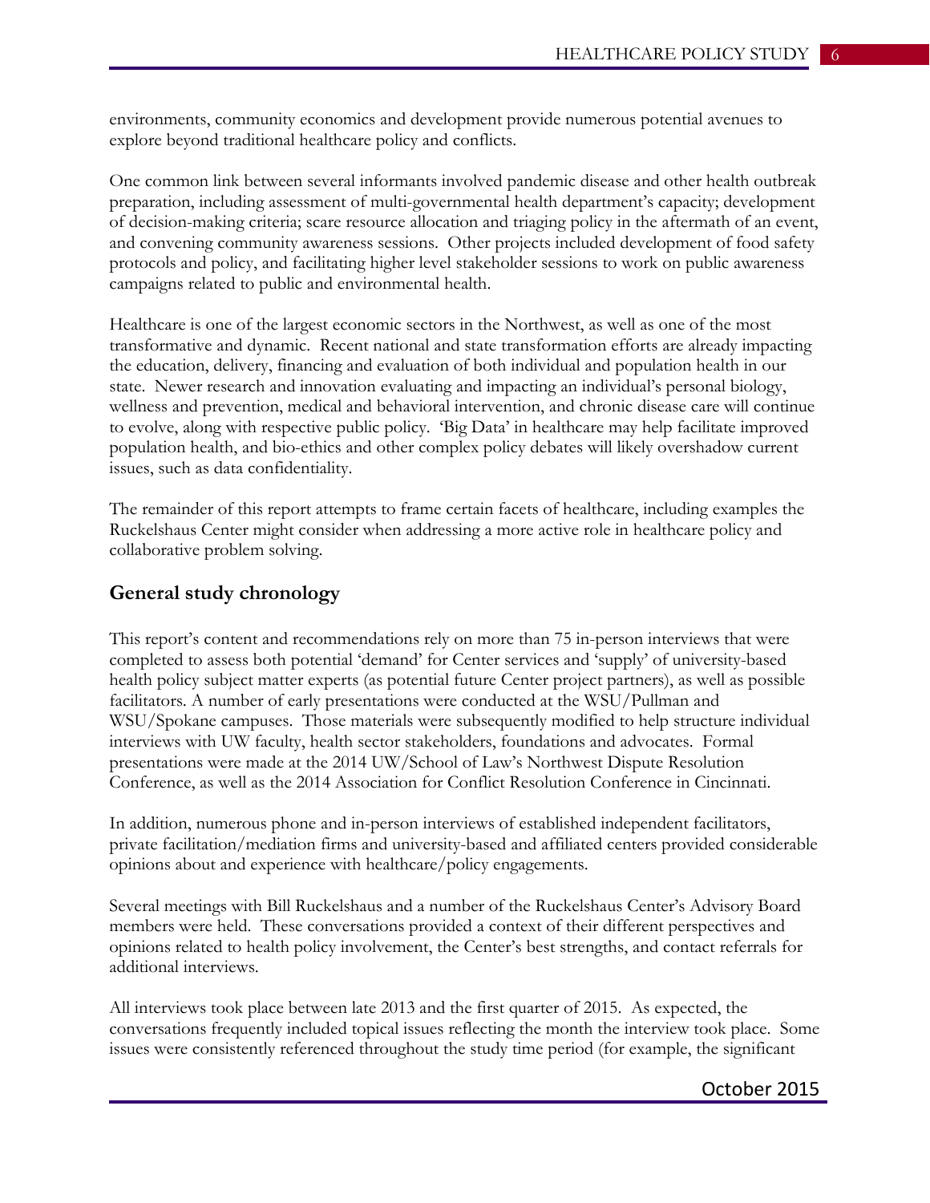environments, community economics and development provide numerous potential avenues to explore beyond traditional healthcare policy and conflicts.

One common link between several informants involved pandemic disease and other health outbreak preparation, including assessment of multi-governmental health department's capacity; development of decision-making criteria; scare resource allocation and triaging policy in the aftermath of an event, and convening community awareness sessions. Other projects included development of food safety protocols and policy, and facilitating higher level stakeholder sessions to work on public awareness campaigns related to public and environmental health.

Healthcare is one of the largest economic sectors in the Northwest, as well as one of the most transformative and dynamic. Recent national and state transformation efforts are already impacting the education, delivery, financing and evaluation of both individual and population health in our state. Newer research and innovation evaluating and impacting an individual's personal biology, wellness and prevention, medical and behavioral intervention, and chronic disease care will continue to evolve, along with respective public policy. 'Big Data' in healthcare may help facilitate improved population health, and bio-ethics and other complex policy debates will likely overshadow current issues, such as data confidentiality.

The remainder of this report attempts to frame certain facets of healthcare, including examples the Ruckelshaus Center might consider when addressing a more active role in healthcare policy and collaborative problem solving.

## General study chronology

This report's content and recommendations rely on more than 75 in-person interviews that were completed to assess both potential 'demand' for Center services and 'supply' of university-based health policy subject matter experts (as potential future Center project partners), as well as possible facilitators. A number of early presentations were conducted at the WSU/Pullman and WSU/Spokane campuses. Those materials were subsequently modified to help structure individual interviews with UW faculty, health sector stakeholders, foundations and advocates. Formal presentations were made at the 2014 UW/School of Law's Northwest Dispute Resolution Conference, as well as the 2014 Association for Conflict Resolution Conference in Cincinnati.

In addition, numerous phone and in-person interviews of established independent facilitators, private facilitation/mediation firms and university-based and affiliated centers provided considerable opinions about and experience with healthcare/policy engagements.

Several meetings with Bill Ruckelshaus and a number of the Ruckelshaus Center's Advisory Board members were held. These conversations provided a context of their different perspectives and opinions related to health policy involvement, the Center's best strengths, and contact referrals for additional interviews.

All interviews took place between late 2013 and the first quarter of 2015. As expected, the conversations frequently included topical issues reflecting the month the interview took place. Some issues were consistently referenced throughout the study time period (for example, the significant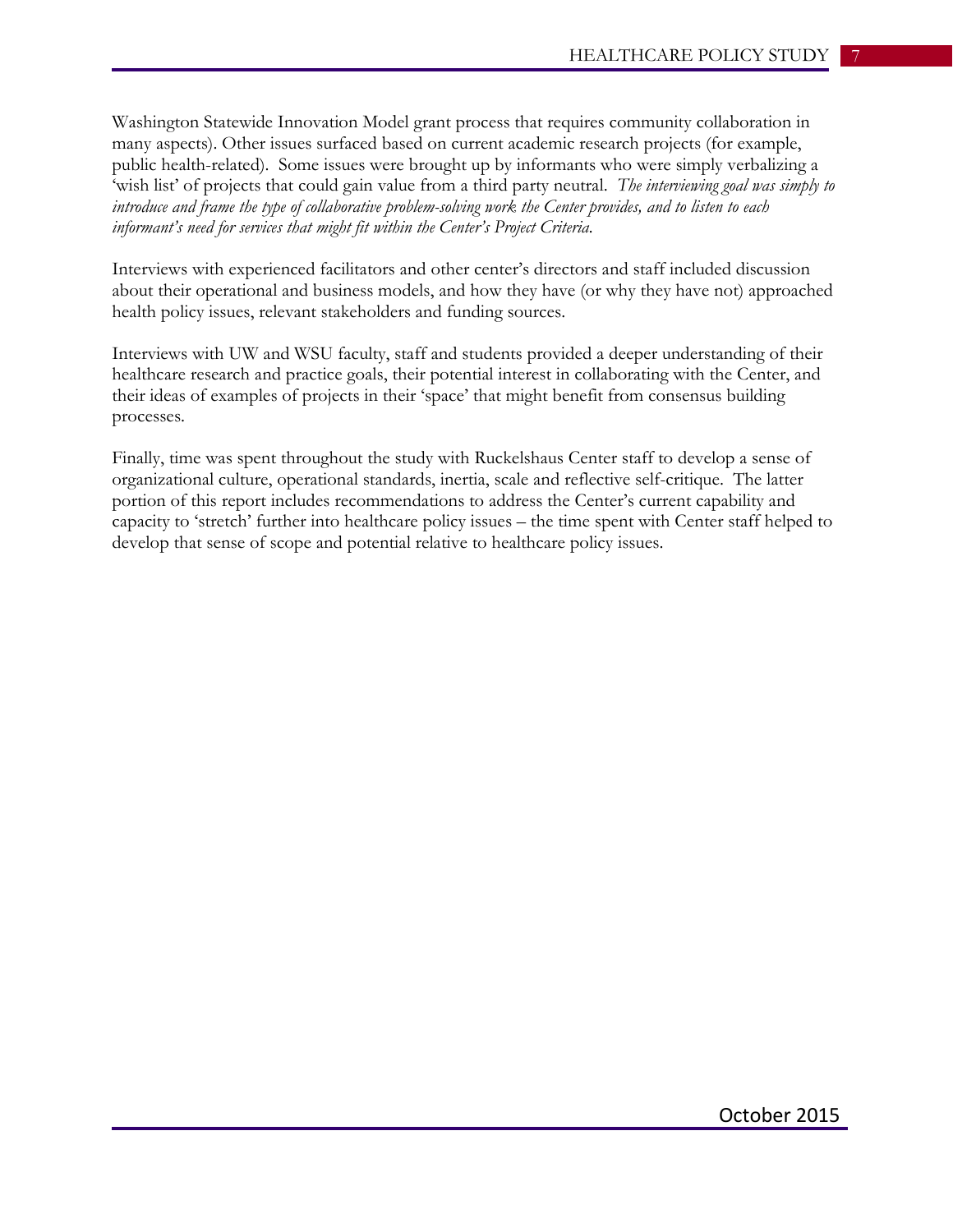Washington Statewide Innovation Model grant process that requires community collaboration in many aspects). Other issues surfaced based on current academic research projects (for example, public health-related). Some issues were brought up by informants who were simply verbalizing a 'wish list' of projects that could gain value from a third party neutral. *The interviewing goal was simply to introduce and frame the type of collaborative problem-solving work the Center provides, and to listen to each informant's need for services that might fit within the Center's Project Criteria.*

Interviews with experienced facilitators and other center's directors and staff included discussion about their operational and business models, and how they have (or why they have not) approached health policy issues, relevant stakeholders and funding sources.

Interviews with UW and WSU faculty, staff and students provided a deeper understanding of their healthcare research and practice goals, their potential interest in collaborating with the Center, and their ideas of examples of projects in their 'space' that might benefit from consensus building processes.

Finally, time was spent throughout the study with Ruckelshaus Center staff to develop a sense of organizational culture, operational standards, inertia, scale and reflective self-critique. The latter portion of this report includes recommendations to address the Center's current capability and capacity to 'stretch' further into healthcare policy issues – the time spent with Center staff helped to develop that sense of scope and potential relative to healthcare policy issues.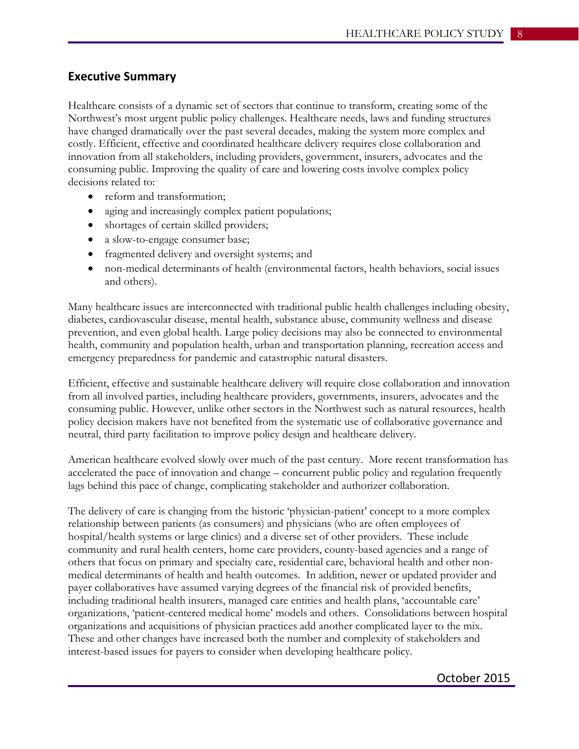## Executive Summary

Healthcare consists of a dynamic set of sectors that continue to transform, creating some of the Northwest's most urgent public policy challenges. Healthcare needs, laws and funding structures have changed dramatically over the past several decades, making the system more complex and costly. Efficient, effective and coordinated healthcare delivery requires close collaboration and innovation from all stakeholders, including providers, government, insurers, advocates and the consuming public. Improving the quality of care and lowering costs involve complex policy decisions related to:

- reform and transformation;
- aging and increasingly complex patient populations;
- shortages of certain skilled providers;
- a slow-to-engage consumer base;
- fragmented delivery and oversight systems; and
- non-medical determinants of health (environmental factors, health behaviors, social issues and others).

Many healthcare issues are interconnected with traditional public health challenges including obesity, diabetes, cardiovascular disease, mental health, substance abuse, community wellness and disease prevention, and even global health. Large policy decisions may also be connected to environmental health, community and population health, urban and transportation planning, recreation access and emergency preparedness for pandemic and catastrophic natural disasters.

Efficient, effective and sustainable healthcare delivery will require close collaboration and innovation from all involved parties, including healthcare providers, governments, insurers, advocates and the consuming public. However, unlike other sectors in the Northwest such as natural resources, health policy decision makers have not benefited from the systematic use of collaborative governance and neutral, third party facilitation to improve policy design and healthcare delivery.

American healthcare evolved slowly over much of the past century. More recent transformation has accelerated the pace of innovation and change – concurrent public policy and regulation frequently lags behind this pace of change, complicating stakeholder and authorizer collaboration.

The delivery of care is changing from the historic 'physician-patient' concept to a more complex relationship between patients (as consumers) and physicians (who are often employees of hospital/health systems or large clinics) and a diverse set of other providers. These include community and rural health centers, home care providers, county-based agencies and a range of others that focus on primary and specialty care, residential care, behavioral health and other non-medical determinants of health and health outcomes. In addition, newer or updated provider and payer collaboratives have assumed varying degrees of the financial risk of provided benefits, including traditional health insurers, managed care entities and health plans, 'accountable care' organizations, 'patient-centered medical home' models and others. Consolidations between hospital organizations and acquisitions of physician practices add another complicated layer to the mix. These and other changes have increased both the number and complexity of stakeholders and interest-based issues for payers to consider when developing healthcare policy.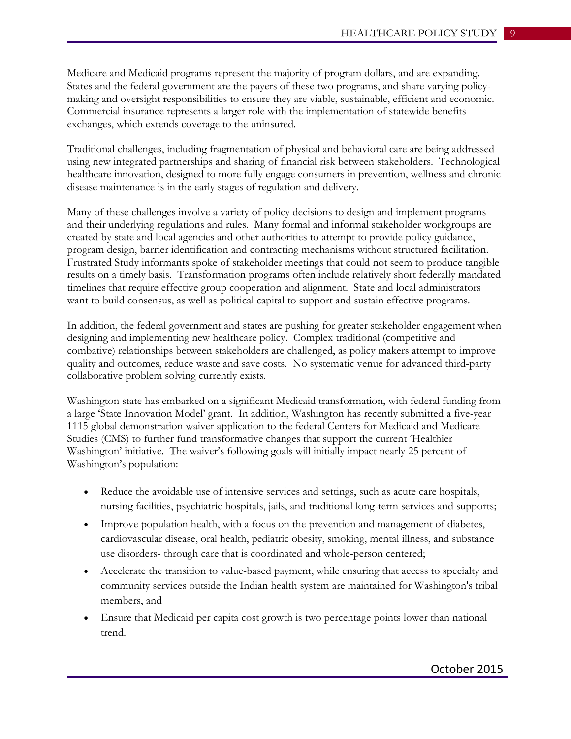Medicare and Medicaid programs represent the majority of program dollars, and are expanding. States and the federal government are the payers of these two programs, and share varying policy-making and oversight responsibilities to ensure they are viable, sustainable, efficient and economic. Commercial insurance represents a larger role with the implementation of statewide benefits exchanges, which extends coverage to the uninsured.

Traditional challenges, including fragmentation of physical and behavioral care are being addressed using new integrated partnerships and sharing of financial risk between stakeholders. Technological healthcare innovation, designed to more fully engage consumers in prevention, wellness and chronic disease maintenance is in the early stages of regulation and delivery.

Many of these challenges involve a variety of policy decisions to design and implement programs and their underlying regulations and rules. Many formal and informal stakeholder workgroups are created by state and local agencies and other authorities to attempt to provide policy guidance, program design, barrier identification and contracting mechanisms without structured facilitation. Frustrated Study informants spoke of stakeholder meetings that could not seem to produce tangible results on a timely basis. Transformation programs often include relatively short federally mandated timelines that require effective group cooperation and alignment. State and local administrators want to build consensus, as well as political capital to support and sustain effective programs.

In addition, the federal government and states are pushing for greater stakeholder engagement when designing and implementing new healthcare policy. Complex traditional (competitive and combative) relationships between stakeholders are challenged, as policy makers attempt to improve quality and outcomes, reduce waste and save costs. No systematic venue for advanced third-party collaborative problem solving currently exists.

Washington state has embarked on a significant Medicaid transformation, with federal funding from a large 'State Innovation Model' grant. In addition, Washington has recently submitted a five-year 1115 global demonstration waiver application to the federal Centers for Medicaid and Medicare Studies (CMS) to further fund transformative changes that support the current 'Healthier Washington' initiative. The waiver's following goals will initially impact nearly 25 percent of Washington's population:

- Reduce the avoidable use of intensive services and settings, such as acute care hospitals, nursing facilities, psychiatric hospitals, jails, and traditional long-term services and supports;
- Improve population health, with a focus on the prevention and management of diabetes, cardiovascular disease, oral health, pediatric obesity, smoking, mental illness, and substance use disorders- through care that is coordinated and whole-person centered;
- Accelerate the transition to value-based payment, while ensuring that access to specialty and community services outside the Indian health system are maintained for Washington's tribal members, and
- Ensure that Medicaid per capita cost growth is two percentage points lower than national trend.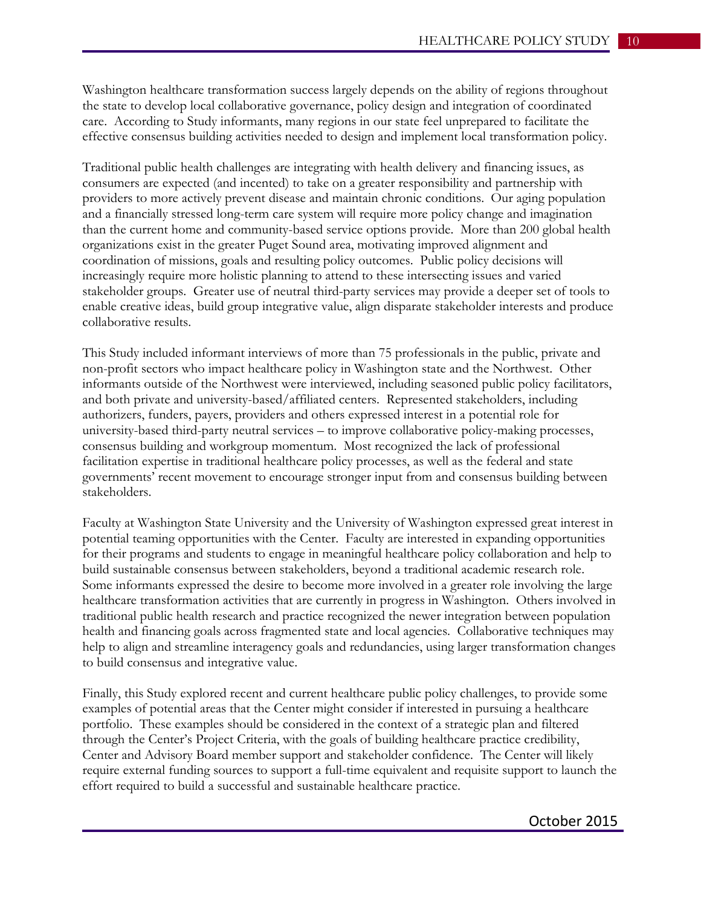Washington healthcare transformation success largely depends on the ability of regions throughout the state to develop local collaborative governance, policy design and integration of coordinated care. According to Study informants, many regions in our state feel unprepared to facilitate the effective consensus building activities needed to design and implement local transformation policy.

Traditional public health challenges are integrating with health delivery and financing issues, as consumers are expected (and incented) to take on a greater responsibility and partnership with providers to more actively prevent disease and maintain chronic conditions. Our aging population and a financially stressed long-term care system will require more policy change and imagination than the current home and community-based service options provide. More than 200 global health organizations exist in the greater Puget Sound area, motivating improved alignment and coordination of missions, goals and resulting policy outcomes. Public policy decisions will increasingly require more holistic planning to attend to these intersecting issues and varied stakeholder groups. Greater use of neutral third-party services may provide a deeper set of tools to enable creative ideas, build group integrative value, align disparate stakeholder interests and produce collaborative results.

This Study included informant interviews of more than 75 professionals in the public, private and non-profit sectors who impact healthcare policy in Washington state and the Northwest. Other informants outside of the Northwest were interviewed, including seasoned public policy facilitators, and both private and university-based/affiliated centers. Represented stakeholders, including authorizers, funders, payers, providers and others expressed interest in a potential role for university-based third-party neutral services – to improve collaborative policy-making processes, consensus building and workgroup momentum. Most recognized the lack of professional facilitation expertise in traditional healthcare policy processes, as well as the federal and state governments' recent movement to encourage stronger input from and consensus building between stakeholders.

Faculty at Washington State University and the University of Washington expressed great interest in potential teaming opportunities with the Center. Faculty are interested in expanding opportunities for their programs and students to engage in meaningful healthcare policy collaboration and help to build sustainable consensus between stakeholders, beyond a traditional academic research role. Some informants expressed the desire to become more involved in a greater role involving the large healthcare transformation activities that are currently in progress in Washington. Others involved in traditional public health research and practice recognized the newer integration between population health and financing goals across fragmented state and local agencies. Collaborative techniques may help to align and streamline interagency goals and redundancies, using larger transformation changes to build consensus and integrative value.

Finally, this Study explored recent and current healthcare public policy challenges, to provide some examples of potential areas that the Center might consider if interested in pursuing a healthcare portfolio. These examples should be considered in the context of a strategic plan and filtered through the Center's Project Criteria, with the goals of building healthcare practice credibility, Center and Advisory Board member support and stakeholder confidence. The Center will likely require external funding sources to support a full-time equivalent and requisite support to launch the effort required to build a successful and sustainable healthcare practice.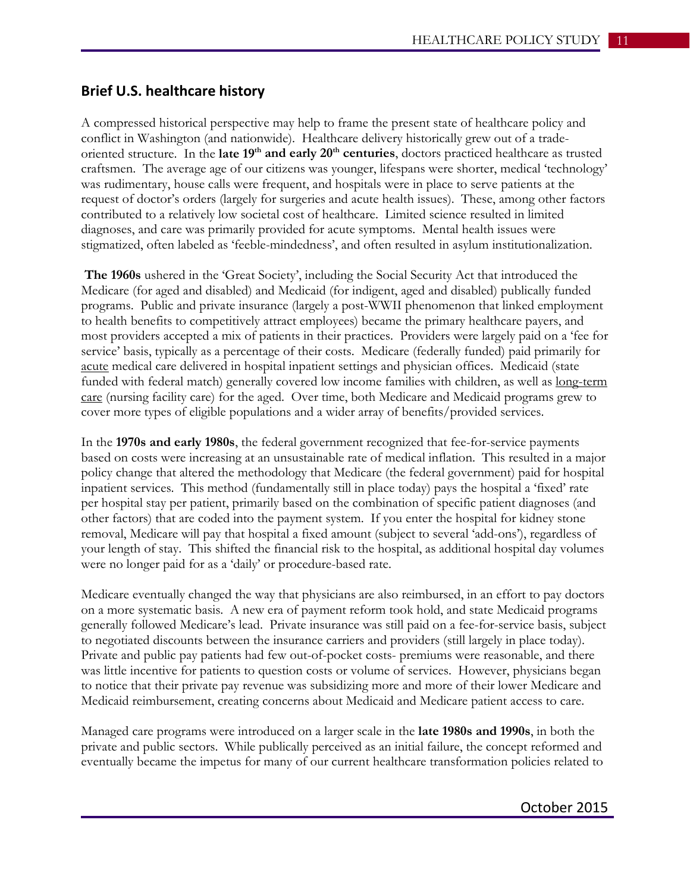## Brief U.S. healthcare history

A compressed historical perspective may help to frame the present state of healthcare policy and conflict in Washington (and nationwide). Healthcare delivery historically grew out of a trade-oriented structure. In the **late 19th and early 20th centuries**, doctors practiced healthcare as trusted craftsmen. The average age of our citizens was younger, lifespans were shorter, medical 'technology' was rudimentary, house calls were frequent, and hospitals were in place to serve patients at the request of doctor's orders (largely for surgeries and acute health issues). These, among other factors contributed to a relatively low societal cost of healthcare. Limited science resulted in limited diagnoses, and care was primarily provided for acute symptoms. Mental health issues were stigmatized, often labeled as 'feeble-mindedness', and often resulted in asylum institutionalization.

**The 1960s** ushered in the 'Great Society', including the Social Security Act that introduced the Medicare (for aged and disabled) and Medicaid (for indigent, aged and disabled) publically funded programs. Public and private insurance (largely a post-WWII phenomenon that linked employment to health benefits to competitively attract employees) became the primary healthcare payers, and most providers accepted a mix of patients in their practices. Providers were largely paid on a 'fee for service' basis, typically as a percentage of their costs. Medicare (federally funded) paid primarily for <u>acute</u> medical care delivered in hospital inpatient settings and physician offices. Medicaid (state funded with federal match) generally covered low income families with children, as well as <u>long-term care</u> (nursing facility care) for the aged. Over time, both Medicare and Medicaid programs grew to cover more types of eligible populations and a wider array of benefits/provided services.

In the **1970s and early 1980s**, the federal government recognized that fee-for-service payments based on costs were increasing at an unsustainable rate of medical inflation. This resulted in a major policy change that altered the methodology that Medicare (the federal government) paid for hospital inpatient services. This method (fundamentally still in place today) pays the hospital a 'fixed' rate per hospital stay per patient, primarily based on the combination of specific patient diagnoses (and other factors) that are coded into the payment system. If you enter the hospital for kidney stone removal, Medicare will pay that hospital a fixed amount (subject to several 'add-ons'), regardless of your length of stay. This shifted the financial risk to the hospital, as additional hospital day volumes were no longer paid for as a 'daily' or procedure-based rate.

Medicare eventually changed the way that physicians are also reimbursed, in an effort to pay doctors on a more systematic basis. A new era of payment reform took hold, and state Medicaid programs generally followed Medicare's lead. Private insurance was still paid on a fee-for-service basis, subject to negotiated discounts between the insurance carriers and providers (still largely in place today). Private and public pay patients had few out-of-pocket costs- premiums were reasonable, and there was little incentive for patients to question costs or volume of services. However, physicians began to notice that their private pay revenue was subsidizing more and more of their lower Medicare and Medicaid reimbursement, creating concerns about Medicaid and Medicare patient access to care.

Managed care programs were introduced on a larger scale in the **late 1980s and 1990s**, in both the private and public sectors. While publically perceived as an initial failure, the concept reformed and eventually became the impetus for many of our current healthcare transformation policies related to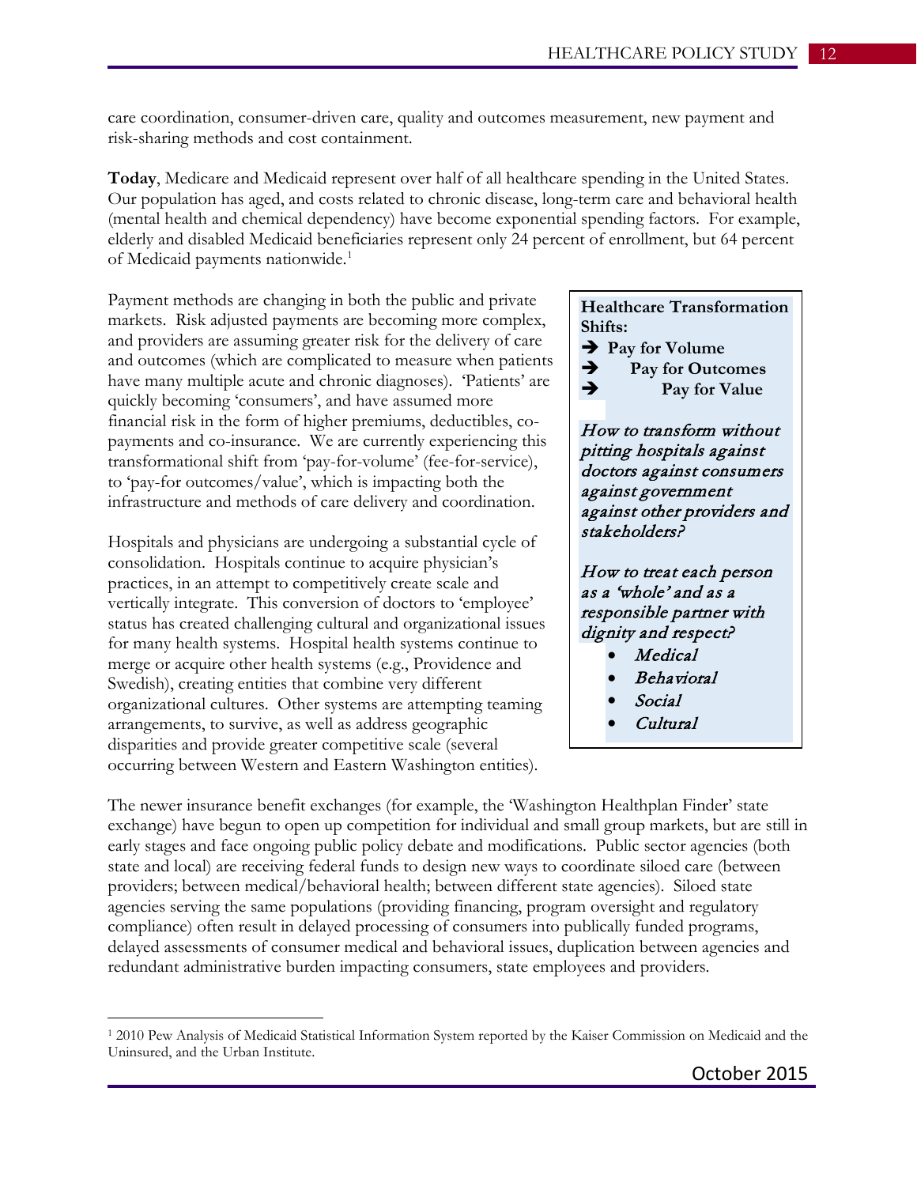care coordination, consumer-driven care, quality and outcomes measurement, new payment and risk-sharing methods and cost containment.

**Today**, Medicare and Medicaid represent over half of all healthcare spending in the United States. Our population has aged, and costs related to chronic disease, long-term care and behavioral health (mental health and chemical dependency) have become exponential spending factors. For example, elderly and disabled Medicaid beneficiaries represent only 24 percent of enrollment, but 64 percent of Medicaid payments nationwide.[1]

Payment methods are changing in both the public and private markets. Risk adjusted payments are becoming more complex, and providers are assuming greater risk for the delivery of care and outcomes (which are complicated to measure when patients have many multiple acute and chronic diagnoses). 'Patients' are quickly becoming 'consumers', and have assumed more financial risk in the form of higher premiums, deductibles, co-payments and co-insurance. We are currently experiencing this transformational shift from 'pay-for-volume' (fee-for-service), to 'pay-for outcomes/value', which is impacting both the infrastructure and methods of care delivery and coordination.

> **Healthcare Transformation Shifts:**
>
> ➔ **Pay for Volume**
> ➔ **Pay for Outcomes**
> ➔ **Pay for Value**
>
> *How to transform without pitting hospitals against doctors against consumers against government against other providers and stakeholders?*
>
> *How to treat each person as a 'whole' and as a responsible partner with dignity and respect?*
>
> - *Medical*
> - *Behavioral*
> - *Social*
> - *Cultural*

Hospitals and physicians are undergoing a substantial cycle of consolidation. Hospitals continue to acquire physician's practices, in an attempt to competitively create scale and vertically integrate. This conversion of doctors to 'employee' status has created challenging cultural and organizational issues for many health systems. Hospital health systems continue to merge or acquire other health systems (e.g., Providence and Swedish), creating entities that combine very different organizational cultures. Other systems are attempting teaming arrangements, to survive, as well as address geographic disparities and provide greater competitive scale (several occurring between Western and Eastern Washington entities).

The newer insurance benefit exchanges (for example, the 'Washington Healthplan Finder' state exchange) have begun to open up competition for individual and small group markets, but are still in early stages and face ongoing public policy debate and modifications. Public sector agencies (both state and local) are receiving federal funds to design new ways to coordinate siloed care (between providers; between medical/behavioral health; between different state agencies). Siloed state agencies serving the same populations (providing financing, program oversight and regulatory compliance) often result in delayed processing of consumers into publically funded programs, delayed assessments of consumer medical and behavioral issues, duplication between agencies and redundant administrative burden impacting consumers, state employees and providers.

---

[1] 2010 Pew Analysis of Medicaid Statistical Information System reported by the Kaiser Commission on Medicaid and the Uninsured, and the Urban Institute.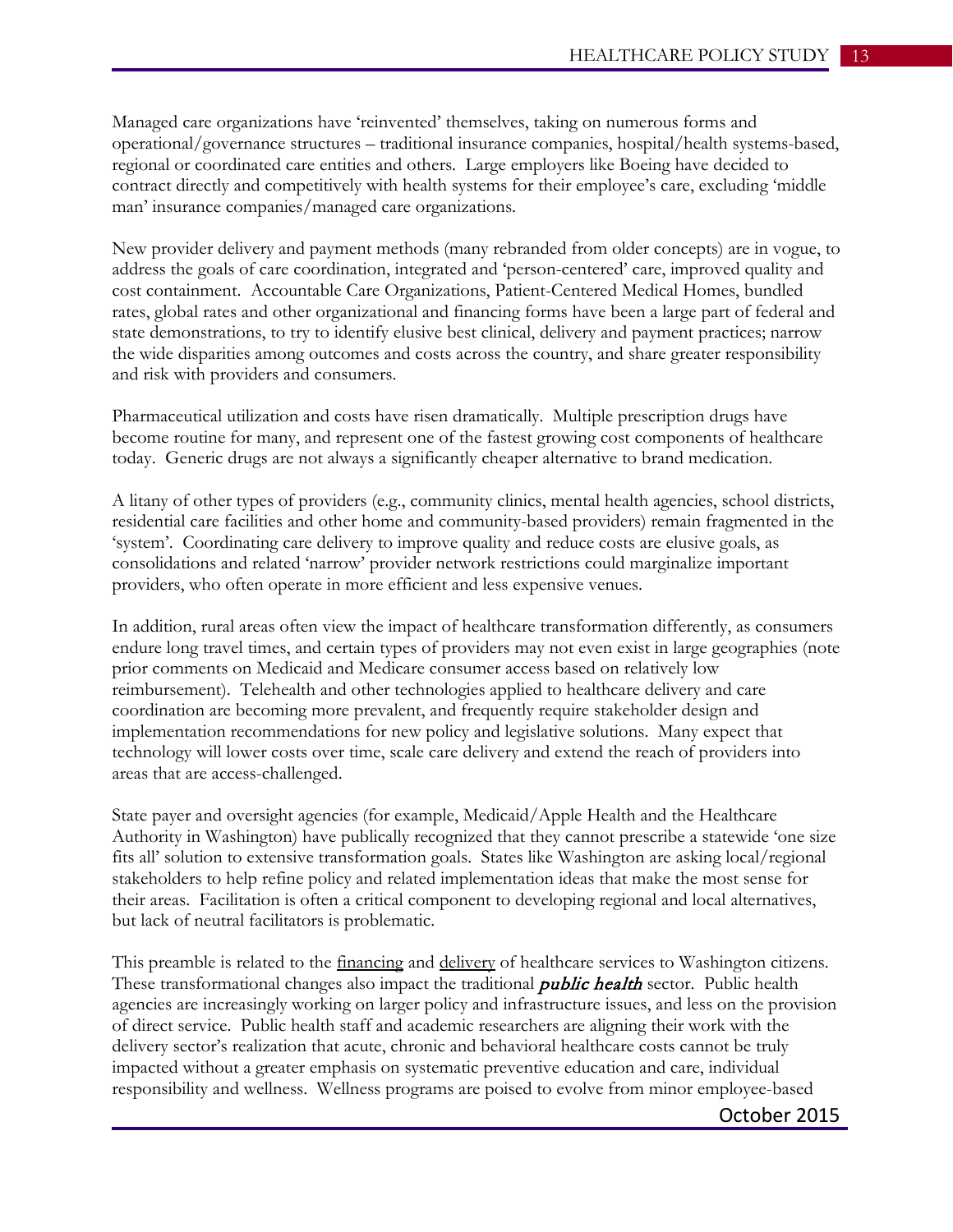Managed care organizations have 'reinvented' themselves, taking on numerous forms and operational/governance structures – traditional insurance companies, hospital/health systems-based, regional or coordinated care entities and others. Large employers like Boeing have decided to contract directly and competitively with health systems for their employee's care, excluding 'middle man' insurance companies/managed care organizations.

New provider delivery and payment methods (many rebranded from older concepts) are in vogue, to address the goals of care coordination, integrated and 'person-centered' care, improved quality and cost containment. Accountable Care Organizations, Patient-Centered Medical Homes, bundled rates, global rates and other organizational and financing forms have been a large part of federal and state demonstrations, to try to identify elusive best clinical, delivery and payment practices; narrow the wide disparities among outcomes and costs across the country, and share greater responsibility and risk with providers and consumers.

Pharmaceutical utilization and costs have risen dramatically. Multiple prescription drugs have become routine for many, and represent one of the fastest growing cost components of healthcare today. Generic drugs are not always a significantly cheaper alternative to brand medication.

A litany of other types of providers (e.g., community clinics, mental health agencies, school districts, residential care facilities and other home and community-based providers) remain fragmented in the 'system'. Coordinating care delivery to improve quality and reduce costs are elusive goals, as consolidations and related 'narrow' provider network restrictions could marginalize important providers, who often operate in more efficient and less expensive venues.

In addition, rural areas often view the impact of healthcare transformation differently, as consumers endure long travel times, and certain types of providers may not even exist in large geographies (note prior comments on Medicaid and Medicare consumer access based on relatively low reimbursement). Telehealth and other technologies applied to healthcare delivery and care coordination are becoming more prevalent, and frequently require stakeholder design and implementation recommendations for new policy and legislative solutions. Many expect that technology will lower costs over time, scale care delivery and extend the reach of providers into areas that are access-challenged.

State payer and oversight agencies (for example, Medicaid/Apple Health and the Healthcare Authority in Washington) have publically recognized that they cannot prescribe a statewide 'one size fits all' solution to extensive transformation goals. States like Washington are asking local/regional stakeholders to help refine policy and related implementation ideas that make the most sense for their areas. Facilitation is often a critical component to developing regional and local alternatives, but lack of neutral facilitators is problematic.

This preamble is related to the financing and delivery of healthcare services to Washington citizens. These transformational changes also impact the traditional ***public health*** sector. Public health agencies are increasingly working on larger policy and infrastructure issues, and less on the provision of direct service. Public health staff and academic researchers are aligning their work with the delivery sector's realization that acute, chronic and behavioral healthcare costs cannot be truly impacted without a greater emphasis on systematic preventive education and care, individual responsibility and wellness. Wellness programs are poised to evolve from minor employee-based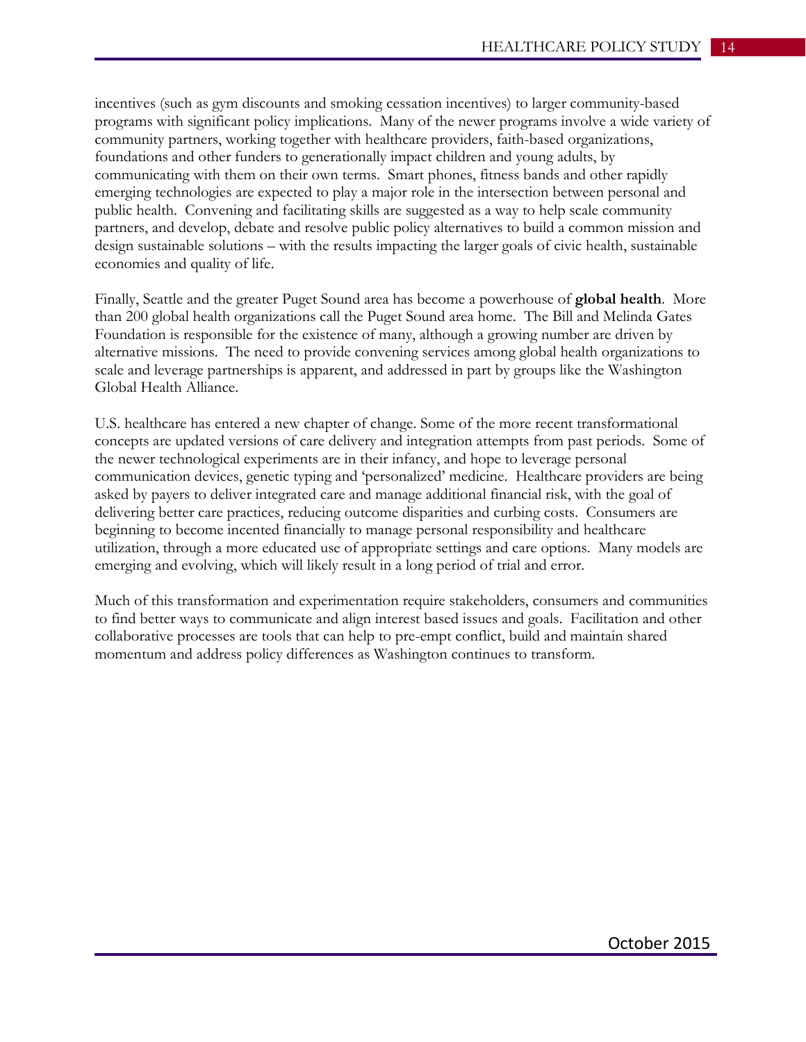incentives (such as gym discounts and smoking cessation incentives) to larger community-based programs with significant policy implications. Many of the newer programs involve a wide variety of community partners, working together with healthcare providers, faith-based organizations, foundations and other funders to generationally impact children and young adults, by communicating with them on their own terms. Smart phones, fitness bands and other rapidly emerging technologies are expected to play a major role in the intersection between personal and public health. Convening and facilitating skills are suggested as a way to help scale community partners, and develop, debate and resolve public policy alternatives to build a common mission and design sustainable solutions – with the results impacting the larger goals of civic health, sustainable economies and quality of life.

Finally, Seattle and the greater Puget Sound area has become a powerhouse of **global health**. More than 200 global health organizations call the Puget Sound area home. The Bill and Melinda Gates Foundation is responsible for the existence of many, although a growing number are driven by alternative missions. The need to provide convening services among global health organizations to scale and leverage partnerships is apparent, and addressed in part by groups like the Washington Global Health Alliance.

U.S. healthcare has entered a new chapter of change. Some of the more recent transformational concepts are updated versions of care delivery and integration attempts from past periods. Some of the newer technological experiments are in their infancy, and hope to leverage personal communication devices, genetic typing and 'personalized' medicine. Healthcare providers are being asked by payers to deliver integrated care and manage additional financial risk, with the goal of delivering better care practices, reducing outcome disparities and curbing costs. Consumers are beginning to become incented financially to manage personal responsibility and healthcare utilization, through a more educated use of appropriate settings and care options. Many models are emerging and evolving, which will likely result in a long period of trial and error.

Much of this transformation and experimentation require stakeholders, consumers and communities to find better ways to communicate and align interest based issues and goals. Facilitation and other collaborative processes are tools that can help to pre-empt conflict, build and maintain shared momentum and address policy differences as Washington continues to transform.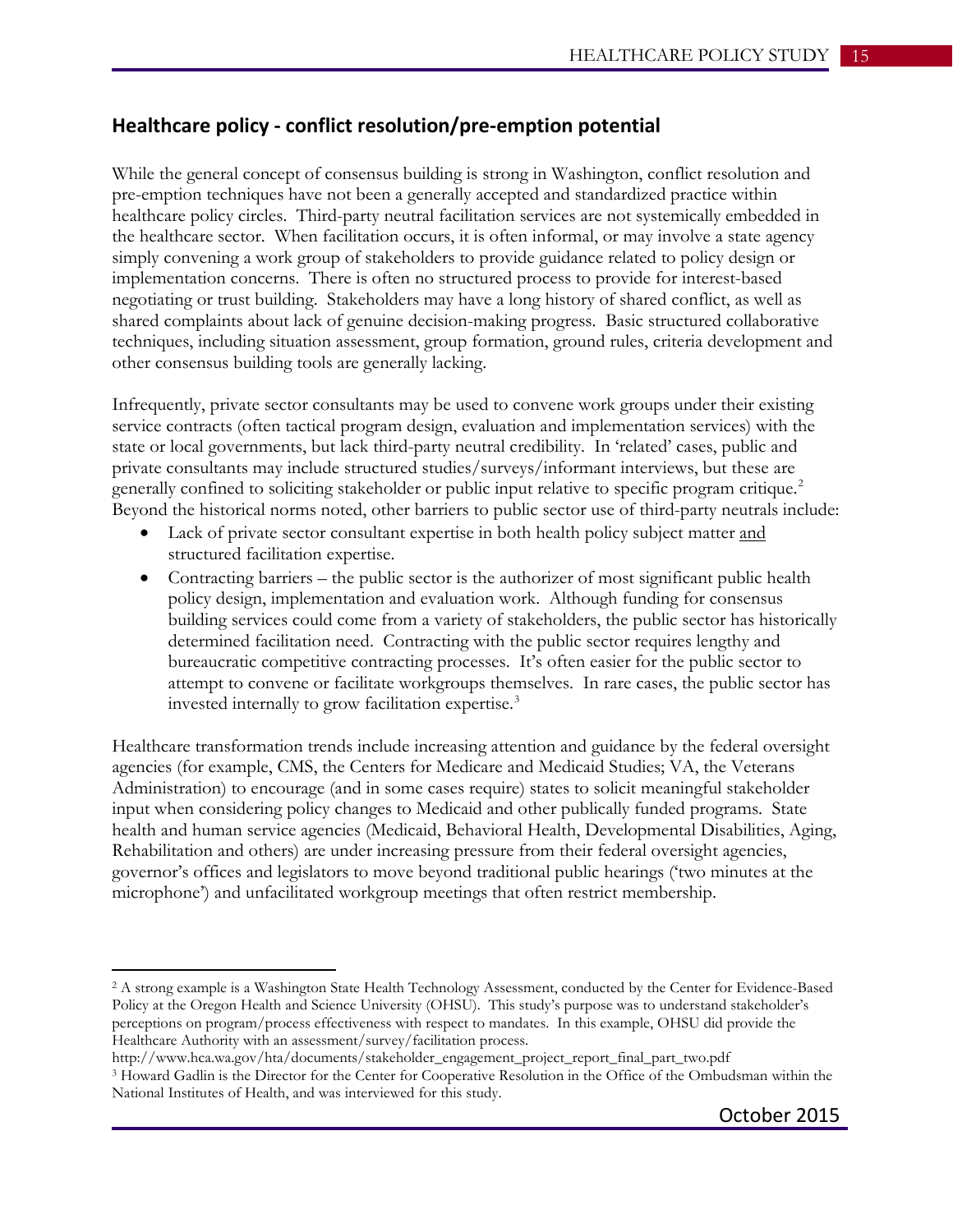## Healthcare policy - conflict resolution/pre-emption potential

While the general concept of consensus building is strong in Washington, conflict resolution and pre-emption techniques have not been a generally accepted and standardized practice within healthcare policy circles. Third-party neutral facilitation services are not systemically embedded in the healthcare sector. When facilitation occurs, it is often informal, or may involve a state agency simply convening a work group of stakeholders to provide guidance related to policy design or implementation concerns. There is often no structured process to provide for interest-based negotiating or trust building. Stakeholders may have a long history of shared conflict, as well as shared complaints about lack of genuine decision-making progress. Basic structured collaborative techniques, including situation assessment, group formation, ground rules, criteria development and other consensus building tools are generally lacking.

Infrequently, private sector consultants may be used to convene work groups under their existing service contracts (often tactical program design, evaluation and implementation services) with the state or local governments, but lack third-party neutral credibility. In 'related' cases, public and private consultants may include structured studies/surveys/informant interviews, but these are generally confined to soliciting stakeholder or public input relative to specific program critique.[2] Beyond the historical norms noted, other barriers to public sector use of third-party neutrals include:

- Lack of private sector consultant expertise in both health policy subject matter and structured facilitation expertise.
- Contracting barriers – the public sector is the authorizer of most significant public health policy design, implementation and evaluation work. Although funding for consensus building services could come from a variety of stakeholders, the public sector has historically determined facilitation need. Contracting with the public sector requires lengthy and bureaucratic competitive contracting processes. It's often easier for the public sector to attempt to convene or facilitate workgroups themselves. In rare cases, the public sector has invested internally to grow facilitation expertise.[3]

Healthcare transformation trends include increasing attention and guidance by the federal oversight agencies (for example, CMS, the Centers for Medicare and Medicaid Studies; VA, the Veterans Administration) to encourage (and in some cases require) states to solicit meaningful stakeholder input when considering policy changes to Medicaid and other publically funded programs. State health and human service agencies (Medicaid, Behavioral Health, Developmental Disabilities, Aging, Rehabilitation and others) are under increasing pressure from their federal oversight agencies, governor's offices and legislators to move beyond traditional public hearings ('two minutes at the microphone') and unfacilitated workgroup meetings that often restrict membership.

---

[2] A strong example is a Washington State Health Technology Assessment, conducted by the Center for Evidence-Based Policy at the Oregon Health and Science University (OHSU). This study's purpose was to understand stakeholder's perceptions on program/process effectiveness with respect to mandates. In this example, OHSU did provide the Healthcare Authority with an assessment/survey/facilitation process.
http://www.hca.wa.gov/hta/documents/stakeholder_engagement_project_report_final_part_two.pdf

[3] Howard Gadlin is the Director for the Center for Cooperative Resolution in the Office of the Ombudsman within the National Institutes of Health, and was interviewed for this study.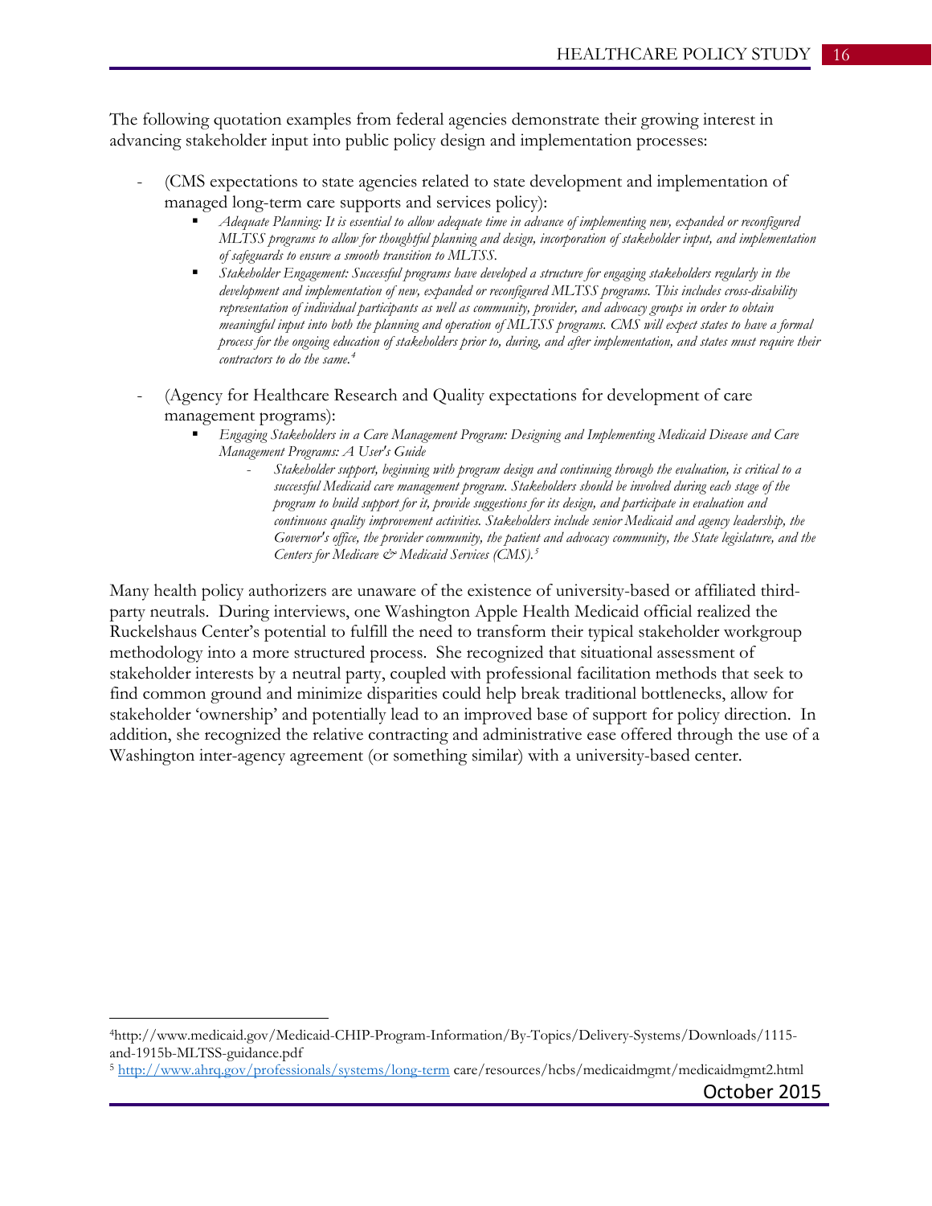The following quotation examples from federal agencies demonstrate their growing interest in advancing stakeholder input into public policy design and implementation processes:

- (CMS expectations to state agencies related to state development and implementation of managed long-term care supports and services policy):
  - *Adequate Planning: It is essential to allow adequate time in advance of implementing new, expanded or reconfigured MLTSS programs to allow for thoughtful planning and design, incorporation of stakeholder input, and implementation of safeguards to ensure a smooth transition to MLTSS.*
  - *Stakeholder Engagement: Successful programs have developed a structure for engaging stakeholders regularly in the development and implementation of new, expanded or reconfigured MLTSS programs. This includes cross-disability representation of individual participants as well as community, provider, and advocacy groups in order to obtain meaningful input into both the planning and operation of MLTSS programs. CMS will expect states to have a formal process for the ongoing education of stakeholders prior to, during, and after implementation, and states must require their contractors to do the same.*[4]

- (Agency for Healthcare Research and Quality expectations for development of care management programs):
  - *Engaging Stakeholders in a Care Management Program: Designing and Implementing Medicaid Disease and Care Management Programs: A User's Guide*
    - *Stakeholder support, beginning with program design and continuing through the evaluation, is critical to a successful Medicaid care management program. Stakeholders should be involved during each stage of the program to build support for it, provide suggestions for its design, and participate in evaluation and continuous quality improvement activities. Stakeholders include senior Medicaid and agency leadership, the Governor's office, the provider community, the patient and advocacy community, the State legislature, and the Centers for Medicare & Medicaid Services (CMS).*[5]

Many health policy authorizers are unaware of the existence of university-based or affiliated third-party neutrals. During interviews, one Washington Apple Health Medicaid official realized the Ruckelshaus Center's potential to fulfill the need to transform their typical stakeholder workgroup methodology into a more structured process. She recognized that situational assessment of stakeholder interests by a neutral party, coupled with professional facilitation methods that seek to find common ground and minimize disparities could help break traditional bottlenecks, allow for stakeholder 'ownership' and potentially lead to an improved base of support for policy direction. In addition, she recognized the relative contracting and administrative ease offered through the use of a Washington inter-agency agreement (or something similar) with a university-based center.

---

[4] http://www.medicaid.gov/Medicaid-CHIP-Program-Information/By-Topics/Delivery-Systems/Downloads/1115-and-1915b-MLTSS-guidance.pdf

[5] http://www.ahrq.gov/professionals/systems/long-term care/resources/hcbs/medicaidmgmt/medicaidmgmt2.html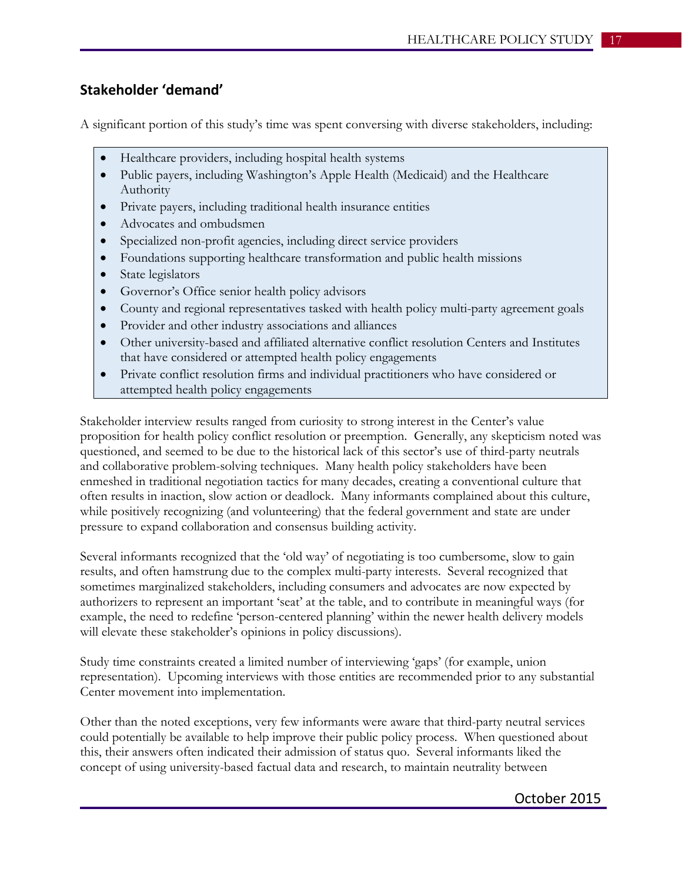## Stakeholder 'demand'

A significant portion of this study's time was spent conversing with diverse stakeholders, including:

- Healthcare providers, including hospital health systems
- Public payers, including Washington's Apple Health (Medicaid) and the Healthcare Authority
- Private payers, including traditional health insurance entities
- Advocates and ombudsmen
- Specialized non-profit agencies, including direct service providers
- Foundations supporting healthcare transformation and public health missions
- State legislators
- Governor's Office senior health policy advisors
- County and regional representatives tasked with health policy multi-party agreement goals
- Provider and other industry associations and alliances
- Other university-based and affiliated alternative conflict resolution Centers and Institutes that have considered or attempted health policy engagements
- Private conflict resolution firms and individual practitioners who have considered or attempted health policy engagements

Stakeholder interview results ranged from curiosity to strong interest in the Center's value proposition for health policy conflict resolution or preemption. Generally, any skepticism noted was questioned, and seemed to be due to the historical lack of this sector's use of third-party neutrals and collaborative problem-solving techniques. Many health policy stakeholders have been enmeshed in traditional negotiation tactics for many decades, creating a conventional culture that often results in inaction, slow action or deadlock. Many informants complained about this culture, while positively recognizing (and volunteering) that the federal government and state are under pressure to expand collaboration and consensus building activity.

Several informants recognized that the 'old way' of negotiating is too cumbersome, slow to gain results, and often hamstrung due to the complex multi-party interests. Several recognized that sometimes marginalized stakeholders, including consumers and advocates are now expected by authorizers to represent an important 'seat' at the table, and to contribute in meaningful ways (for example, the need to redefine 'person-centered planning' within the newer health delivery models will elevate these stakeholder's opinions in policy discussions).

Study time constraints created a limited number of interviewing 'gaps' (for example, union representation). Upcoming interviews with those entities are recommended prior to any substantial Center movement into implementation.

Other than the noted exceptions, very few informants were aware that third-party neutral services could potentially be available to help improve their public policy process. When questioned about this, their answers often indicated their admission of status quo. Several informants liked the concept of using university-based factual data and research, to maintain neutrality between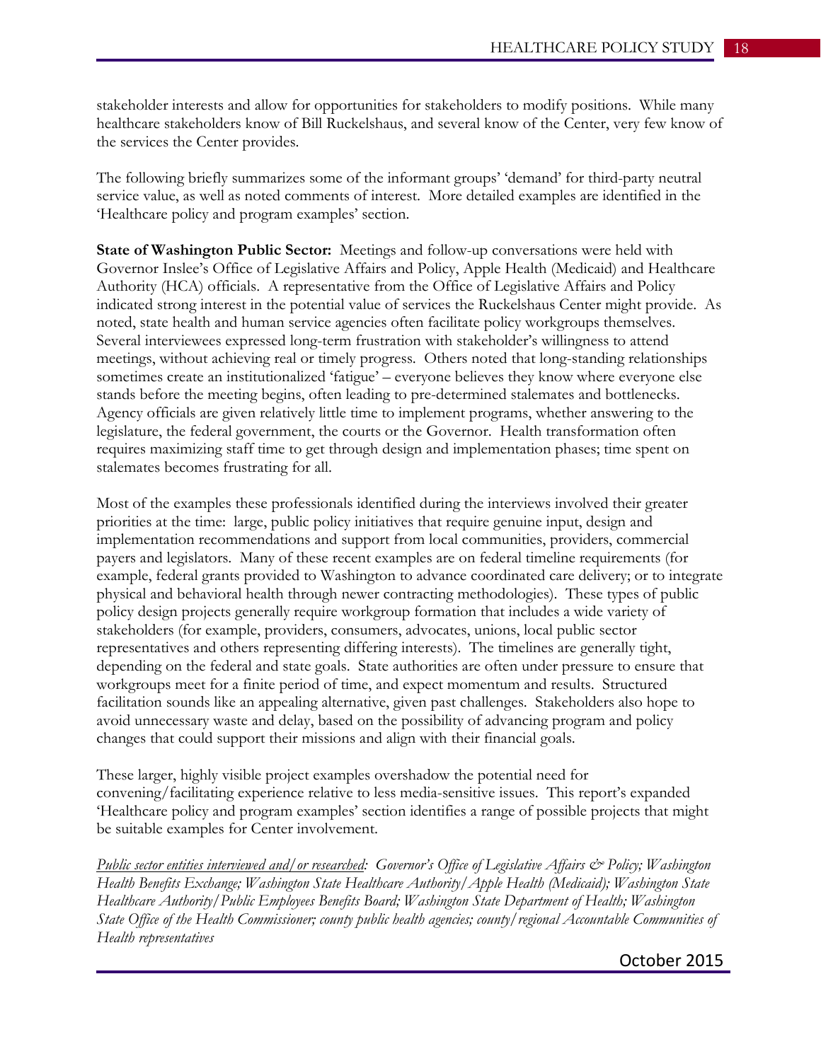stakeholder interests and allow for opportunities for stakeholders to modify positions. While many healthcare stakeholders know of Bill Ruckelshaus, and several know of the Center, very few know of the services the Center provides.

The following briefly summarizes some of the informant groups' 'demand' for third-party neutral service value, as well as noted comments of interest. More detailed examples are identified in the 'Healthcare policy and program examples' section.

**State of Washington Public Sector:** Meetings and follow-up conversations were held with Governor Inslee's Office of Legislative Affairs and Policy, Apple Health (Medicaid) and Healthcare Authority (HCA) officials. A representative from the Office of Legislative Affairs and Policy indicated strong interest in the potential value of services the Ruckelshaus Center might provide. As noted, state health and human service agencies often facilitate policy workgroups themselves. Several interviewees expressed long-term frustration with stakeholder's willingness to attend meetings, without achieving real or timely progress. Others noted that long-standing relationships sometimes create an institutionalized 'fatigue' – everyone believes they know where everyone else stands before the meeting begins, often leading to pre-determined stalemates and bottlenecks. Agency officials are given relatively little time to implement programs, whether answering to the legislature, the federal government, the courts or the Governor. Health transformation often requires maximizing staff time to get through design and implementation phases; time spent on stalemates becomes frustrating for all.

Most of the examples these professionals identified during the interviews involved their greater priorities at the time: large, public policy initiatives that require genuine input, design and implementation recommendations and support from local communities, providers, commercial payers and legislators. Many of these recent examples are on federal timeline requirements (for example, federal grants provided to Washington to advance coordinated care delivery; or to integrate physical and behavioral health through newer contracting methodologies). These types of public policy design projects generally require workgroup formation that includes a wide variety of stakeholders (for example, providers, consumers, advocates, unions, local public sector representatives and others representing differing interests). The timelines are generally tight, depending on the federal and state goals. State authorities are often under pressure to ensure that workgroups meet for a finite period of time, and expect momentum and results. Structured facilitation sounds like an appealing alternative, given past challenges. Stakeholders also hope to avoid unnecessary waste and delay, based on the possibility of advancing program and policy changes that could support their missions and align with their financial goals.

These larger, highly visible project examples overshadow the potential need for convening/facilitating experience relative to less media-sensitive issues. This report's expanded 'Healthcare policy and program examples' section identifies a range of possible projects that might be suitable examples for Center involvement.

*Public sector entities interviewed and/or researched: Governor's Office of Legislative Affairs & Policy; Washington Health Benefits Exchange; Washington State Healthcare Authority/Apple Health (Medicaid); Washington State Healthcare Authority/Public Employees Benefits Board; Washington State Department of Health; Washington State Office of the Health Commissioner; county public health agencies; county/regional Accountable Communities of Health representatives*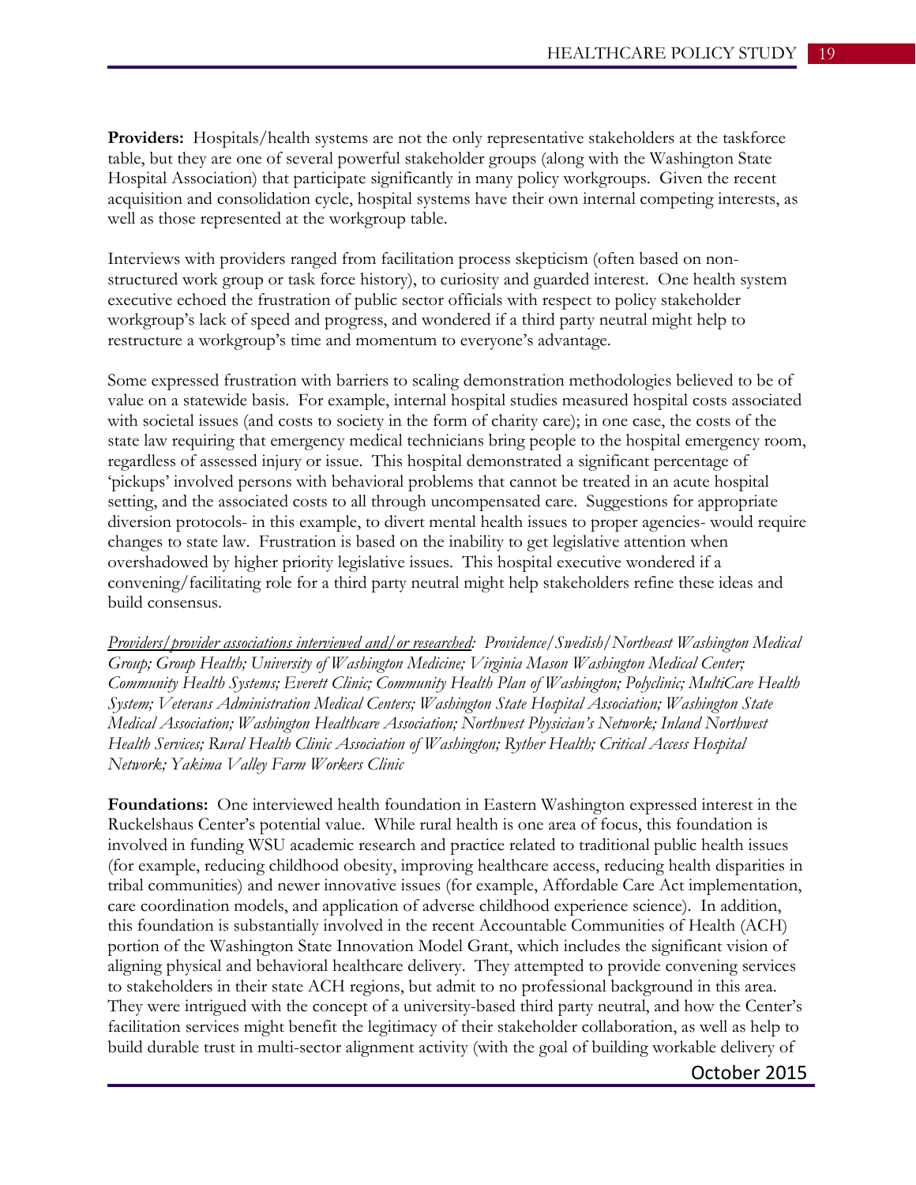**Providers:** Hospitals/health systems are not the only representative stakeholders at the taskforce table, but they are one of several powerful stakeholder groups (along with the Washington State Hospital Association) that participate significantly in many policy workgroups. Given the recent acquisition and consolidation cycle, hospital systems have their own internal competing interests, as well as those represented at the workgroup table.

Interviews with providers ranged from facilitation process skepticism (often based on non-structured work group or task force history), to curiosity and guarded interest. One health system executive echoed the frustration of public sector officials with respect to policy stakeholder workgroup's lack of speed and progress, and wondered if a third party neutral might help to restructure a workgroup's time and momentum to everyone's advantage.

Some expressed frustration with barriers to scaling demonstration methodologies believed to be of value on a statewide basis. For example, internal hospital studies measured hospital costs associated with societal issues (and costs to society in the form of charity care); in one case, the costs of the state law requiring that emergency medical technicians bring people to the hospital emergency room, regardless of assessed injury or issue. This hospital demonstrated a significant percentage of 'pickups' involved persons with behavioral problems that cannot be treated in an acute hospital setting, and the associated costs to all through uncompensated care. Suggestions for appropriate diversion protocols- in this example, to divert mental health issues to proper agencies- would require changes to state law. Frustration is based on the inability to get legislative attention when overshadowed by higher priority legislative issues. This hospital executive wondered if a convening/facilitating role for a third party neutral might help stakeholders refine these ideas and build consensus.

*Providers/provider associations interviewed and/or researched: Providence/Swedish/Northeast Washington Medical Group; Group Health; University of Washington Medicine; Virginia Mason Washington Medical Center; Community Health Systems; Everett Clinic; Community Health Plan of Washington; Polyclinic; MultiCare Health System; Veterans Administration Medical Centers; Washington State Hospital Association; Washington State Medical Association; Washington Healthcare Association; Northwest Physician's Network; Inland Northwest Health Services; Rural Health Clinic Association of Washington; Ryther Health; Critical Access Hospital Network; Yakima Valley Farm Workers Clinic*

**Foundations:** One interviewed health foundation in Eastern Washington expressed interest in the Ruckelshaus Center's potential value. While rural health is one area of focus, this foundation is involved in funding WSU academic research and practice related to traditional public health issues (for example, reducing childhood obesity, improving healthcare access, reducing health disparities in tribal communities) and newer innovative issues (for example, Affordable Care Act implementation, care coordination models, and application of adverse childhood experience science). In addition, this foundation is substantially involved in the recent Accountable Communities of Health (ACH) portion of the Washington State Innovation Model Grant, which includes the significant vision of aligning physical and behavioral healthcare delivery. They attempted to provide convening services to stakeholders in their state ACH regions, but admit to no professional background in this area. They were intrigued with the concept of a university-based third party neutral, and how the Center's facilitation services might benefit the legitimacy of their stakeholder collaboration, as well as help to build durable trust in multi-sector alignment activity (with the goal of building workable delivery of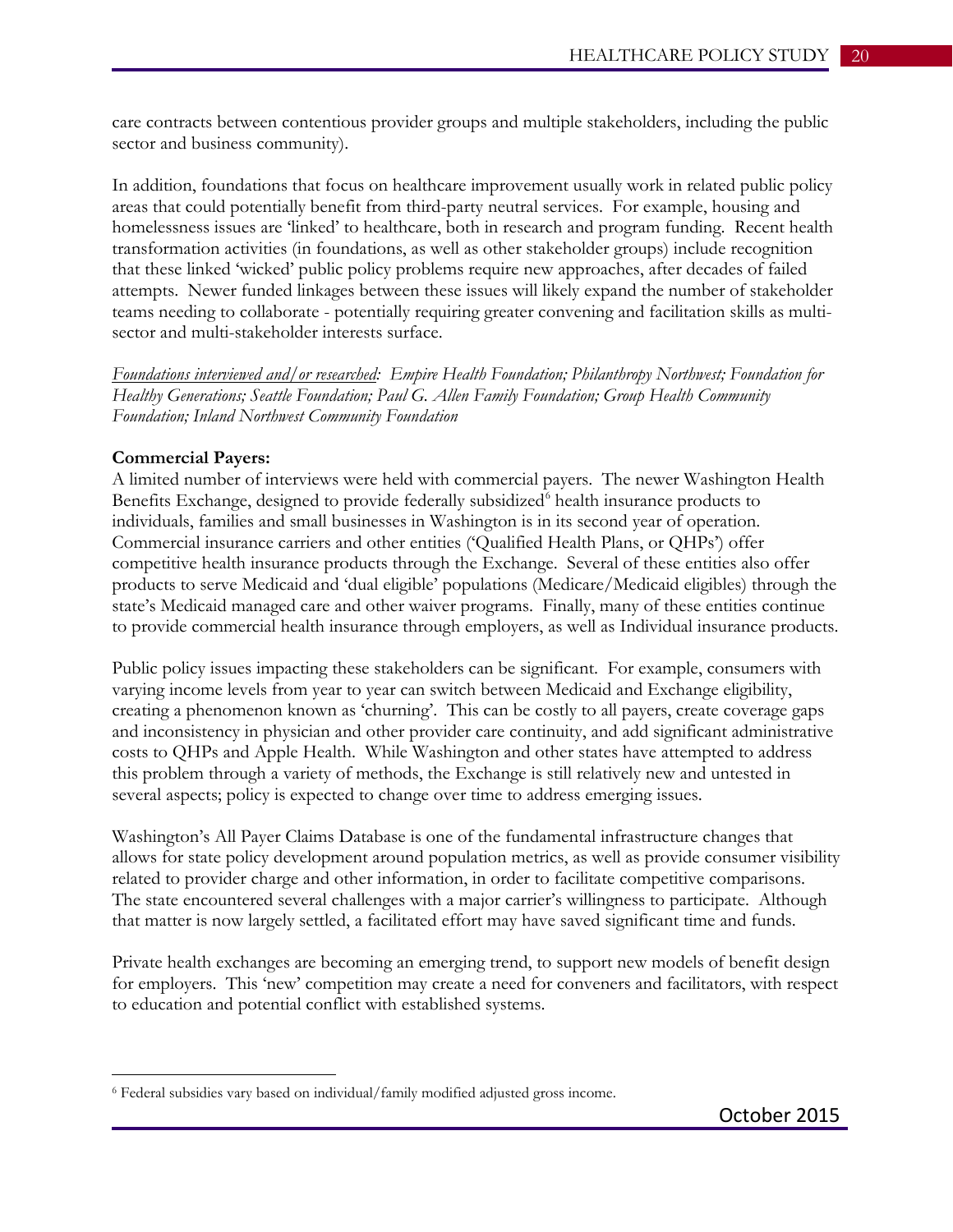care contracts between contentious provider groups and multiple stakeholders, including the public sector and business community).

In addition, foundations that focus on healthcare improvement usually work in related public policy areas that could potentially benefit from third-party neutral services. For example, housing and homelessness issues are 'linked' to healthcare, both in research and program funding. Recent health transformation activities (in foundations, as well as other stakeholder groups) include recognition that these linked 'wicked' public policy problems require new approaches, after decades of failed attempts. Newer funded linkages between these issues will likely expand the number of stakeholder teams needing to collaborate - potentially requiring greater convening and facilitation skills as multi-sector and multi-stakeholder interests surface.

*Foundations interviewed and/or researched: Empire Health Foundation; Philanthropy Northwest; Foundation for Healthy Generations; Seattle Foundation; Paul G. Allen Family Foundation; Group Health Community Foundation; Inland Northwest Community Foundation*

**Commercial Payers:**

A limited number of interviews were held with commercial payers. The newer Washington Health Benefits Exchange, designed to provide federally subsidized[6] health insurance products to individuals, families and small businesses in Washington is in its second year of operation. Commercial insurance carriers and other entities ('Qualified Health Plans, or QHPs') offer competitive health insurance products through the Exchange. Several of these entities also offer products to serve Medicaid and 'dual eligible' populations (Medicare/Medicaid eligibles) through the state's Medicaid managed care and other waiver programs. Finally, many of these entities continue to provide commercial health insurance through employers, as well as Individual insurance products.

Public policy issues impacting these stakeholders can be significant. For example, consumers with varying income levels from year to year can switch between Medicaid and Exchange eligibility, creating a phenomenon known as 'churning'. This can be costly to all payers, create coverage gaps and inconsistency in physician and other provider care continuity, and add significant administrative costs to QHPs and Apple Health. While Washington and other states have attempted to address this problem through a variety of methods, the Exchange is still relatively new and untested in several aspects; policy is expected to change over time to address emerging issues.

Washington's All Payer Claims Database is one of the fundamental infrastructure changes that allows for state policy development around population metrics, as well as provide consumer visibility related to provider charge and other information, in order to facilitate competitive comparisons. The state encountered several challenges with a major carrier's willingness to participate. Although that matter is now largely settled, a facilitated effort may have saved significant time and funds.

Private health exchanges are becoming an emerging trend, to support new models of benefit design for employers. This 'new' competition may create a need for conveners and facilitators, with respect to education and potential conflict with established systems.

[6] Federal subsidies vary based on individual/family modified adjusted gross income.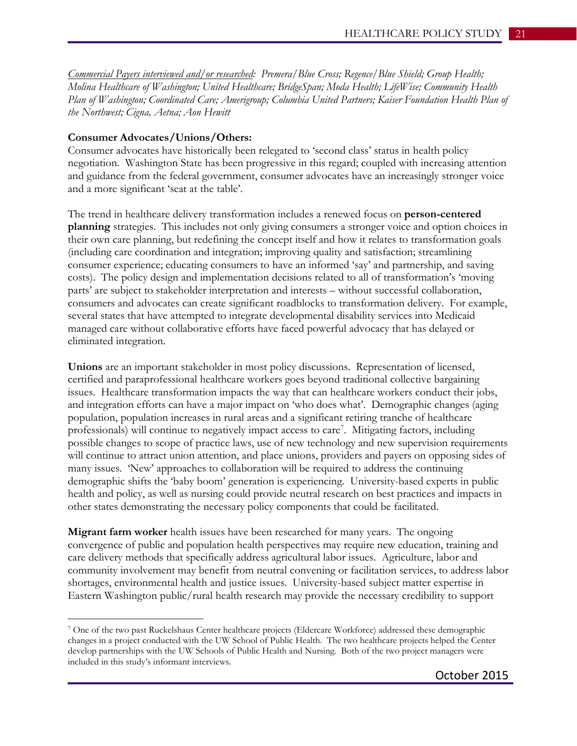*<u>Commercial Payers interviewed and/or researched</u>: Premera/Blue Cross; Regence/Blue Shield; Group Health; Molina Healthcare of Washington; United Healthcare; BridgeSpan; Moda Health; LifeWise; Community Health Plan of Washington; Coordinated Care; Amerigroup; Columbia United Partners; Kaiser Foundation Health Plan of the Northwest; Cigna, Aetna; Aon Hewitt*

**Consumer Advocates/Unions/Others:**

Consumer advocates have historically been relegated to 'second class' status in health policy negotiation. Washington State has been progressive in this regard; coupled with increasing attention and guidance from the federal government, consumer advocates have an increasingly stronger voice and a more significant 'seat at the table'.

The trend in healthcare delivery transformation includes a renewed focus on **person-centered planning** strategies. This includes not only giving consumers a stronger voice and option choices in their own care planning, but redefining the concept itself and how it relates to transformation goals (including care coordination and integration; improving quality and satisfaction; streamlining consumer experience; educating consumers to have an informed 'say' and partnership, and saving costs). The policy design and implementation decisions related to all of transformation's 'moving parts' are subject to stakeholder interpretation and interests – without successful collaboration, consumers and advocates can create significant roadblocks to transformation delivery. For example, several states that have attempted to integrate developmental disability services into Medicaid managed care without collaborative efforts have faced powerful advocacy that has delayed or eliminated integration.

**Unions** are an important stakeholder in most policy discussions. Representation of licensed, certified and paraprofessional healthcare workers goes beyond traditional collective bargaining issues. Healthcare transformation impacts the way that can healthcare workers conduct their jobs, and integration efforts can have a major impact on 'who does what'. Demographic changes (aging population, population increases in rural areas and a significant retiring tranche of healthcare professionals) will continue to negatively impact access to care[7]. Mitigating factors, including possible changes to scope of practice laws, use of new technology and new supervision requirements will continue to attract union attention, and place unions, providers and payers on opposing sides of many issues. 'New' approaches to collaboration will be required to address the continuing demographic shifts the 'baby boom' generation is experiencing. University-based experts in public health and policy, as well as nursing could provide neutral research on best practices and impacts in other states demonstrating the necessary policy components that could be facilitated.

**Migrant farm worker** health issues have been researched for many years. The ongoing convergence of public and population health perspectives may require new education, training and care delivery methods that specifically address agricultural labor issues. Agriculture, labor and community involvement may benefit from neutral convening or facilitation services, to address labor shortages, environmental health and justice issues. University-based subject matter expertise in Eastern Washington public/rural health research may provide the necessary credibility to support

---

[7] One of the two past Ruckelshaus Center healthcare projects (Eldercare Workforce) addressed these demographic changes in a project conducted with the UW School of Public Health. The two healthcare projects helped the Center develop partnerships with the UW Schools of Public Health and Nursing. Both of the two project managers were included in this study's informant interviews.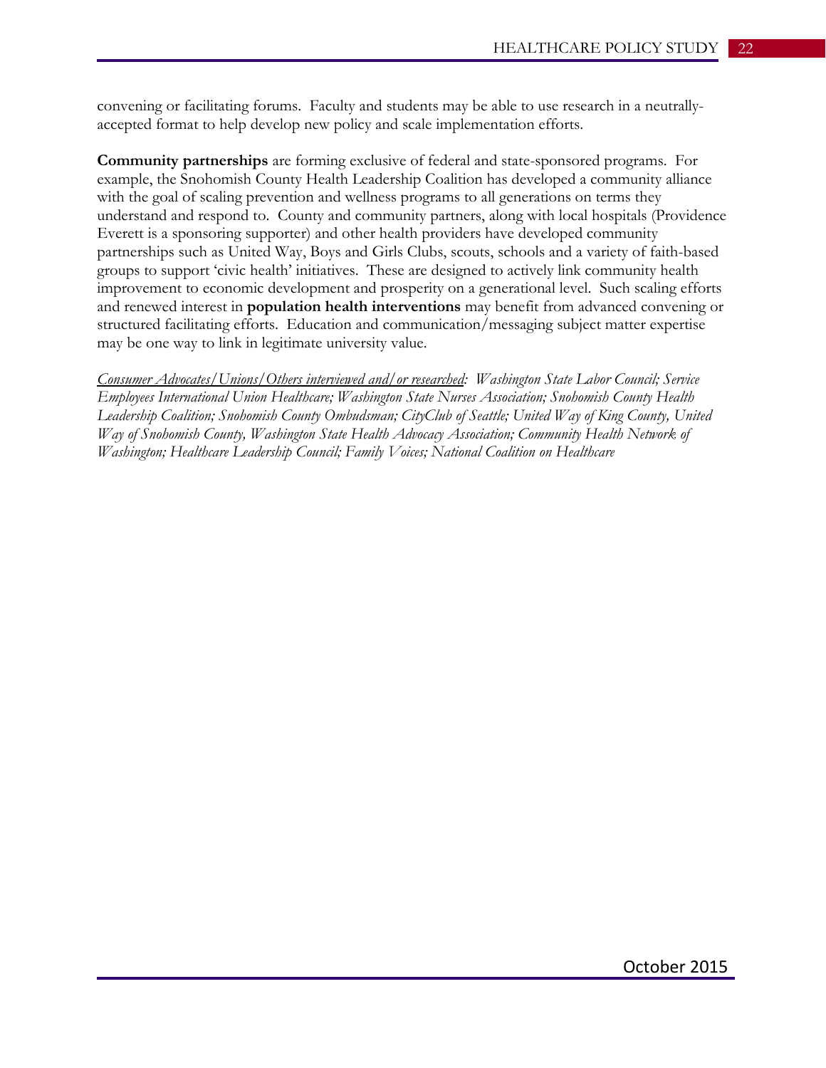convening or facilitating forums. Faculty and students may be able to use research in a neutrally-accepted format to help develop new policy and scale implementation efforts.

**Community partnerships** are forming exclusive of federal and state-sponsored programs. For example, the Snohomish County Health Leadership Coalition has developed a community alliance with the goal of scaling prevention and wellness programs to all generations on terms they understand and respond to. County and community partners, along with local hospitals (Providence Everett is a sponsoring supporter) and other health providers have developed community partnerships such as United Way, Boys and Girls Clubs, scouts, schools and a variety of faith-based groups to support 'civic health' initiatives. These are designed to actively link community health improvement to economic development and prosperity on a generational level. Such scaling efforts and renewed interest in **population health interventions** may benefit from advanced convening or structured facilitating efforts. Education and communication/messaging subject matter expertise may be one way to link in legitimate university value.

*<u>Consumer Advocates/Unions/Others interviewed and/or researched</u>: Washington State Labor Council; Service Employees International Union Healthcare; Washington State Nurses Association; Snohomish County Health Leadership Coalition; Snohomish County Ombudsman; CityClub of Seattle; United Way of King County, United Way of Snohomish County, Washington State Health Advocacy Association; Community Health Network of Washington; Healthcare Leadership Council; Family Voices; National Coalition on Healthcare*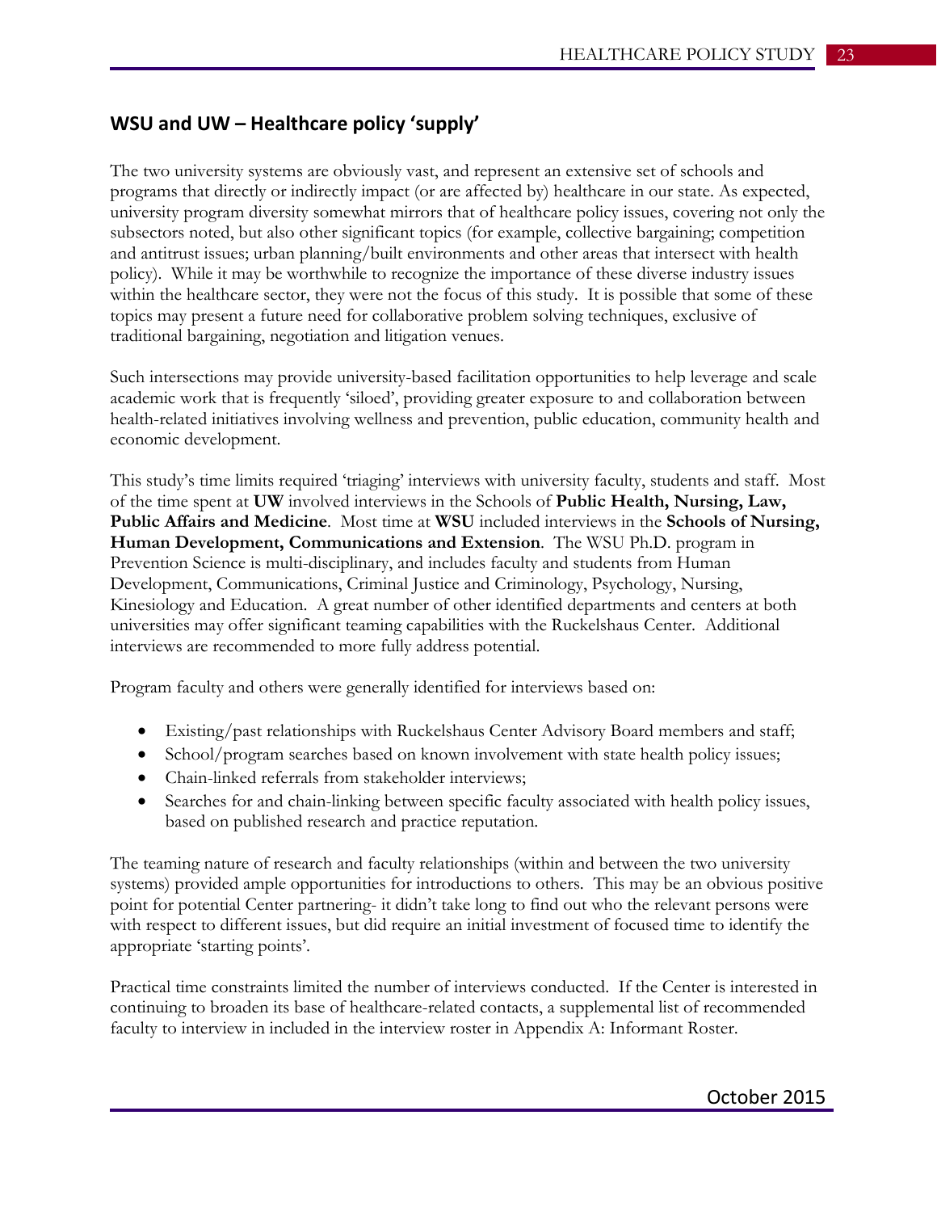## WSU and UW – Healthcare policy 'supply'

The two university systems are obviously vast, and represent an extensive set of schools and programs that directly or indirectly impact (or are affected by) healthcare in our state. As expected, university program diversity somewhat mirrors that of healthcare policy issues, covering not only the subsectors noted, but also other significant topics (for example, collective bargaining; competition and antitrust issues; urban planning/built environments and other areas that intersect with health policy). While it may be worthwhile to recognize the importance of these diverse industry issues within the healthcare sector, they were not the focus of this study. It is possible that some of these topics may present a future need for collaborative problem solving techniques, exclusive of traditional bargaining, negotiation and litigation venues.

Such intersections may provide university-based facilitation opportunities to help leverage and scale academic work that is frequently 'siloed', providing greater exposure to and collaboration between health-related initiatives involving wellness and prevention, public education, community health and economic development.

This study's time limits required 'triaging' interviews with university faculty, students and staff. Most of the time spent at **UW** involved interviews in the Schools of **Public Health, Nursing, Law, Public Affairs and Medicine**. Most time at **WSU** included interviews in the **Schools of Nursing, Human Development, Communications and Extension**. The WSU Ph.D. program in Prevention Science is multi-disciplinary, and includes faculty and students from Human Development, Communications, Criminal Justice and Criminology, Psychology, Nursing, Kinesiology and Education. A great number of other identified departments and centers at both universities may offer significant teaming capabilities with the Ruckelshaus Center. Additional interviews are recommended to more fully address potential.

Program faculty and others were generally identified for interviews based on:

- Existing/past relationships with Ruckelshaus Center Advisory Board members and staff;
- School/program searches based on known involvement with state health policy issues;
- Chain-linked referrals from stakeholder interviews;
- Searches for and chain-linking between specific faculty associated with health policy issues, based on published research and practice reputation.

The teaming nature of research and faculty relationships (within and between the two university systems) provided ample opportunities for introductions to others. This may be an obvious positive point for potential Center partnering- it didn't take long to find out who the relevant persons were with respect to different issues, but did require an initial investment of focused time to identify the appropriate 'starting points'.

Practical time constraints limited the number of interviews conducted. If the Center is interested in continuing to broaden its base of healthcare-related contacts, a supplemental list of recommended faculty to interview in included in the interview roster in Appendix A: Informant Roster.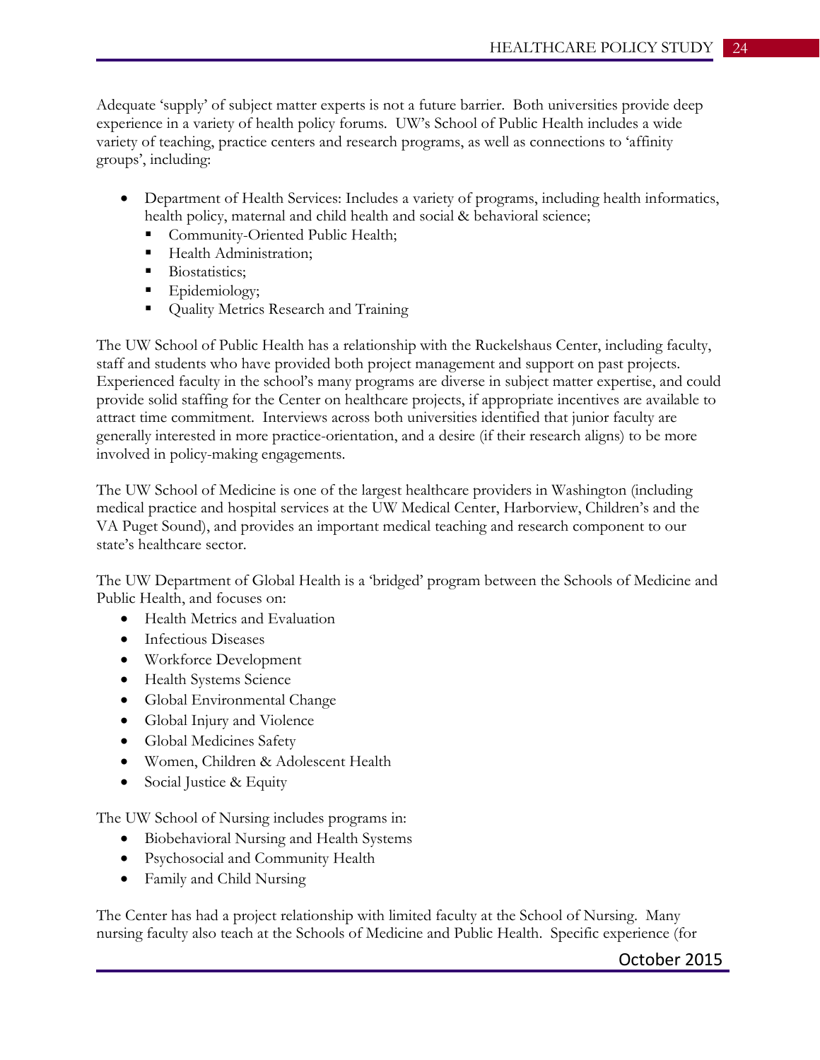Adequate 'supply' of subject matter experts is not a future barrier. Both universities provide deep experience in a variety of health policy forums. UW's School of Public Health includes a wide variety of teaching, practice centers and research programs, as well as connections to 'affinity groups', including:

- Department of Health Services: Includes a variety of programs, including health informatics, health policy, maternal and child health and social & behavioral science;
  - Community-Oriented Public Health;
  - Health Administration;
  - Biostatistics;
  - Epidemiology;
  - Quality Metrics Research and Training

The UW School of Public Health has a relationship with the Ruckelshaus Center, including faculty, staff and students who have provided both project management and support on past projects. Experienced faculty in the school's many programs are diverse in subject matter expertise, and could provide solid staffing for the Center on healthcare projects, if appropriate incentives are available to attract time commitment. Interviews across both universities identified that junior faculty are generally interested in more practice-orientation, and a desire (if their research aligns) to be more involved in policy-making engagements.

The UW School of Medicine is one of the largest healthcare providers in Washington (including medical practice and hospital services at the UW Medical Center, Harborview, Children's and the VA Puget Sound), and provides an important medical teaching and research component to our state's healthcare sector.

The UW Department of Global Health is a 'bridged' program between the Schools of Medicine and Public Health, and focuses on:

- Health Metrics and Evaluation
- Infectious Diseases
- Workforce Development
- Health Systems Science
- Global Environmental Change
- Global Injury and Violence
- Global Medicines Safety
- Women, Children & Adolescent Health
- Social Justice & Equity

The UW School of Nursing includes programs in:

- Biobehavioral Nursing and Health Systems
- Psychosocial and Community Health
- Family and Child Nursing

The Center has had a project relationship with limited faculty at the School of Nursing. Many nursing faculty also teach at the Schools of Medicine and Public Health. Specific experience (for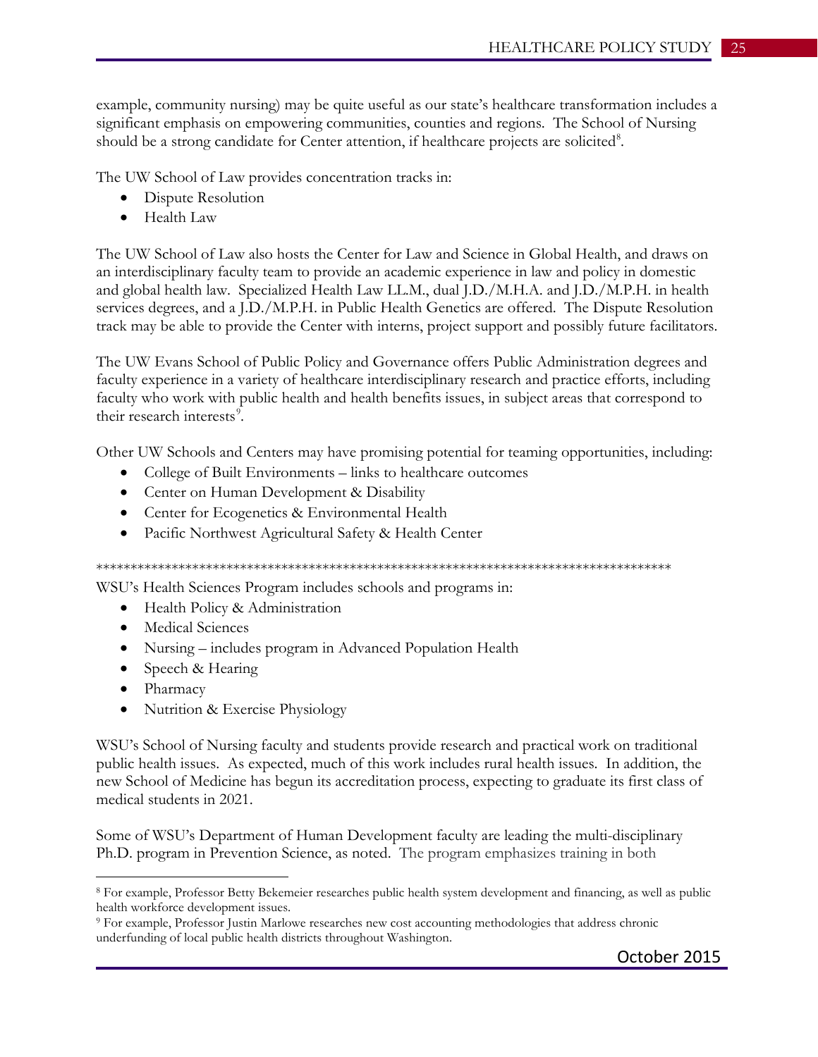example, community nursing) may be quite useful as our state's healthcare transformation includes a significant emphasis on empowering communities, counties and regions. The School of Nursing should be a strong candidate for Center attention, if healthcare projects are solicited[8].

The UW School of Law provides concentration tracks in:

- Dispute Resolution
- Health Law

The UW School of Law also hosts the Center for Law and Science in Global Health, and draws on an interdisciplinary faculty team to provide an academic experience in law and policy in domestic and global health law. Specialized Health Law LL.M., dual J.D./M.H.A. and J.D./M.P.H. in health services degrees, and a J.D./M.P.H. in Public Health Genetics are offered. The Dispute Resolution track may be able to provide the Center with interns, project support and possibly future facilitators.

The UW Evans School of Public Policy and Governance offers Public Administration degrees and faculty experience in a variety of healthcare interdisciplinary research and practice efforts, including faculty who work with public health and health benefits issues, in subject areas that correspond to their research interests[9].

Other UW Schools and Centers may have promising potential for teaming opportunities, including:

- College of Built Environments – links to healthcare outcomes
- Center on Human Development & Disability
- Center for Ecogenetics & Environmental Health
- Pacific Northwest Agricultural Safety & Health Center

************************************************************************************

WSU's Health Sciences Program includes schools and programs in:

- Health Policy & Administration
- Medical Sciences
- Nursing – includes program in Advanced Population Health
- Speech & Hearing
- Pharmacy
- Nutrition & Exercise Physiology

WSU's School of Nursing faculty and students provide research and practical work on traditional public health issues. As expected, much of this work includes rural health issues. In addition, the new School of Medicine has begun its accreditation process, expecting to graduate its first class of medical students in 2021.

Some of WSU's Department of Human Development faculty are leading the multi-disciplinary Ph.D. program in Prevention Science, as noted. The program emphasizes training in both

---

[8] For example, Professor Betty Bekemeier researches public health system development and financing, as well as public health workforce development issues.

[9] For example, Professor Justin Marlowe researches new cost accounting methodologies that address chronic underfunding of local public health districts throughout Washington.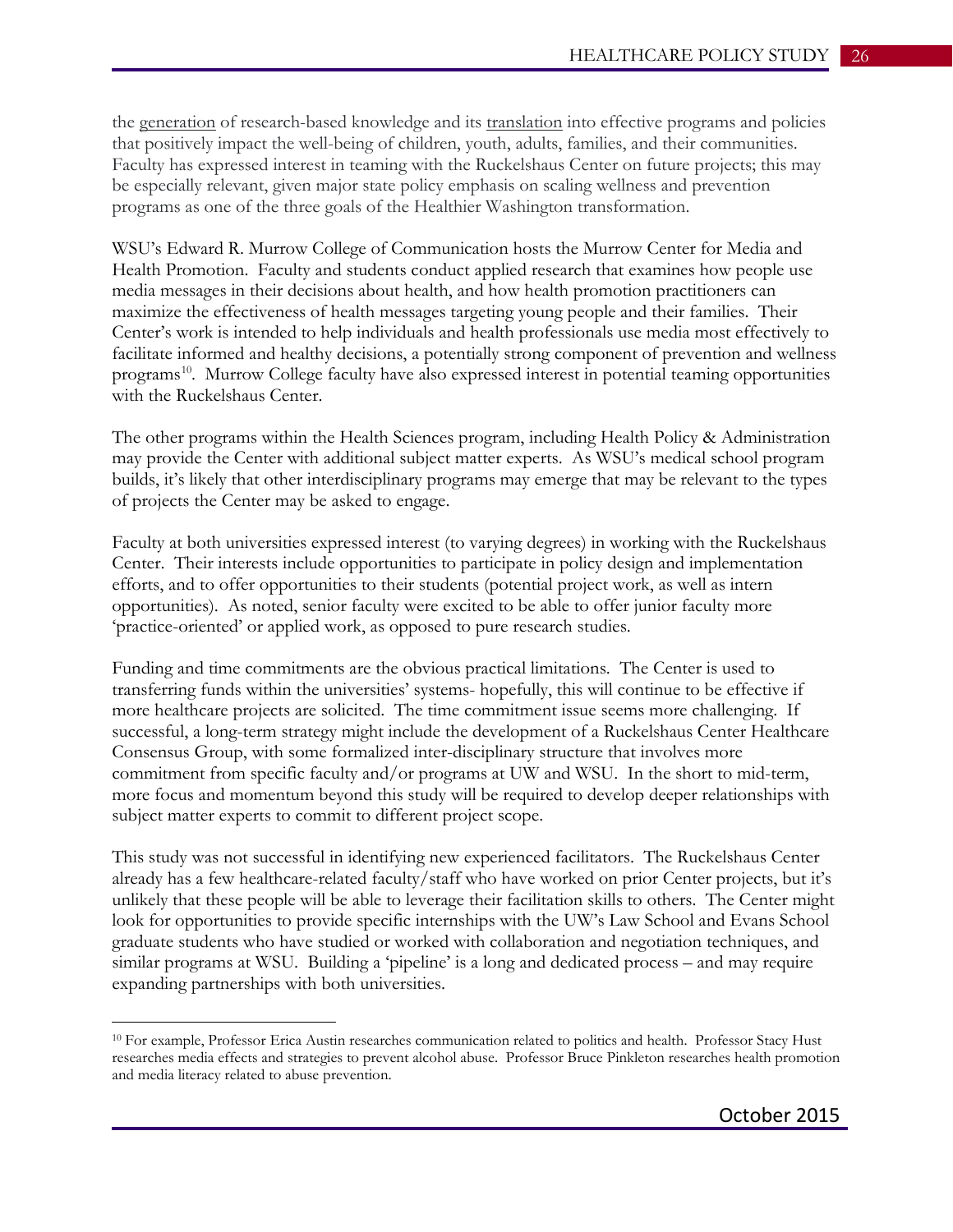the generation of research-based knowledge and its translation into effective programs and policies that positively impact the well-being of children, youth, adults, families, and their communities. Faculty has expressed interest in teaming with the Ruckelshaus Center on future projects; this may be especially relevant, given major state policy emphasis on scaling wellness and prevention programs as one of the three goals of the Healthier Washington transformation.

WSU's Edward R. Murrow College of Communication hosts the Murrow Center for Media and Health Promotion. Faculty and students conduct applied research that examines how people use media messages in their decisions about health, and how health promotion practitioners can maximize the effectiveness of health messages targeting young people and their families. Their Center's work is intended to help individuals and health professionals use media most effectively to facilitate informed and healthy decisions, a potentially strong component of prevention and wellness programs[10]. Murrow College faculty have also expressed interest in potential teaming opportunities with the Ruckelshaus Center.

The other programs within the Health Sciences program, including Health Policy & Administration may provide the Center with additional subject matter experts. As WSU's medical school program builds, it's likely that other interdisciplinary programs may emerge that may be relevant to the types of projects the Center may be asked to engage.

Faculty at both universities expressed interest (to varying degrees) in working with the Ruckelshaus Center. Their interests include opportunities to participate in policy design and implementation efforts, and to offer opportunities to their students (potential project work, as well as intern opportunities). As noted, senior faculty were excited to be able to offer junior faculty more 'practice-oriented' or applied work, as opposed to pure research studies.

Funding and time commitments are the obvious practical limitations. The Center is used to transferring funds within the universities' systems- hopefully, this will continue to be effective if more healthcare projects are solicited. The time commitment issue seems more challenging. If successful, a long-term strategy might include the development of a Ruckelshaus Center Healthcare Consensus Group, with some formalized inter-disciplinary structure that involves more commitment from specific faculty and/or programs at UW and WSU. In the short to mid-term, more focus and momentum beyond this study will be required to develop deeper relationships with subject matter experts to commit to different project scope.

This study was not successful in identifying new experienced facilitators. The Ruckelshaus Center already has a few healthcare-related faculty/staff who have worked on prior Center projects, but it's unlikely that these people will be able to leverage their facilitation skills to others. The Center might look for opportunities to provide specific internships with the UW's Law School and Evans School graduate students who have studied or worked with collaboration and negotiation techniques, and similar programs at WSU. Building a 'pipeline' is a long and dedicated process – and may require expanding partnerships with both universities.

---

[10] For example, Professor Erica Austin researches communication related to politics and health. Professor Stacy Hust researches media effects and strategies to prevent alcohol abuse. Professor Bruce Pinkleton researches health promotion and media literacy related to abuse prevention.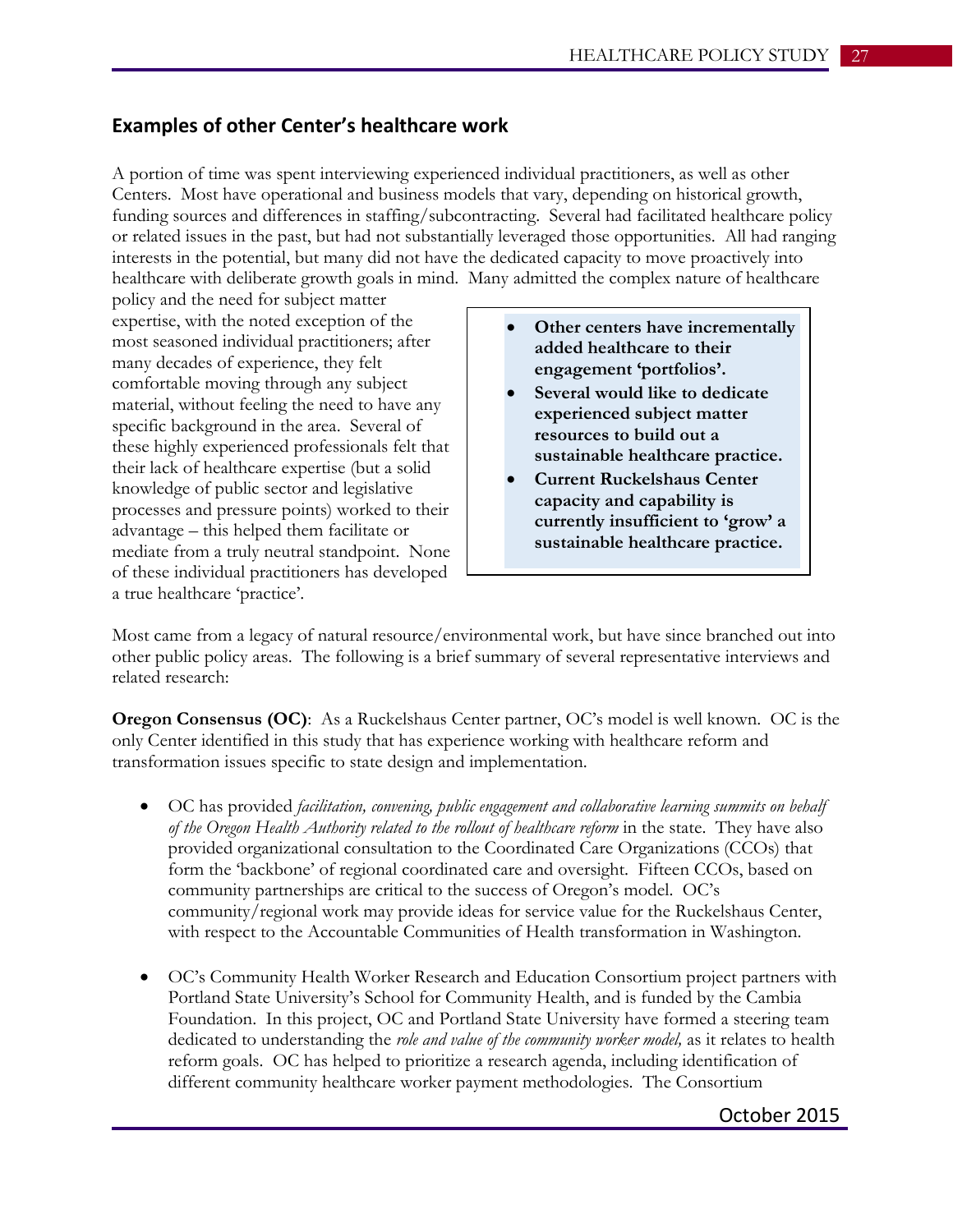## Examples of other Center's healthcare work

A portion of time was spent interviewing experienced individual practitioners, as well as other Centers. Most have operational and business models that vary, depending on historical growth, funding sources and differences in staffing/subcontracting. Several had facilitated healthcare policy or related issues in the past, but had not substantially leveraged those opportunities. All had ranging interests in the potential, but many did not have the dedicated capacity to move proactively into healthcare with deliberate growth goals in mind. Many admitted the complex nature of healthcare policy and the need for subject matter expertise, with the noted exception of the most seasoned individual practitioners; after many decades of experience, they felt comfortable moving through any subject material, without feeling the need to have any specific background in the area. Several of these highly experienced professionals felt that their lack of healthcare expertise (but a solid knowledge of public sector and legislative processes and pressure points) worked to their advantage – this helped them facilitate or mediate from a truly neutral standpoint. None of these individual practitioners has developed a true healthcare 'practice'.

- **Other centers have incrementally added healthcare to their engagement 'portfolios'.**
- **Several would like to dedicate experienced subject matter resources to build out a sustainable healthcare practice.**
- **Current Ruckelshaus Center capacity and capability is currently insufficient to 'grow' a sustainable healthcare practice.**

Most came from a legacy of natural resource/environmental work, but have since branched out into other public policy areas. The following is a brief summary of several representative interviews and related research:

**Oregon Consensus (OC)**: As a Ruckelshaus Center partner, OC's model is well known. OC is the only Center identified in this study that has experience working with healthcare reform and transformation issues specific to state design and implementation.

- OC has provided *facilitation, convening, public engagement and collaborative learning summits on behalf of the Oregon Health Authority related to the rollout of healthcare reform* in the state. They have also provided organizational consultation to the Coordinated Care Organizations (CCOs) that form the 'backbone' of regional coordinated care and oversight. Fifteen CCOs, based on community partnerships are critical to the success of Oregon's model. OC's community/regional work may provide ideas for service value for the Ruckelshaus Center, with respect to the Accountable Communities of Health transformation in Washington.

- OC's Community Health Worker Research and Education Consortium project partners with Portland State University's School for Community Health, and is funded by the Cambia Foundation. In this project, OC and Portland State University have formed a steering team dedicated to understanding the *role and value of the community worker model,* as it relates to health reform goals. OC has helped to prioritize a research agenda, including identification of different community healthcare worker payment methodologies. The Consortium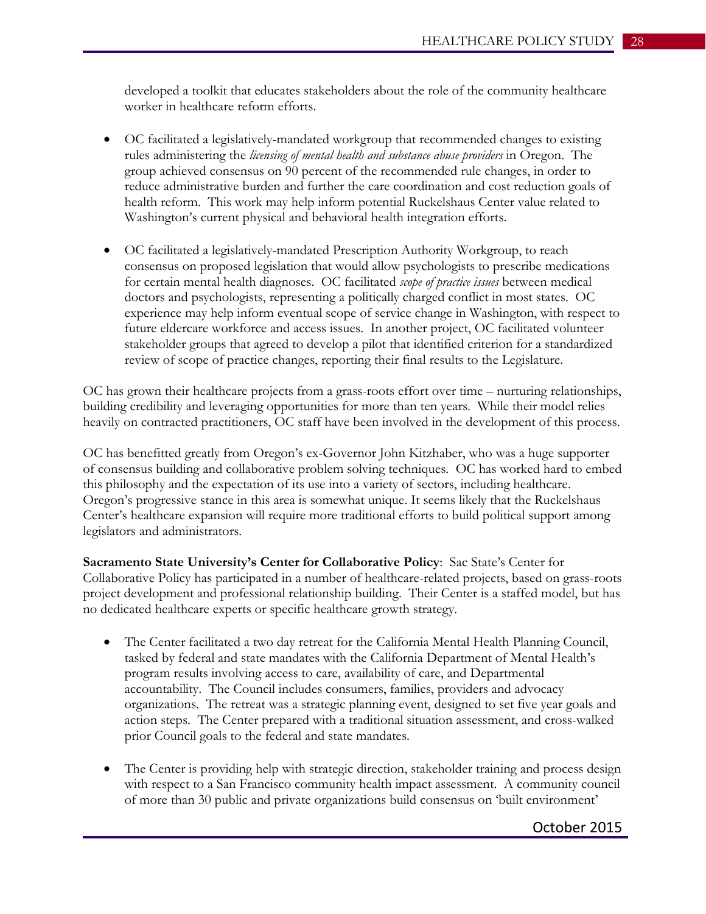developed a toolkit that educates stakeholders about the role of the community healthcare worker in healthcare reform efforts.

- OC facilitated a legislatively-mandated workgroup that recommended changes to existing rules administering the *licensing of mental health and substance abuse providers* in Oregon. The group achieved consensus on 90 percent of the recommended rule changes, in order to reduce administrative burden and further the care coordination and cost reduction goals of health reform. This work may help inform potential Ruckelshaus Center value related to Washington's current physical and behavioral health integration efforts.

- OC facilitated a legislatively-mandated Prescription Authority Workgroup, to reach consensus on proposed legislation that would allow psychologists to prescribe medications for certain mental health diagnoses. OC facilitated *scope of practice issues* between medical doctors and psychologists, representing a politically charged conflict in most states. OC experience may help inform eventual scope of service change in Washington, with respect to future eldercare workforce and access issues. In another project, OC facilitated volunteer stakeholder groups that agreed to develop a pilot that identified criterion for a standardized review of scope of practice changes, reporting their final results to the Legislature.

OC has grown their healthcare projects from a grass-roots effort over time – nurturing relationships, building credibility and leveraging opportunities for more than ten years. While their model relies heavily on contracted practitioners, OC staff have been involved in the development of this process.

OC has benefitted greatly from Oregon's ex-Governor John Kitzhaber, who was a huge supporter of consensus building and collaborative problem solving techniques. OC has worked hard to embed this philosophy and the expectation of its use into a variety of sectors, including healthcare. Oregon's progressive stance in this area is somewhat unique. It seems likely that the Ruckelshaus Center's healthcare expansion will require more traditional efforts to build political support among legislators and administrators.

**Sacramento State University's Center for Collaborative Policy**: Sac State's Center for Collaborative Policy has participated in a number of healthcare-related projects, based on grass-roots project development and professional relationship building. Their Center is a staffed model, but has no dedicated healthcare experts or specific healthcare growth strategy.

- The Center facilitated a two day retreat for the California Mental Health Planning Council, tasked by federal and state mandates with the California Department of Mental Health's program results involving access to care, availability of care, and Departmental accountability. The Council includes consumers, families, providers and advocacy organizations. The retreat was a strategic planning event, designed to set five year goals and action steps. The Center prepared with a traditional situation assessment, and cross-walked prior Council goals to the federal and state mandates.

- The Center is providing help with strategic direction, stakeholder training and process design with respect to a San Francisco community health impact assessment. A community council of more than 30 public and private organizations build consensus on 'built environment'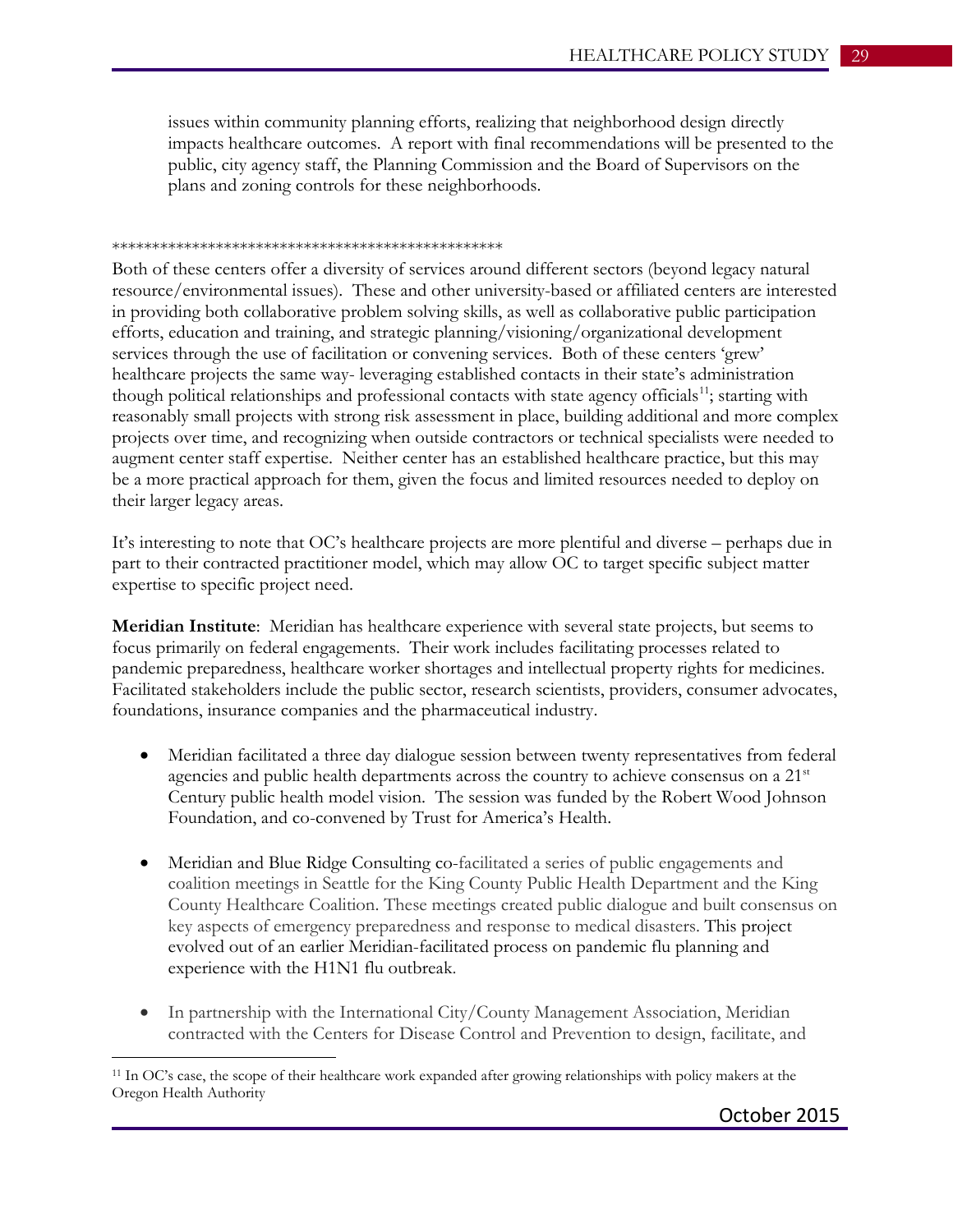issues within community planning efforts, realizing that neighborhood design directly impacts healthcare outcomes. A report with final recommendations will be presented to the public, city agency staff, the Planning Commission and the Board of Supervisors on the plans and zoning controls for these neighborhoods.

**************************************************

Both of these centers offer a diversity of services around different sectors (beyond legacy natural resource/environmental issues). These and other university-based or affiliated centers are interested in providing both collaborative problem solving skills, as well as collaborative public participation efforts, education and training, and strategic planning/visioning/organizational development services through the use of facilitation or convening services. Both of these centers 'grew' healthcare projects the same way- leveraging established contacts in their state's administration though political relationships and professional contacts with state agency officials[11]; starting with reasonably small projects with strong risk assessment in place, building additional and more complex projects over time, and recognizing when outside contractors or technical specialists were needed to augment center staff expertise. Neither center has an established healthcare practice, but this may be a more practical approach for them, given the focus and limited resources needed to deploy on their larger legacy areas.

It's interesting to note that OC's healthcare projects are more plentiful and diverse – perhaps due in part to their contracted practitioner model, which may allow OC to target specific subject matter expertise to specific project need.

**Meridian Institute**: Meridian has healthcare experience with several state projects, but seems to focus primarily on federal engagements. Their work includes facilitating processes related to pandemic preparedness, healthcare worker shortages and intellectual property rights for medicines. Facilitated stakeholders include the public sector, research scientists, providers, consumer advocates, foundations, insurance companies and the pharmaceutical industry.

- Meridian facilitated a three day dialogue session between twenty representatives from federal agencies and public health departments across the country to achieve consensus on a 21st Century public health model vision. The session was funded by the Robert Wood Johnson Foundation, and co-convened by Trust for America's Health.
- Meridian and Blue Ridge Consulting co-facilitated a series of public engagements and coalition meetings in Seattle for the King County Public Health Department and the King County Healthcare Coalition. These meetings created public dialogue and built consensus on key aspects of emergency preparedness and response to medical disasters. This project evolved out of an earlier Meridian-facilitated process on pandemic flu planning and experience with the H1N1 flu outbreak.
- In partnership with the International City/County Management Association, Meridian contracted with the Centers for Disease Control and Prevention to design, facilitate, and

[11] In OC's case, the scope of their healthcare work expanded after growing relationships with policy makers at the Oregon Health Authority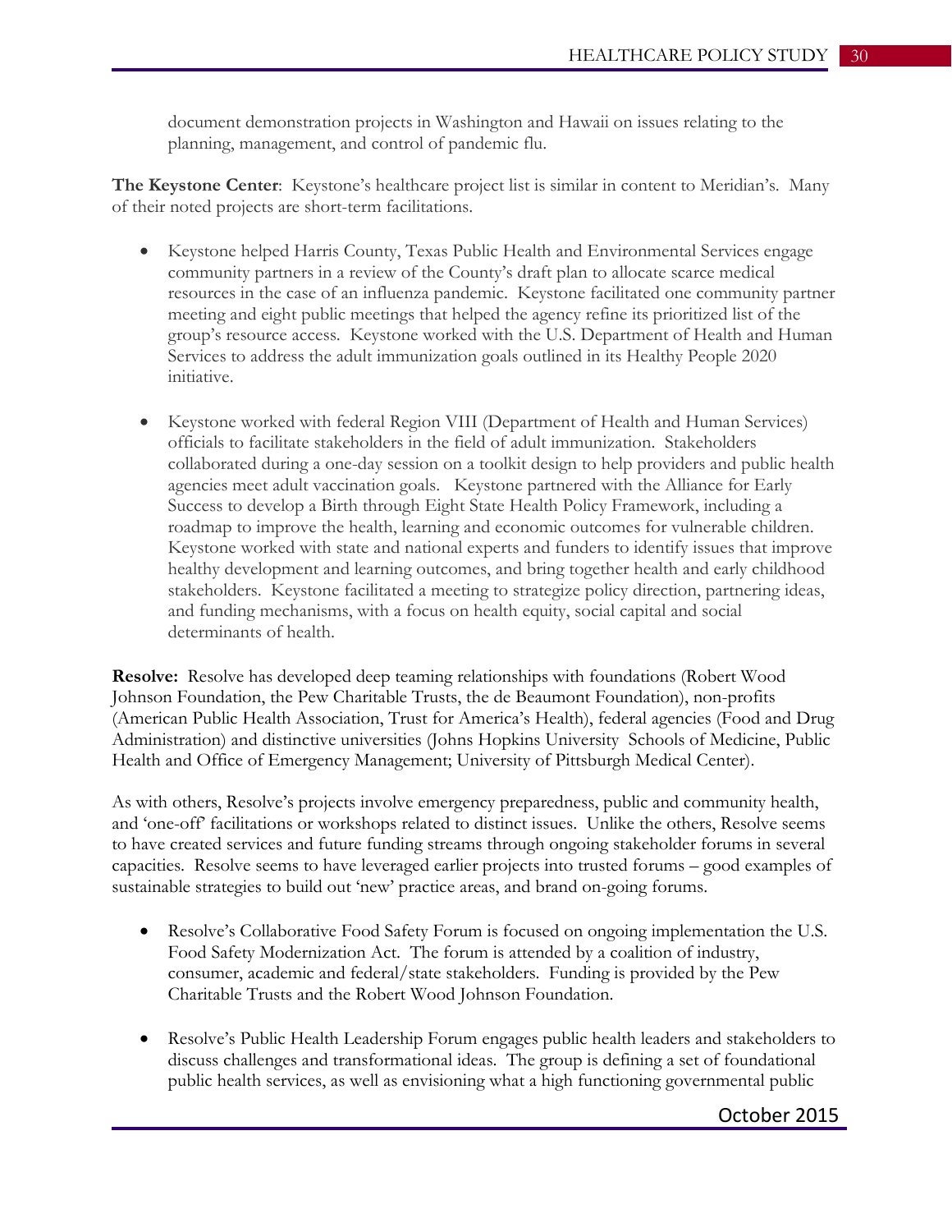document demonstration projects in Washington and Hawaii on issues relating to the planning, management, and control of pandemic flu.

**The Keystone Center**: Keystone's healthcare project list is similar in content to Meridian's. Many of their noted projects are short-term facilitations.

- Keystone helped Harris County, Texas Public Health and Environmental Services engage community partners in a review of the County's draft plan to allocate scarce medical resources in the case of an influenza pandemic. Keystone facilitated one community partner meeting and eight public meetings that helped the agency refine its prioritized list of the group's resource access. Keystone worked with the U.S. Department of Health and Human Services to address the adult immunization goals outlined in its Healthy People 2020 initiative.

- Keystone worked with federal Region VIII (Department of Health and Human Services) officials to facilitate stakeholders in the field of adult immunization. Stakeholders collaborated during a one-day session on a toolkit design to help providers and public health agencies meet adult vaccination goals. Keystone partnered with the Alliance for Early Success to develop a Birth through Eight State Health Policy Framework, including a roadmap to improve the health, learning and economic outcomes for vulnerable children. Keystone worked with state and national experts and funders to identify issues that improve healthy development and learning outcomes, and bring together health and early childhood stakeholders. Keystone facilitated a meeting to strategize policy direction, partnering ideas, and funding mechanisms, with a focus on health equity, social capital and social determinants of health.

**Resolve:** Resolve has developed deep teaming relationships with foundations (Robert Wood Johnson Foundation, the Pew Charitable Trusts, the de Beaumont Foundation), non-profits (American Public Health Association, Trust for America's Health), federal agencies (Food and Drug Administration) and distinctive universities (Johns Hopkins University Schools of Medicine, Public Health and Office of Emergency Management; University of Pittsburgh Medical Center).

As with others, Resolve's projects involve emergency preparedness, public and community health, and 'one-off' facilitations or workshops related to distinct issues. Unlike the others, Resolve seems to have created services and future funding streams through ongoing stakeholder forums in several capacities. Resolve seems to have leveraged earlier projects into trusted forums – good examples of sustainable strategies to build out 'new' practice areas, and brand on-going forums.

- Resolve's Collaborative Food Safety Forum is focused on ongoing implementation the U.S. Food Safety Modernization Act. The forum is attended by a coalition of industry, consumer, academic and federal/state stakeholders. Funding is provided by the Pew Charitable Trusts and the Robert Wood Johnson Foundation.

- Resolve's Public Health Leadership Forum engages public health leaders and stakeholders to discuss challenges and transformational ideas. The group is defining a set of foundational public health services, as well as envisioning what a high functioning governmental public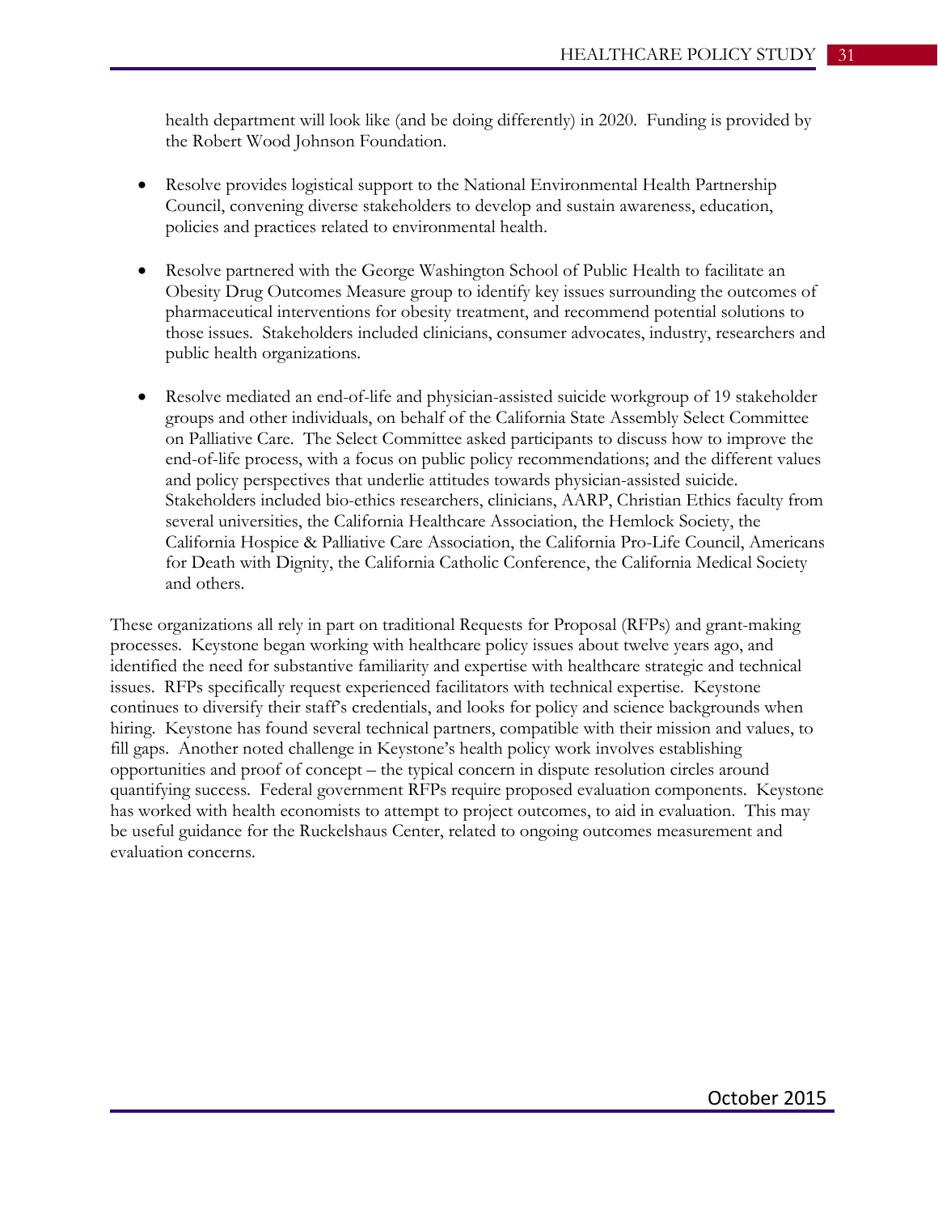health department will look like (and be doing differently) in 2020. Funding is provided by the Robert Wood Johnson Foundation.

- Resolve provides logistical support to the National Environmental Health Partnership Council, convening diverse stakeholders to develop and sustain awareness, education, policies and practices related to environmental health.

- Resolve partnered with the George Washington School of Public Health to facilitate an Obesity Drug Outcomes Measure group to identify key issues surrounding the outcomes of pharmaceutical interventions for obesity treatment, and recommend potential solutions to those issues. Stakeholders included clinicians, consumer advocates, industry, researchers and public health organizations.

- Resolve mediated an end-of-life and physician-assisted suicide workgroup of 19 stakeholder groups and other individuals, on behalf of the California State Assembly Select Committee on Palliative Care. The Select Committee asked participants to discuss how to improve the end-of-life process, with a focus on public policy recommendations; and the different values and policy perspectives that underlie attitudes towards physician-assisted suicide. Stakeholders included bio-ethics researchers, clinicians, AARP, Christian Ethics faculty from several universities, the California Healthcare Association, the Hemlock Society, the California Hospice & Palliative Care Association, the California Pro-Life Council, Americans for Death with Dignity, the California Catholic Conference, the California Medical Society and others.

These organizations all rely in part on traditional Requests for Proposal (RFPs) and grant-making processes. Keystone began working with healthcare policy issues about twelve years ago, and identified the need for substantive familiarity and expertise with healthcare strategic and technical issues. RFPs specifically request experienced facilitators with technical expertise. Keystone continues to diversify their staff's credentials, and looks for policy and science backgrounds when hiring. Keystone has found several technical partners, compatible with their mission and values, to fill gaps. Another noted challenge in Keystone's health policy work involves establishing opportunities and proof of concept – the typical concern in dispute resolution circles around quantifying success. Federal government RFPs require proposed evaluation components. Keystone has worked with health economists to attempt to project outcomes, to aid in evaluation. This may be useful guidance for the Ruckelshaus Center, related to ongoing outcomes measurement and evaluation concerns.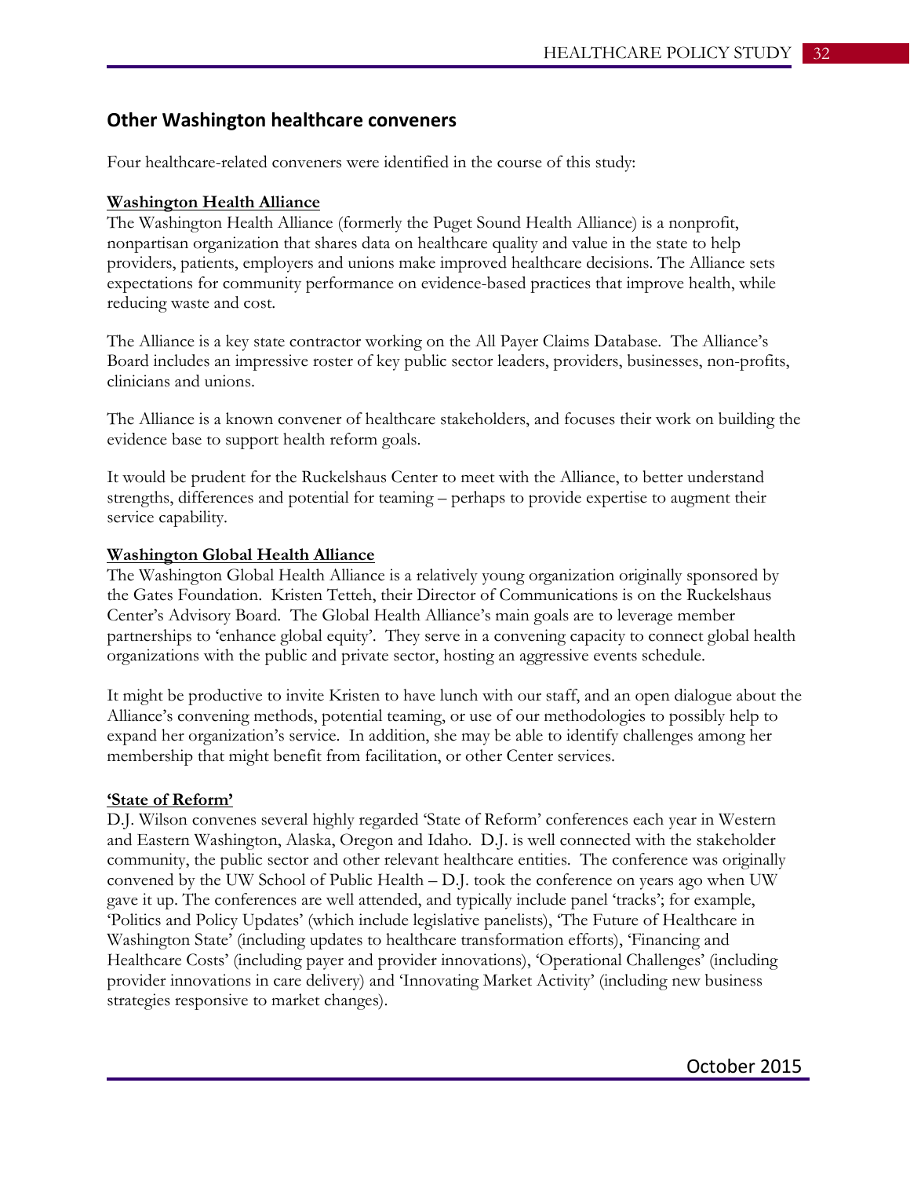## Other Washington healthcare conveners

Four healthcare-related conveners were identified in the course of this study:

**Washington Health Alliance**

The Washington Health Alliance (formerly the Puget Sound Health Alliance) is a nonprofit, nonpartisan organization that shares data on healthcare quality and value in the state to help providers, patients, employers and unions make improved healthcare decisions. The Alliance sets expectations for community performance on evidence-based practices that improve health, while reducing waste and cost.

The Alliance is a key state contractor working on the All Payer Claims Database. The Alliance's Board includes an impressive roster of key public sector leaders, providers, businesses, non-profits, clinicians and unions.

The Alliance is a known convener of healthcare stakeholders, and focuses their work on building the evidence base to support health reform goals.

It would be prudent for the Ruckelshaus Center to meet with the Alliance, to better understand strengths, differences and potential for teaming – perhaps to provide expertise to augment their service capability.

**Washington Global Health Alliance**

The Washington Global Health Alliance is a relatively young organization originally sponsored by the Gates Foundation. Kristen Tetteh, their Director of Communications is on the Ruckelshaus Center's Advisory Board. The Global Health Alliance's main goals are to leverage member partnerships to 'enhance global equity'. They serve in a convening capacity to connect global health organizations with the public and private sector, hosting an aggressive events schedule.

It might be productive to invite Kristen to have lunch with our staff, and an open dialogue about the Alliance's convening methods, potential teaming, or use of our methodologies to possibly help to expand her organization's service. In addition, she may be able to identify challenges among her membership that might benefit from facilitation, or other Center services.

**'State of Reform'**

D.J. Wilson convenes several highly regarded 'State of Reform' conferences each year in Western and Eastern Washington, Alaska, Oregon and Idaho. D.J. is well connected with the stakeholder community, the public sector and other relevant healthcare entities. The conference was originally convened by the UW School of Public Health – D.J. took the conference on years ago when UW gave it up. The conferences are well attended, and typically include panel 'tracks'; for example, 'Politics and Policy Updates' (which include legislative panelists), 'The Future of Healthcare in Washington State' (including updates to healthcare transformation efforts), 'Financing and Healthcare Costs' (including payer and provider innovations), 'Operational Challenges' (including provider innovations in care delivery) and 'Innovating Market Activity' (including new business strategies responsive to market changes).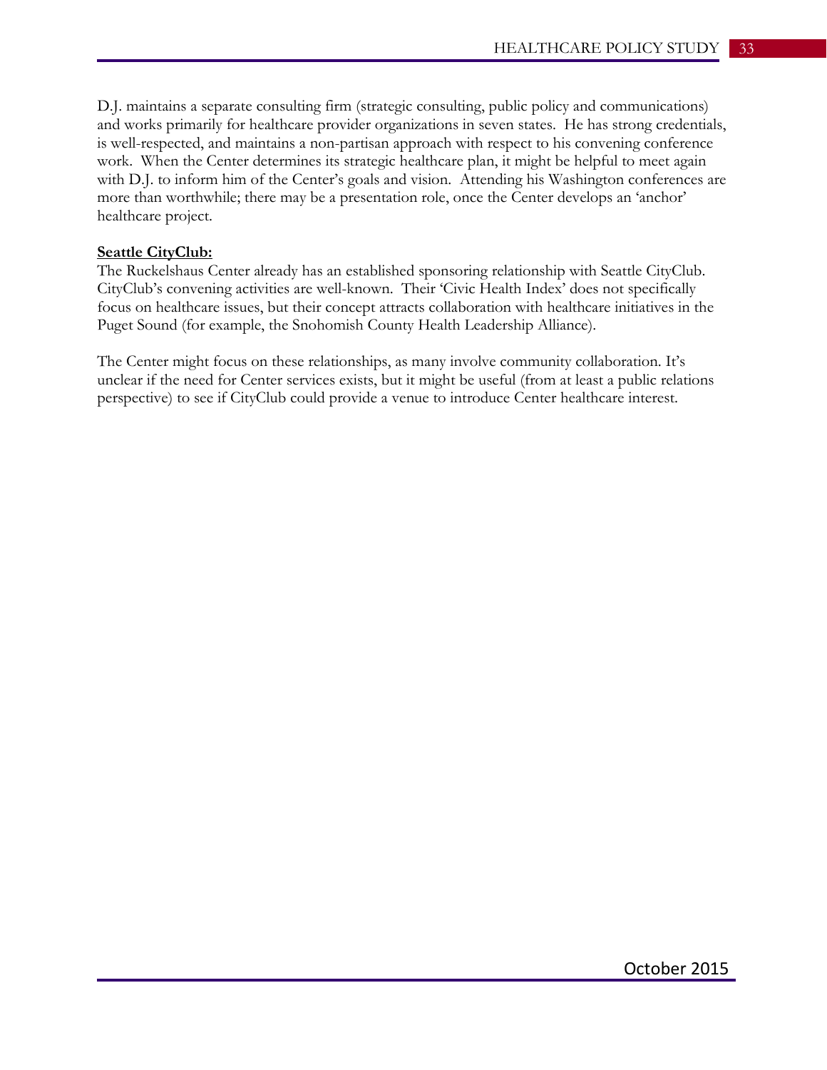D.J. maintains a separate consulting firm (strategic consulting, public policy and communications) and works primarily for healthcare provider organizations in seven states. He has strong credentials, is well-respected, and maintains a non-partisan approach with respect to his convening conference work. When the Center determines its strategic healthcare plan, it might be helpful to meet again with D.J. to inform him of the Center's goals and vision. Attending his Washington conferences are more than worthwhile; there may be a presentation role, once the Center develops an 'anchor' healthcare project.

**Seattle CityClub:**

The Ruckelshaus Center already has an established sponsoring relationship with Seattle CityClub. CityClub's convening activities are well-known. Their 'Civic Health Index' does not specifically focus on healthcare issues, but their concept attracts collaboration with healthcare initiatives in the Puget Sound (for example, the Snohomish County Health Leadership Alliance).

The Center might focus on these relationships, as many involve community collaboration. It's unclear if the need for Center services exists, but it might be useful (from at least a public relations perspective) to see if CityClub could provide a venue to introduce Center healthcare interest.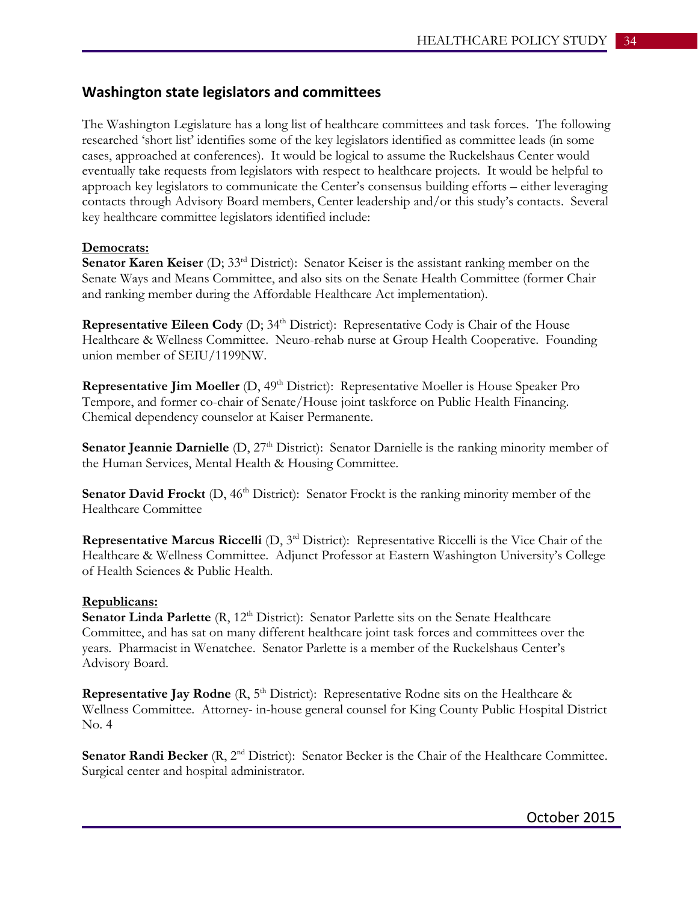## Washington state legislators and committees

The Washington Legislature has a long list of healthcare committees and task forces. The following researched 'short list' identifies some of the key legislators identified as committee leads (in some cases, approached at conferences). It would be logical to assume the Ruckelshaus Center would eventually take requests from legislators with respect to healthcare projects. It would be helpful to approach key legislators to communicate the Center's consensus building efforts – either leveraging contacts through Advisory Board members, Center leadership and/or this study's contacts. Several key healthcare committee legislators identified include:

**Democrats:**

**Senator Karen Keiser** (D; 33rd District): Senator Keiser is the assistant ranking member on the Senate Ways and Means Committee, and also sits on the Senate Health Committee (former Chair and ranking member during the Affordable Healthcare Act implementation).

**Representative Eileen Cody** (D; 34th District): Representative Cody is Chair of the House Healthcare & Wellness Committee. Neuro-rehab nurse at Group Health Cooperative. Founding union member of SEIU/1199NW.

**Representative Jim Moeller** (D, 49th District): Representative Moeller is House Speaker Pro Tempore, and former co-chair of Senate/House joint taskforce on Public Health Financing. Chemical dependency counselor at Kaiser Permanente.

**Senator Jeannie Darnielle** (D, 27th District): Senator Darnielle is the ranking minority member of the Human Services, Mental Health & Housing Committee.

**Senator David Frockt** (D, 46th District): Senator Frockt is the ranking minority member of the Healthcare Committee

**Representative Marcus Riccelli** (D, 3rd District): Representative Riccelli is the Vice Chair of the Healthcare & Wellness Committee. Adjunct Professor at Eastern Washington University's College of Health Sciences & Public Health.

**Republicans:**

**Senator Linda Parlette** (R, 12th District): Senator Parlette sits on the Senate Healthcare Committee, and has sat on many different healthcare joint task forces and committees over the years. Pharmacist in Wenatchee. Senator Parlette is a member of the Ruckelshaus Center's Advisory Board.

**Representative Jay Rodne** (R, 5th District): Representative Rodne sits on the Healthcare & Wellness Committee. Attorney- in-house general counsel for King County Public Hospital District No. 4

**Senator Randi Becker** (R, 2nd District): Senator Becker is the Chair of the Healthcare Committee. Surgical center and hospital administrator.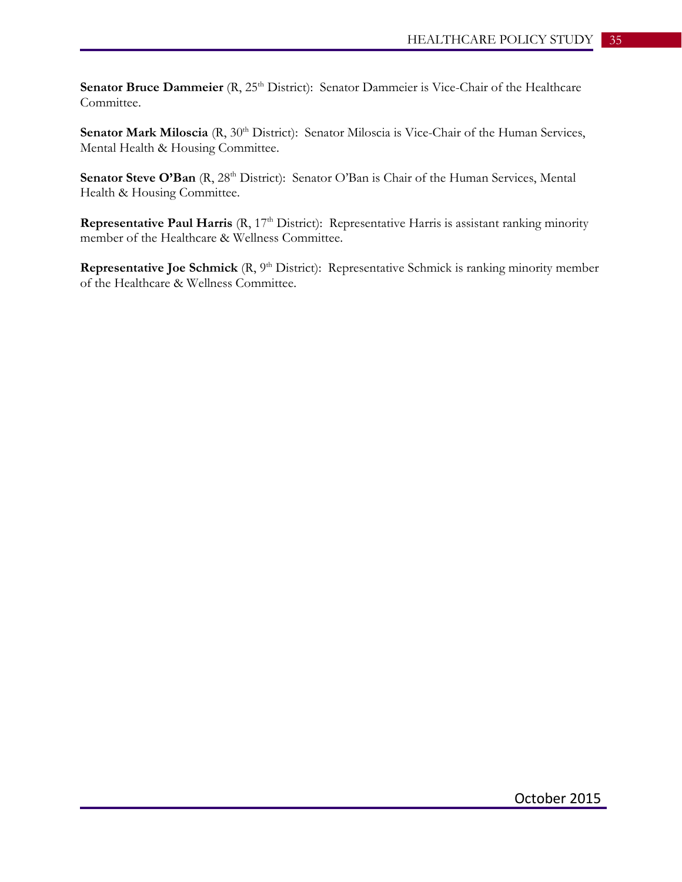**Senator Bruce Dammeier** (R, 25th District): Senator Dammeier is Vice-Chair of the Healthcare Committee.

**Senator Mark Miloscia** (R, 30th District): Senator Miloscia is Vice-Chair of the Human Services, Mental Health & Housing Committee.

**Senator Steve O'Ban** (R, 28th District): Senator O'Ban is Chair of the Human Services, Mental Health & Housing Committee.

**Representative Paul Harris** (R, 17th District): Representative Harris is assistant ranking minority member of the Healthcare & Wellness Committee.

**Representative Joe Schmick** (R, 9th District): Representative Schmick is ranking minority member of the Healthcare & Wellness Committee.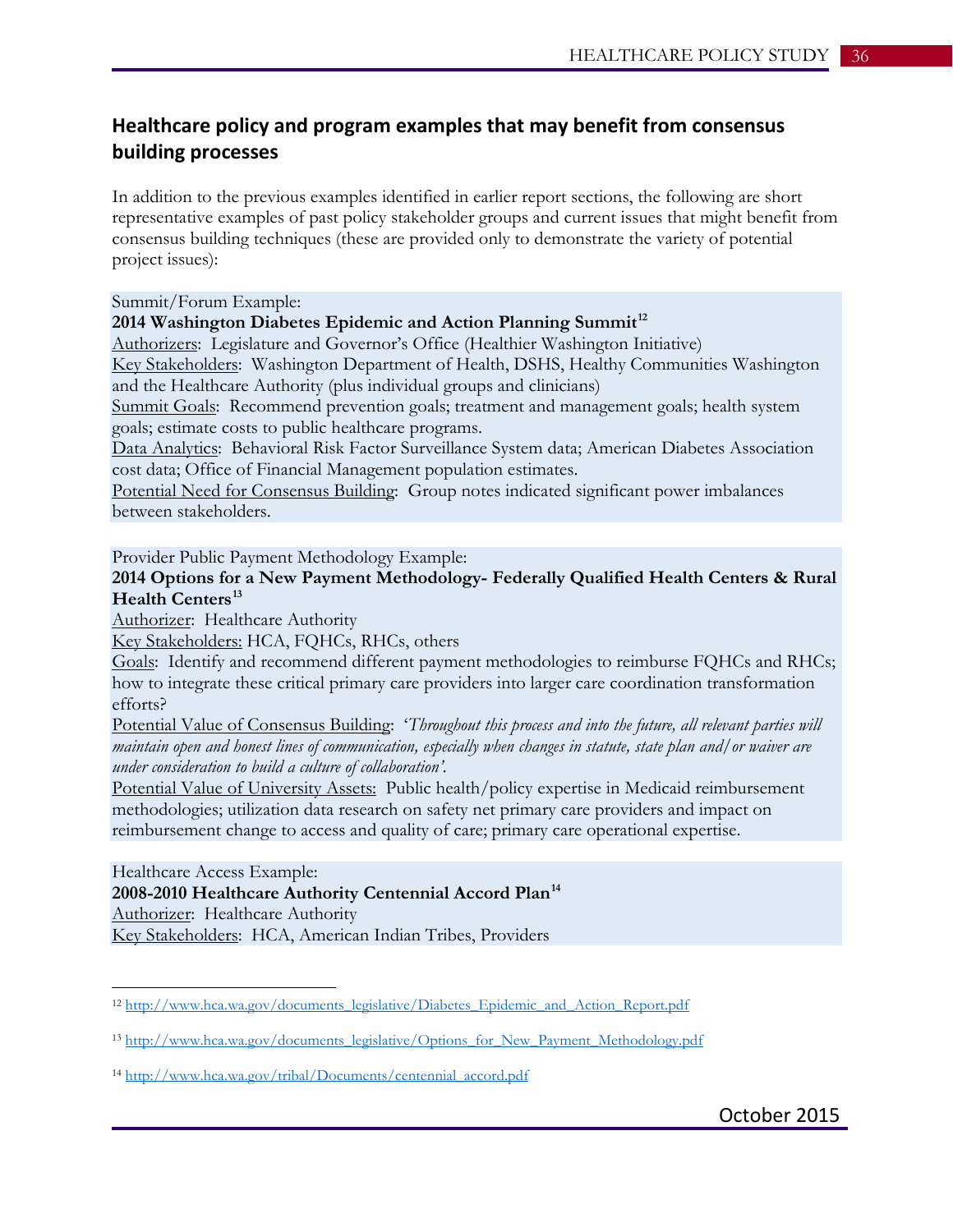## Healthcare policy and program examples that may benefit from consensus building processes

In addition to the previous examples identified in earlier report sections, the following are short representative examples of past policy stakeholder groups and current issues that might benefit from consensus building techniques (these are provided only to demonstrate the variety of potential project issues):

Summit/Forum Example:
**2014 Washington Diabetes Epidemic and Action Planning Summit**[12]
Authorizers: Legislature and Governor's Office (Healthier Washington Initiative)
Key Stakeholders: Washington Department of Health, DSHS, Healthy Communities Washington and the Healthcare Authority (plus individual groups and clinicians)
Summit Goals: Recommend prevention goals; treatment and management goals; health system goals; estimate costs to public healthcare programs.
Data Analytics: Behavioral Risk Factor Surveillance System data; American Diabetes Association cost data; Office of Financial Management population estimates.
Potential Need for Consensus Building: Group notes indicated significant power imbalances between stakeholders.

Provider Public Payment Methodology Example:
**2014 Options for a New Payment Methodology- Federally Qualified Health Centers & Rural Health Centers**[13]
Authorizer: Healthcare Authority
Key Stakeholders: HCA, FQHCs, RHCs, others
Goals: Identify and recommend different payment methodologies to reimburse FQHCs and RHCs; how to integrate these critical primary care providers into larger care coordination transformation efforts?
Potential Value of Consensus Building: *'Throughout this process and into the future, all relevant parties will maintain open and honest lines of communication, especially when changes in statute, state plan and/or waiver are under consideration to build a culture of collaboration'.*
Potential Value of University Assets: Public health/policy expertise in Medicaid reimbursement methodologies; utilization data research on safety net primary care providers and impact on reimbursement change to access and quality of care; primary care operational expertise.

Healthcare Access Example:
**2008-2010 Healthcare Authority Centennial Accord Plan**[14]
Authorizer: Healthcare Authority
Key Stakeholders: HCA, American Indian Tribes, Providers

---

[12] http://www.hca.wa.gov/documents_legislative/Diabetes_Epidemic_and_Action_Report.pdf

[13] http://www.hca.wa.gov/documents_legislative/Options_for_New_Payment_Methodology.pdf

[14] http://www.hca.wa.gov/tribal/Documents/centennial_accord.pdf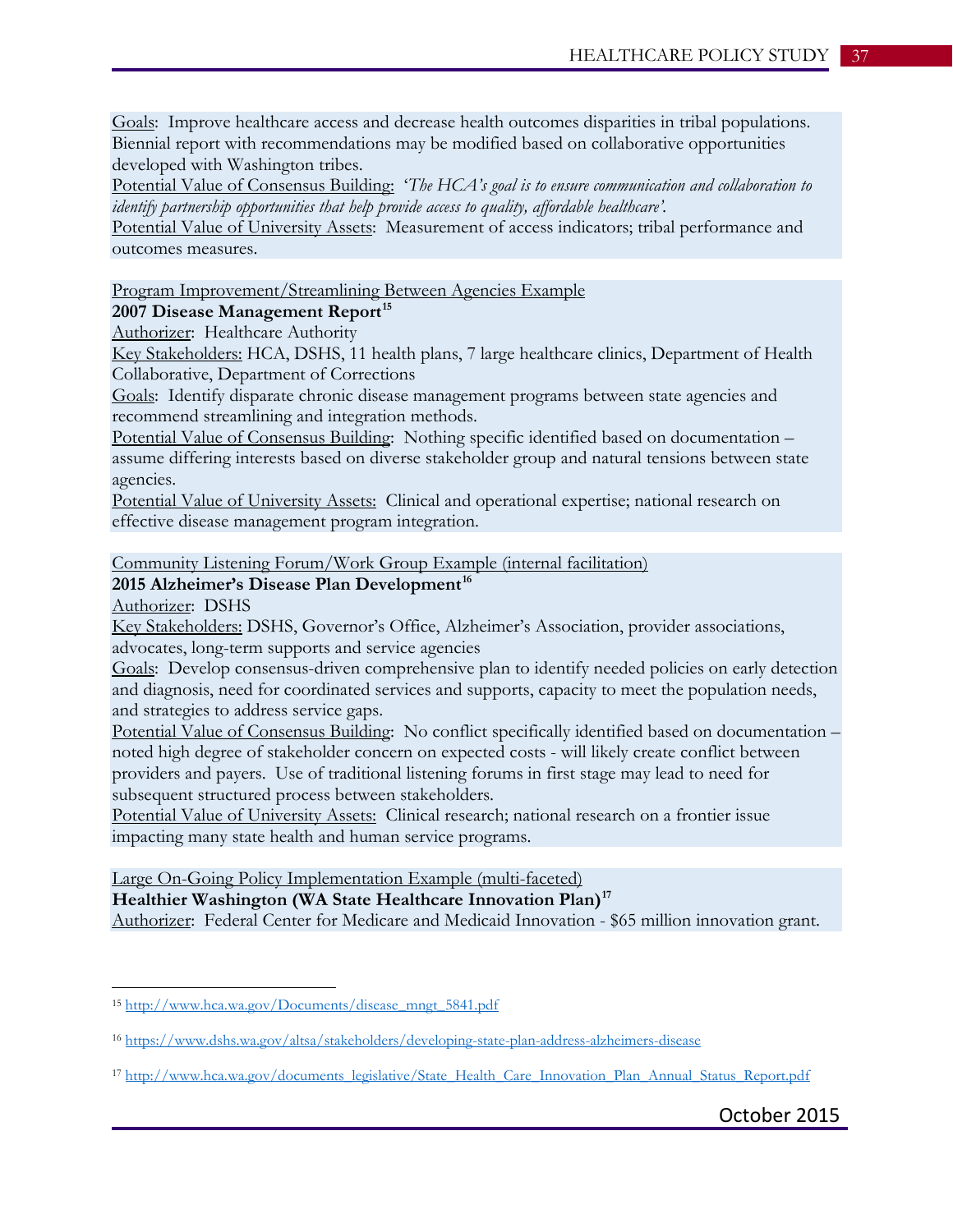Goals: Improve healthcare access and decrease health outcomes disparities in tribal populations. Biennial report with recommendations may be modified based on collaborative opportunities developed with Washington tribes.
Potential Value of Consensus Building: *'The HCA's goal is to ensure communication and collaboration to identify partnership opportunities that help provide access to quality, affordable healthcare'.*
Potential Value of University Assets: Measurement of access indicators; tribal performance and outcomes measures.

Program Improvement/Streamlining Between Agencies Example
**2007 Disease Management Report**[15]
Authorizer: Healthcare Authority
Key Stakeholders: HCA, DSHS, 11 health plans, 7 large healthcare clinics, Department of Health Collaborative, Department of Corrections
Goals: Identify disparate chronic disease management programs between state agencies and recommend streamlining and integration methods.
Potential Value of Consensus Building: Nothing specific identified based on documentation – assume differing interests based on diverse stakeholder group and natural tensions between state agencies.
Potential Value of University Assets: Clinical and operational expertise; national research on effective disease management program integration.

Community Listening Forum/Work Group Example (internal facilitation)
**2015 Alzheimer's Disease Plan Development**[16]
Authorizer: DSHS
Key Stakeholders: DSHS, Governor's Office, Alzheimer's Association, provider associations, advocates, long-term supports and service agencies
Goals: Develop consensus-driven comprehensive plan to identify needed policies on early detection and diagnosis, need for coordinated services and supports, capacity to meet the population needs, and strategies to address service gaps.
Potential Value of Consensus Building: No conflict specifically identified based on documentation – noted high degree of stakeholder concern on expected costs - will likely create conflict between providers and payers. Use of traditional listening forums in first stage may lead to need for subsequent structured process between stakeholders.
Potential Value of University Assets: Clinical research; national research on a frontier issue impacting many state health and human service programs.

Large On-Going Policy Implementation Example (multi-faceted)
**Healthier Washington (WA State Healthcare Innovation Plan)**[17]
Authorizer: Federal Center for Medicare and Medicaid Innovation - $65 million innovation grant.

---

[15] http://www.hca.wa.gov/Documents/disease_mngt_5841.pdf

[16] https://www.dshs.wa.gov/altsa/stakeholders/developing-state-plan-address-alzheimers-disease

[17] http://www.hca.wa.gov/documents_legislative/State_Health_Care_Innovation_Plan_Annual_Status_Report.pdf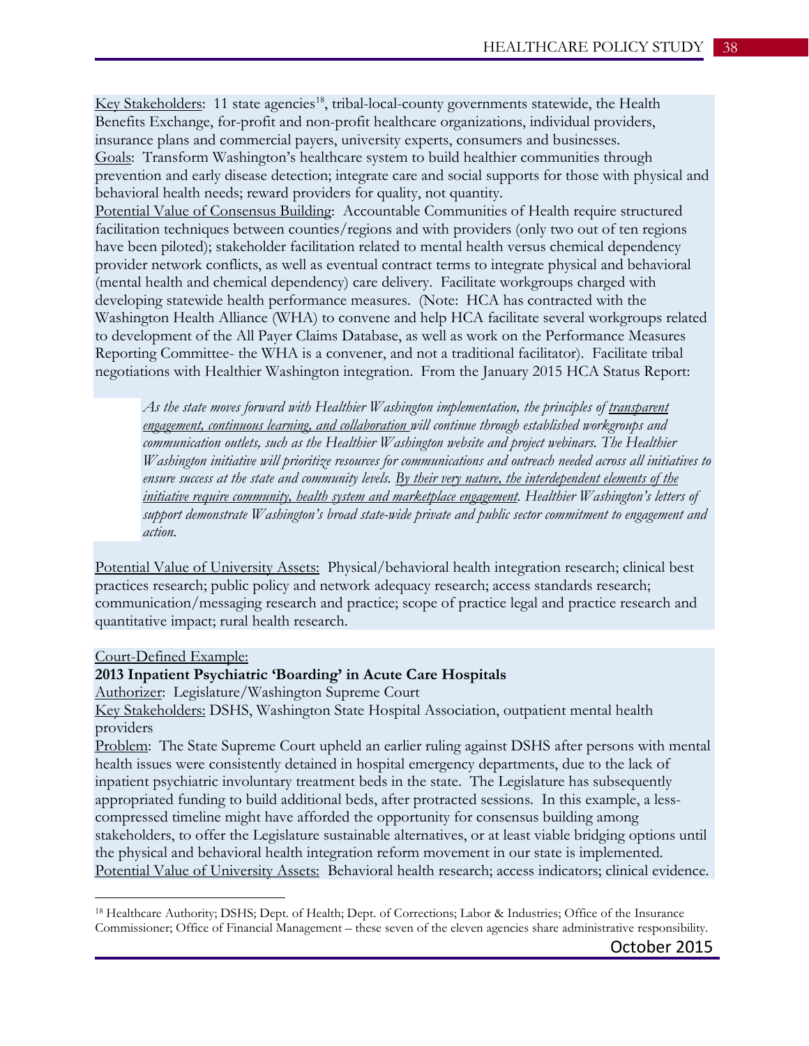Key Stakeholders: 11 state agencies[18], tribal-local-county governments statewide, the Health Benefits Exchange, for-profit and non-profit healthcare organizations, individual providers, insurance plans and commercial payers, university experts, consumers and businesses.
Goals: Transform Washington's healthcare system to build healthier communities through prevention and early disease detection; integrate care and social supports for those with physical and behavioral health needs; reward providers for quality, not quantity.
Potential Value of Consensus Building: Accountable Communities of Health require structured facilitation techniques between counties/regions and with providers (only two out of ten regions have been piloted); stakeholder facilitation related to mental health versus chemical dependency provider network conflicts, as well as eventual contract terms to integrate physical and behavioral (mental health and chemical dependency) care delivery. Facilitate workgroups charged with developing statewide health performance measures. (Note: HCA has contracted with the Washington Health Alliance (WHA) to convene and help HCA facilitate several workgroups related to development of the All Payer Claims Database, as well as work on the Performance Measures Reporting Committee- the WHA is a convener, and not a traditional facilitator). Facilitate tribal negotiations with Healthier Washington integration. From the January 2015 HCA Status Report:

> *As the state moves forward with Healthier Washington implementation, the principles of transparent engagement, continuous learning, and collaboration will continue through established workgroups and communication outlets, such as the Healthier Washington website and project webinars. The Healthier Washington initiative will prioritize resources for communications and outreach needed across all initiatives to ensure success at the state and community levels. By their very nature, the interdependent elements of the initiative require community, health system and marketplace engagement. Healthier Washington's letters of support demonstrate Washington's broad state-wide private and public sector commitment to engagement and action.*

Potential Value of University Assets: Physical/behavioral health integration research; clinical best practices research; public policy and network adequacy research; access standards research; communication/messaging research and practice; scope of practice legal and practice research and quantitative impact; rural health research.

Court-Defined Example:

**2013 Inpatient Psychiatric 'Boarding' in Acute Care Hospitals**

Authorizer: Legislature/Washington Supreme Court
Key Stakeholders: DSHS, Washington State Hospital Association, outpatient mental health providers
Problem: The State Supreme Court upheld an earlier ruling against DSHS after persons with mental health issues were consistently detained in hospital emergency departments, due to the lack of inpatient psychiatric involuntary treatment beds in the state. The Legislature has subsequently appropriated funding to build additional beds, after protracted sessions. In this example, a less-compressed timeline might have afforded the opportunity for consensus building among stakeholders, to offer the Legislature sustainable alternatives, or at least viable bridging options until the physical and behavioral health integration reform movement in our state is implemented.
Potential Value of University Assets: Behavioral health research; access indicators; clinical evidence.

---

[18] Healthcare Authority; DSHS; Dept. of Health; Dept. of Corrections; Labor & Industries; Office of the Insurance Commissioner; Office of Financial Management – these seven of the eleven agencies share administrative responsibility.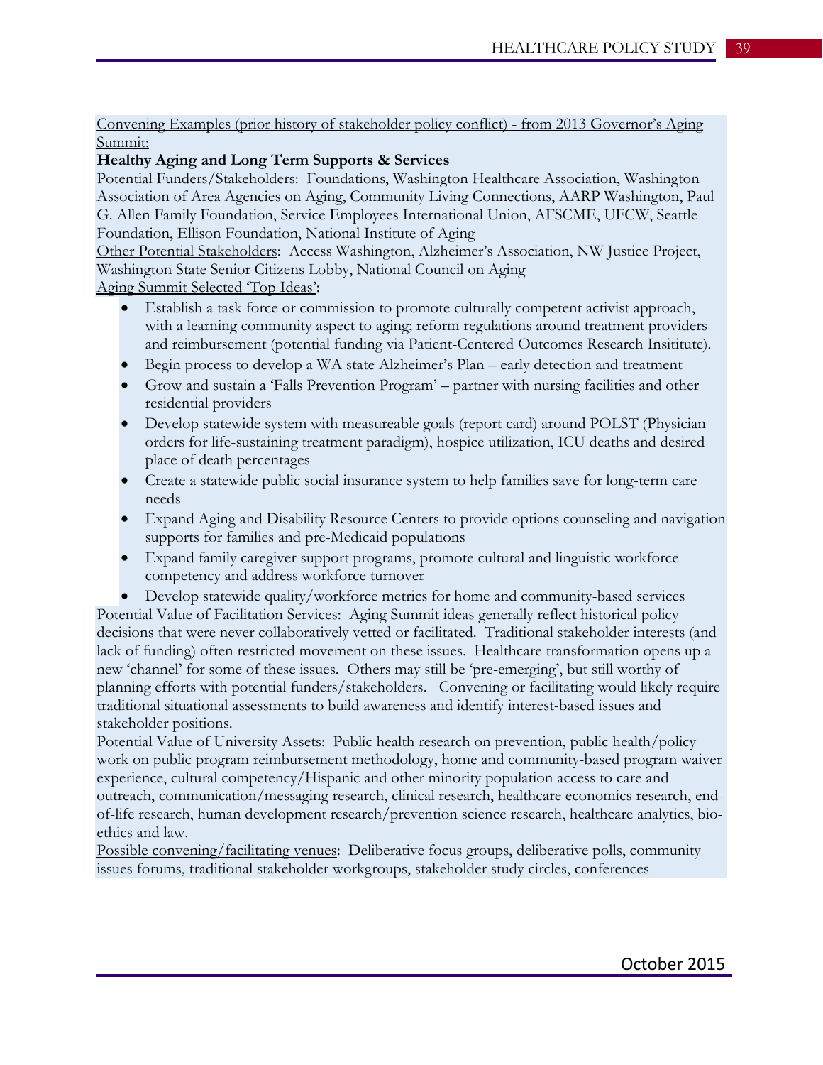Convening Examples (prior history of stakeholder policy conflict) - from 2013 Governor's Aging Summit:

**Healthy Aging and Long Term Supports & Services**

Potential Funders/Stakeholders: Foundations, Washington Healthcare Association, Washington Association of Area Agencies on Aging, Community Living Connections, AARP Washington, Paul G. Allen Family Foundation, Service Employees International Union, AFSCME, UFCW, Seattle Foundation, Ellison Foundation, National Institute of Aging

Other Potential Stakeholders: Access Washington, Alzheimer's Association, NW Justice Project, Washington State Senior Citizens Lobby, National Council on Aging

Aging Summit Selected 'Top Ideas':

- Establish a task force or commission to promote culturally competent activist approach, with a learning community aspect to aging; reform regulations around treatment providers and reimbursement (potential funding via Patient-Centered Outcomes Research Insititute).
- Begin process to develop a WA state Alzheimer's Plan – early detection and treatment
- Grow and sustain a 'Falls Prevention Program' – partner with nursing facilities and other residential providers
- Develop statewide system with measureable goals (report card) around POLST (Physician orders for life-sustaining treatment paradigm), hospice utilization, ICU deaths and desired place of death percentages
- Create a statewide public social insurance system to help families save for long-term care needs
- Expand Aging and Disability Resource Centers to provide options counseling and navigation supports for families and pre-Medicaid populations
- Expand family caregiver support programs, promote cultural and linguistic workforce competency and address workforce turnover
- Develop statewide quality/workforce metrics for home and community-based services

Potential Value of Facilitation Services: Aging Summit ideas generally reflect historical policy decisions that were never collaboratively vetted or facilitated. Traditional stakeholder interests (and lack of funding) often restricted movement on these issues. Healthcare transformation opens up a new 'channel' for some of these issues. Others may still be 'pre-emerging', but still worthy of planning efforts with potential funders/stakeholders. Convening or facilitating would likely require traditional situational assessments to build awareness and identify interest-based issues and stakeholder positions.

Potential Value of University Assets: Public health research on prevention, public health/policy work on public program reimbursement methodology, home and community-based program waiver experience, cultural competency/Hispanic and other minority population access to care and outreach, communication/messaging research, clinical research, healthcare economics research, end-of-life research, human development research/prevention science research, healthcare analytics, bio-ethics and law.

Possible convening/facilitating venues: Deliberative focus groups, deliberative polls, community issues forums, traditional stakeholder workgroups, stakeholder study circles, conferences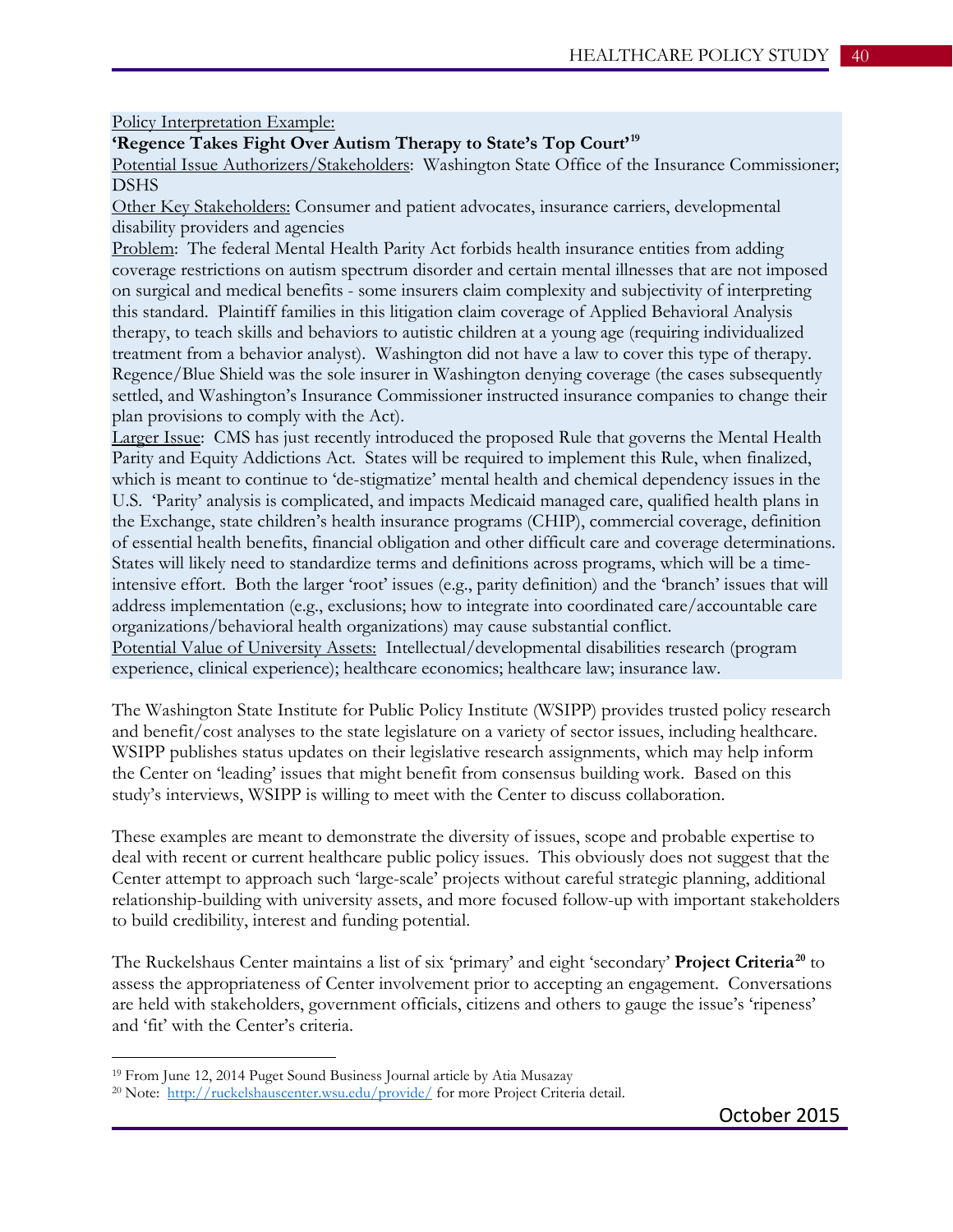Policy Interpretation Example:

**'Regence Takes Fight Over Autism Therapy to State's Top Court'**[19]

Potential Issue Authorizers/Stakeholders: Washington State Office of the Insurance Commissioner; DSHS

Other Key Stakeholders: Consumer and patient advocates, insurance carriers, developmental disability providers and agencies

Problem: The federal Mental Health Parity Act forbids health insurance entities from adding coverage restrictions on autism spectrum disorder and certain mental illnesses that are not imposed on surgical and medical benefits - some insurers claim complexity and subjectivity of interpreting this standard. Plaintiff families in this litigation claim coverage of Applied Behavioral Analysis therapy, to teach skills and behaviors to autistic children at a young age (requiring individualized treatment from a behavior analyst). Washington did not have a law to cover this type of therapy. Regence/Blue Shield was the sole insurer in Washington denying coverage (the cases subsequently settled, and Washington's Insurance Commissioner instructed insurance companies to change their plan provisions to comply with the Act).

Larger Issue: CMS has just recently introduced the proposed Rule that governs the Mental Health Parity and Equity Addictions Act. States will be required to implement this Rule, when finalized, which is meant to continue to 'de-stigmatize' mental health and chemical dependency issues in the U.S. 'Parity' analysis is complicated, and impacts Medicaid managed care, qualified health plans in the Exchange, state children's health insurance programs (CHIP), commercial coverage, definition of essential health benefits, financial obligation and other difficult care and coverage determinations. States will likely need to standardize terms and definitions across programs, which will be a time-intensive effort. Both the larger 'root' issues (e.g., parity definition) and the 'branch' issues that will address implementation (e.g., exclusions; how to integrate into coordinated care/accountable care organizations/behavioral health organizations) may cause substantial conflict.

Potential Value of University Assets: Intellectual/developmental disabilities research (program experience, clinical experience); healthcare economics; healthcare law; insurance law.

The Washington State Institute for Public Policy Institute (WSIPP) provides trusted policy research and benefit/cost analyses to the state legislature on a variety of sector issues, including healthcare. WSIPP publishes status updates on their legislative research assignments, which may help inform the Center on 'leading' issues that might benefit from consensus building work. Based on this study's interviews, WSIPP is willing to meet with the Center to discuss collaboration.

These examples are meant to demonstrate the diversity of issues, scope and probable expertise to deal with recent or current healthcare public policy issues. This obviously does not suggest that the Center attempt to approach such 'large-scale' projects without careful strategic planning, additional relationship-building with university assets, and more focused follow-up with important stakeholders to build credibility, interest and funding potential.

The Ruckelshaus Center maintains a list of six 'primary' and eight 'secondary' **Project Criteria**[20] to assess the appropriateness of Center involvement prior to accepting an engagement. Conversations are held with stakeholders, government officials, citizens and others to gauge the issue's 'ripeness' and 'fit' with the Center's criteria.

---

[19] From June 12, 2014 Puget Sound Business Journal article by Atia Musazay

[20] Note: http://ruckelshauscenter.wsu.edu/provide/ for more Project Criteria detail.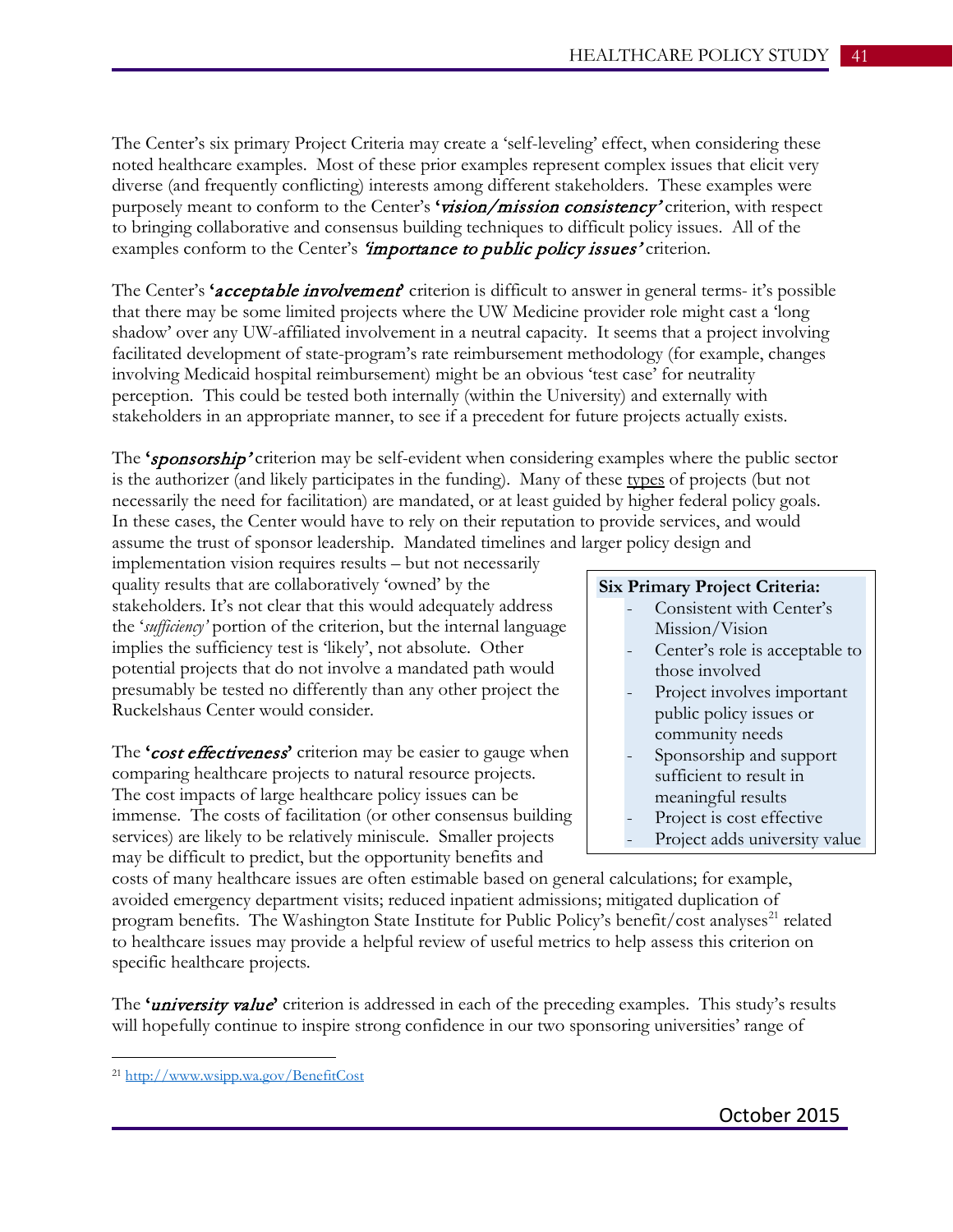The Center's six primary Project Criteria may create a 'self-leveling' effect, when considering these noted healthcare examples. Most of these prior examples represent complex issues that elicit very diverse (and frequently conflicting) interests among different stakeholders. These examples were purposely meant to conform to the Center's ***'vision/mission consistency'*** criterion, with respect to bringing collaborative and consensus building techniques to difficult policy issues. All of the examples conform to the Center's *'importance to public policy issues'* criterion.

The Center's ***'acceptable involvement'*** criterion is difficult to answer in general terms- it's possible that there may be some limited projects where the UW Medicine provider role might cast a 'long shadow' over any UW-affiliated involvement in a neutral capacity. It seems that a project involving facilitated development of state-program's rate reimbursement methodology (for example, changes involving Medicaid hospital reimbursement) might be an obvious 'test case' for neutrality perception. This could be tested both internally (within the University) and externally with stakeholders in an appropriate manner, to see if a precedent for future projects actually exists.

The ***'sponsorship'*** criterion may be self-evident when considering examples where the public sector is the authorizer (and likely participates in the funding). Many of these types of projects (but not necessarily the need for facilitation) are mandated, or at least guided by higher federal policy goals. In these cases, the Center would have to rely on their reputation to provide services, and would assume the trust of sponsor leadership. Mandated timelines and larger policy design and implementation vision requires results – but not necessarily quality results that are collaboratively 'owned' by the stakeholders. It's not clear that this would adequately address the '*sufficiency'* portion of the criterion, but the internal language implies the sufficiency test is 'likely', not absolute. Other potential projects that do not involve a mandated path would presumably be tested no differently than any other project the Ruckelshaus Center would consider.

> **Six Primary Project Criteria:**
> - Consistent with Center's Mission/Vision
> - Center's role is acceptable to those involved
> - Project involves important public policy issues or community needs
> - Sponsorship and support sufficient to result in meaningful results
> - Project is cost effective
> - Project adds university value

The ***'cost effectiveness'*** criterion may be easier to gauge when comparing healthcare projects to natural resource projects. The cost impacts of large healthcare policy issues can be immense. The costs of facilitation (or other consensus building services) are likely to be relatively miniscule. Smaller projects may be difficult to predict, but the opportunity benefits and costs of many healthcare issues are often estimable based on general calculations; for example, avoided emergency department visits; reduced inpatient admissions; mitigated duplication of program benefits. The Washington State Institute for Public Policy's benefit/cost analyses[21] related to healthcare issues may provide a helpful review of useful metrics to help assess this criterion on specific healthcare projects.

The ***'university value'*** criterion is addressed in each of the preceding examples. This study's results will hopefully continue to inspire strong confidence in our two sponsoring universities' range of

[21] http://www.wsipp.wa.gov/BenefitCost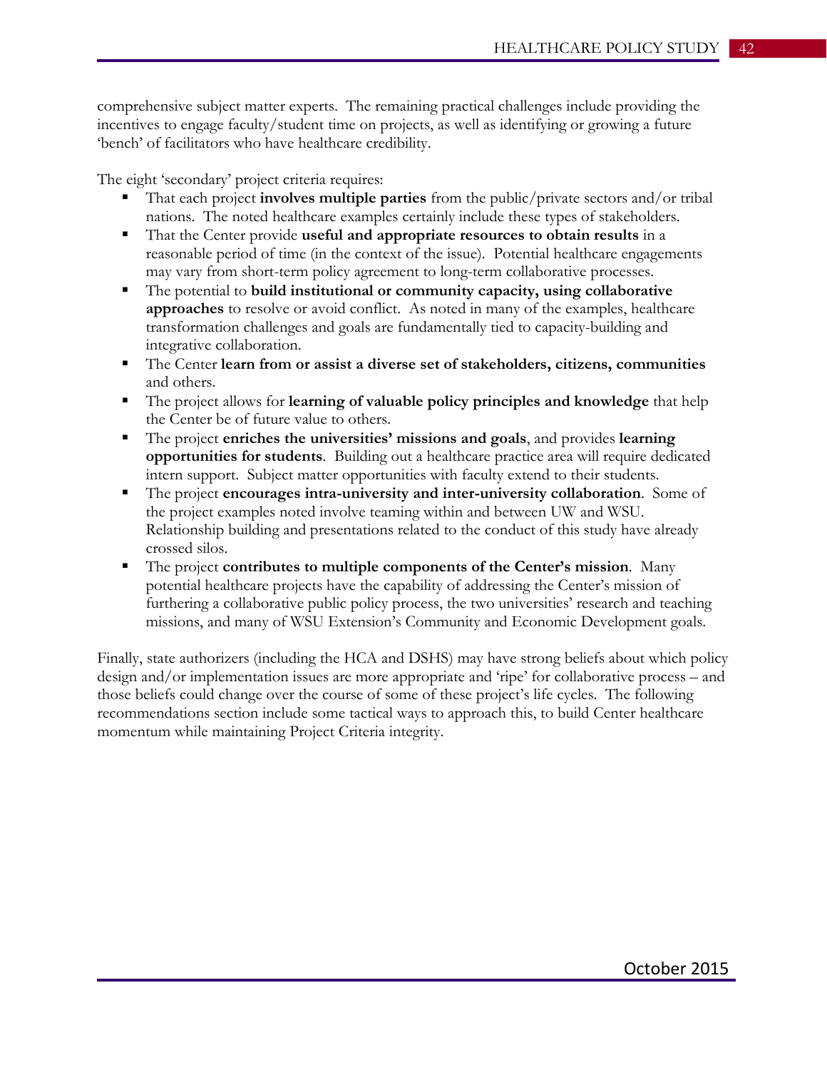comprehensive subject matter experts. The remaining practical challenges include providing the incentives to engage faculty/student time on projects, as well as identifying or growing a future 'bench' of facilitators who have healthcare credibility.

The eight 'secondary' project criteria requires:

- That each project **involves multiple parties** from the public/private sectors and/or tribal nations. The noted healthcare examples certainly include these types of stakeholders.
- That the Center provide **useful and appropriate resources to obtain results** in a reasonable period of time (in the context of the issue). Potential healthcare engagements may vary from short-term policy agreement to long-term collaborative processes.
- The potential to **build institutional or community capacity, using collaborative approaches** to resolve or avoid conflict. As noted in many of the examples, healthcare transformation challenges and goals are fundamentally tied to capacity-building and integrative collaboration.
- The Center **learn from or assist a diverse set of stakeholders, citizens, communities** and others.
- The project allows for **learning of valuable policy principles and knowledge** that help the Center be of future value to others.
- The project **enriches the universities' missions and goals**, and provides **learning opportunities for students**. Building out a healthcare practice area will require dedicated intern support. Subject matter opportunities with faculty extend to their students.
- The project **encourages intra-university and inter-university collaboration**. Some of the project examples noted involve teaming within and between UW and WSU. Relationship building and presentations related to the conduct of this study have already crossed silos.
- The project **contributes to multiple components of the Center's mission**. Many potential healthcare projects have the capability of addressing the Center's mission of furthering a collaborative public policy process, the two universities' research and teaching missions, and many of WSU Extension's Community and Economic Development goals.

Finally, state authorizers (including the HCA and DSHS) may have strong beliefs about which policy design and/or implementation issues are more appropriate and 'ripe' for collaborative process – and those beliefs could change over the course of some of these project's life cycles. The following recommendations section include some tactical ways to approach this, to build Center healthcare momentum while maintaining Project Criteria integrity.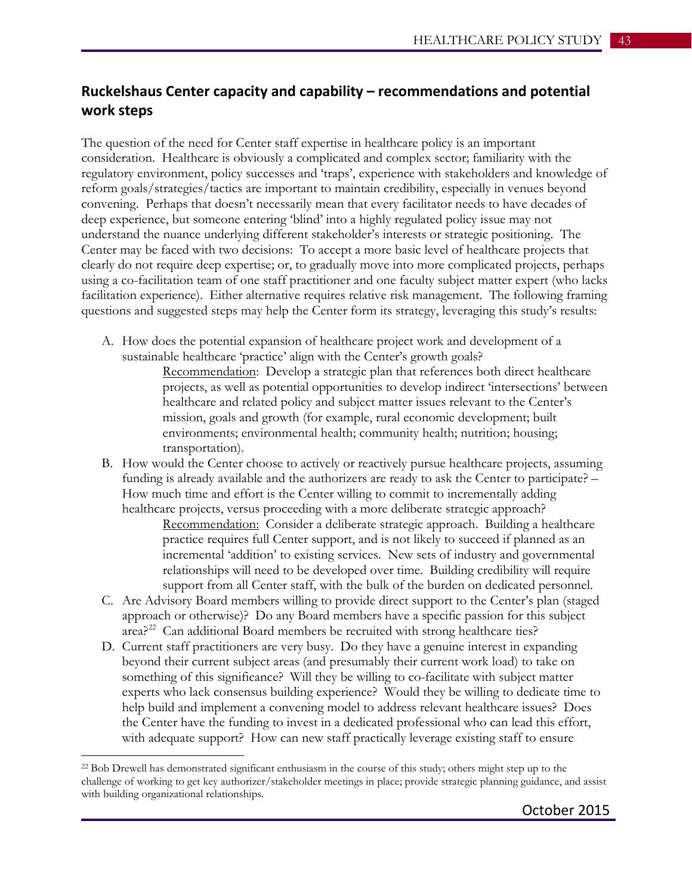## Ruckelshaus Center capacity and capability – recommendations and potential work steps

The question of the need for Center staff expertise in healthcare policy is an important consideration. Healthcare is obviously a complicated and complex sector; familiarity with the regulatory environment, policy successes and 'traps', experience with stakeholders and knowledge of reform goals/strategies/tactics are important to maintain credibility, especially in venues beyond convening. Perhaps that doesn't necessarily mean that every facilitator needs to have decades of deep experience, but someone entering 'blind' into a highly regulated policy issue may not understand the nuance underlying different stakeholder's interests or strategic positioning. The Center may be faced with two decisions: To accept a more basic level of healthcare projects that clearly do not require deep expertise; or, to gradually move into more complicated projects, perhaps using a co-facilitation team of one staff practitioner and one faculty subject matter expert (who lacks facilitation experience). Either alternative requires relative risk management. The following framing questions and suggested steps may help the Center form its strategy, leveraging this study's results:

A. How does the potential expansion of healthcare project work and development of a sustainable healthcare 'practice' align with the Center's growth goals?

   Recommendation: Develop a strategic plan that references both direct healthcare projects, as well as potential opportunities to develop indirect 'intersections' between healthcare and related policy and subject matter issues relevant to the Center's mission, goals and growth (for example, rural economic development; built environments; environmental health; community health; nutrition; housing; transportation).

B. How would the Center choose to actively or reactively pursue healthcare projects, assuming funding is already available and the authorizers are ready to ask the Center to participate? – How much time and effort is the Center willing to commit to incrementally adding healthcare projects, versus proceeding with a more deliberate strategic approach?

   Recommendation: Consider a deliberate strategic approach. Building a healthcare practice requires full Center support, and is not likely to succeed if planned as an incremental 'addition' to existing services. New sets of industry and governmental relationships will need to be developed over time. Building credibility will require support from all Center staff, with the bulk of the burden on dedicated personnel.

C. Are Advisory Board members willing to provide direct support to the Center's plan (staged approach or otherwise)? Do any Board members have a specific passion for this subject area?[22] Can additional Board members be recruited with strong healthcare ties?

D. Current staff practitioners are very busy. Do they have a genuine interest in expanding beyond their current subject areas (and presumably their current work load) to take on something of this significance? Will they be willing to co-facilitate with subject matter experts who lack consensus building experience? Would they be willing to dedicate time to help build and implement a convening model to address relevant healthcare issues? Does the Center have the funding to invest in a dedicated professional who can lead this effort, with adequate support? How can new staff practically leverage existing staff to ensure

---

[22] Bob Drewell has demonstrated significant enthusiasm in the course of this study; others might step up to the challenge of working to get key authorizer/stakeholder meetings in place; provide strategic planning guidance, and assist with building organizational relationships.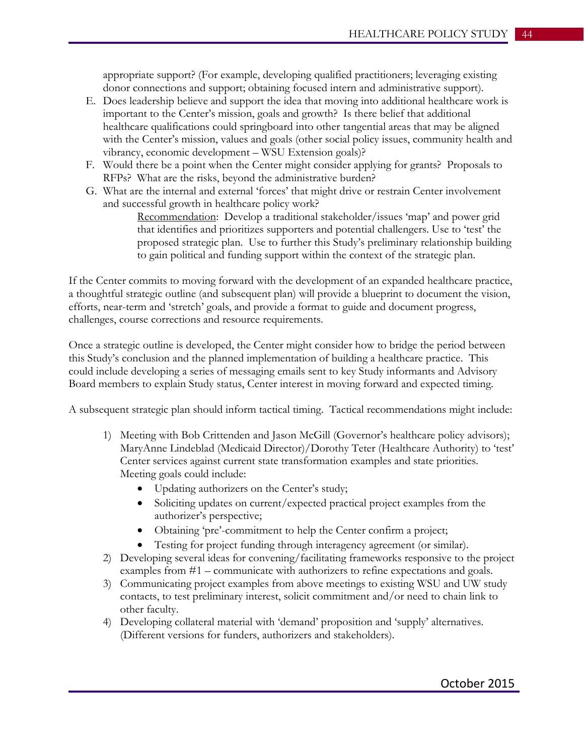appropriate support? (For example, developing qualified practitioners; leveraging existing donor connections and support; obtaining focused intern and administrative support).

E. Does leadership believe and support the idea that moving into additional healthcare work is important to the Center's mission, goals and growth? Is there belief that additional healthcare qualifications could springboard into other tangential areas that may be aligned with the Center's mission, values and goals (other social policy issues, community health and vibrancy, economic development – WSU Extension goals)?
F. Would there be a point when the Center might consider applying for grants? Proposals to RFPs? What are the risks, beyond the administrative burden?
G. What are the internal and external 'forces' that might drive or restrain Center involvement and successful growth in healthcare policy work?

    <u>Recommendation</u>: Develop a traditional stakeholder/issues 'map' and power grid that identifies and prioritizes supporters and potential challengers. Use to 'test' the proposed strategic plan. Use to further this Study's preliminary relationship building to gain political and funding support within the context of the strategic plan.

If the Center commits to moving forward with the development of an expanded healthcare practice, a thoughtful strategic outline (and subsequent plan) will provide a blueprint to document the vision, efforts, near-term and 'stretch' goals, and provide a format to guide and document progress, challenges, course corrections and resource requirements.

Once a strategic outline is developed, the Center might consider how to bridge the period between this Study's conclusion and the planned implementation of building a healthcare practice. This could include developing a series of messaging emails sent to key Study informants and Advisory Board members to explain Study status, Center interest in moving forward and expected timing.

A subsequent strategic plan should inform tactical timing. Tactical recommendations might include:

1) Meeting with Bob Crittenden and Jason McGill (Governor's healthcare policy advisors); MaryAnne Lindeblad (Medicaid Director)/Dorothy Teter (Healthcare Authority) to 'test' Center services against current state transformation examples and state priorities. Meeting goals could include:
    - Updating authorizers on the Center's study;
    - Soliciting updates on current/expected practical project examples from the authorizer's perspective;
    - Obtaining 'pre'-commitment to help the Center confirm a project;
    - Testing for project funding through interagency agreement (or similar).
2) Developing several ideas for convening/facilitating frameworks responsive to the project examples from #1 – communicate with authorizers to refine expectations and goals.
3) Communicating project examples from above meetings to existing WSU and UW study contacts, to test preliminary interest, solicit commitment and/or need to chain link to other faculty.
4) Developing collateral material with 'demand' proposition and 'supply' alternatives. (Different versions for funders, authorizers and stakeholders).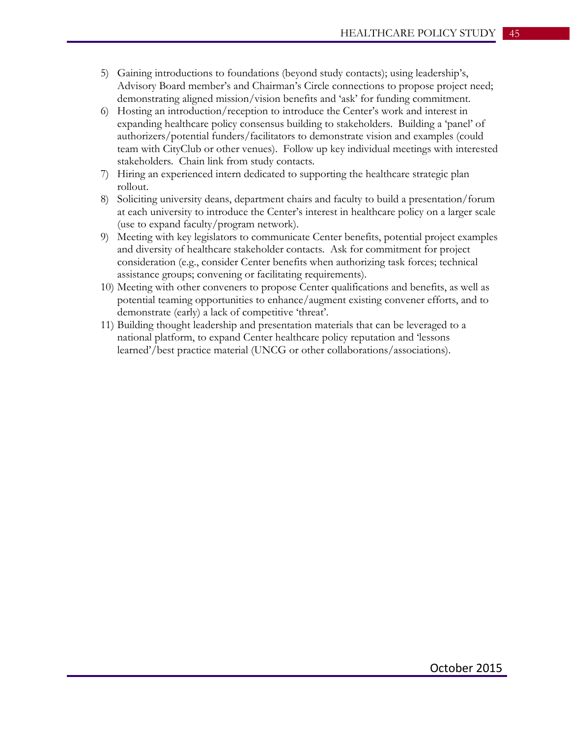5) Gaining introductions to foundations (beyond study contacts); using leadership's, Advisory Board member's and Chairman's Circle connections to propose project need; demonstrating aligned mission/vision benefits and 'ask' for funding commitment.
6) Hosting an introduction/reception to introduce the Center's work and interest in expanding healthcare policy consensus building to stakeholders. Building a 'panel' of authorizers/potential funders/facilitators to demonstrate vision and examples (could team with CityClub or other venues). Follow up key individual meetings with interested stakeholders. Chain link from study contacts.
7) Hiring an experienced intern dedicated to supporting the healthcare strategic plan rollout.
8) Soliciting university deans, department chairs and faculty to build a presentation/forum at each university to introduce the Center's interest in healthcare policy on a larger scale (use to expand faculty/program network).
9) Meeting with key legislators to communicate Center benefits, potential project examples and diversity of healthcare stakeholder contacts. Ask for commitment for project consideration (e.g., consider Center benefits when authorizing task forces; technical assistance groups; convening or facilitating requirements).
10) Meeting with other conveners to propose Center qualifications and benefits, as well as potential teaming opportunities to enhance/augment existing convener efforts, and to demonstrate (early) a lack of competitive 'threat'.
11) Building thought leadership and presentation materials that can be leveraged to a national platform, to expand Center healthcare policy reputation and 'lessons learned'/best practice material (UNCG or other collaborations/associations).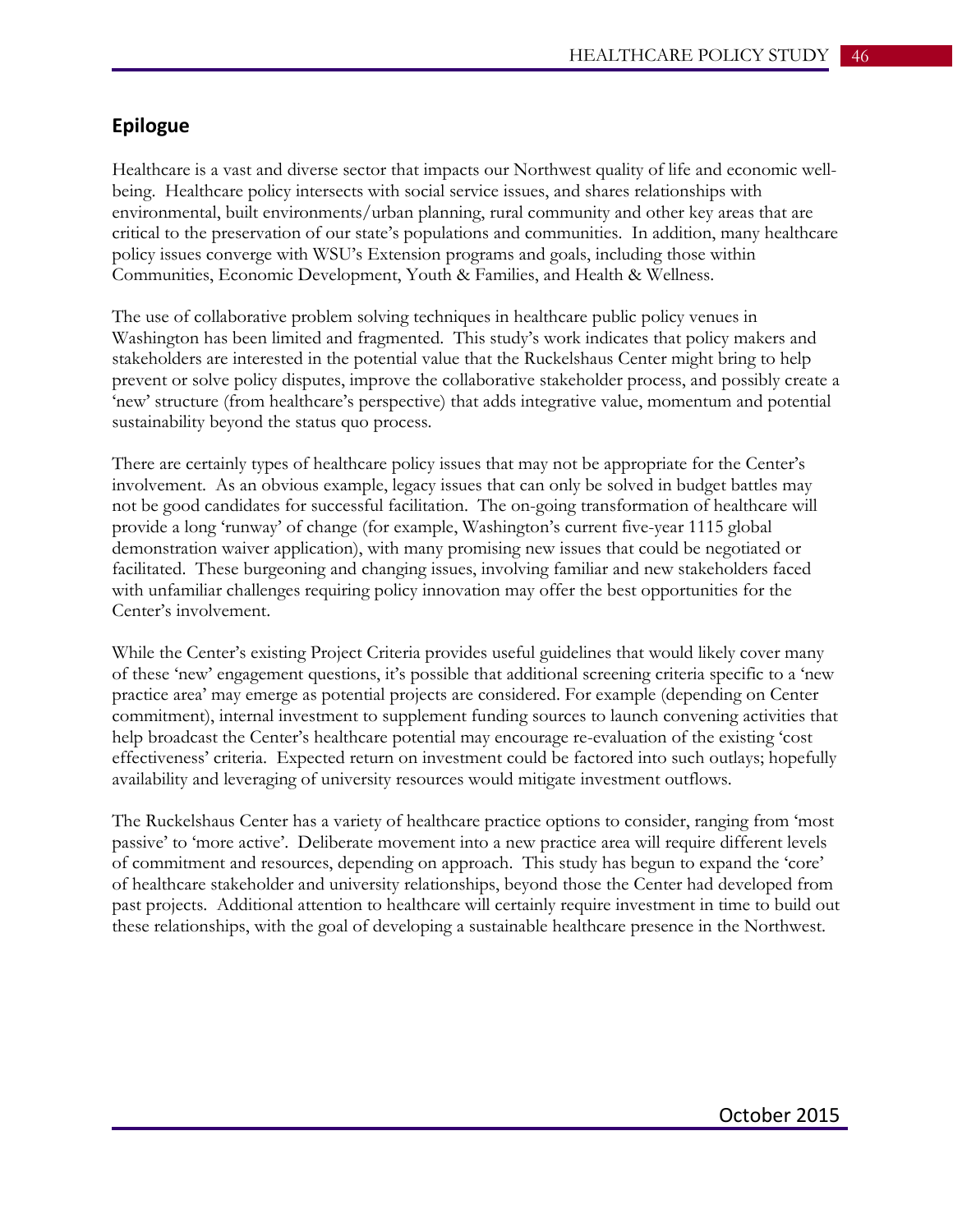## Epilogue

Healthcare is a vast and diverse sector that impacts our Northwest quality of life and economic well-being. Healthcare policy intersects with social service issues, and shares relationships with environmental, built environments/urban planning, rural community and other key areas that are critical to the preservation of our state's populations and communities. In addition, many healthcare policy issues converge with WSU's Extension programs and goals, including those within Communities, Economic Development, Youth & Families, and Health & Wellness.

The use of collaborative problem solving techniques in healthcare public policy venues in Washington has been limited and fragmented. This study's work indicates that policy makers and stakeholders are interested in the potential value that the Ruckelshaus Center might bring to help prevent or solve policy disputes, improve the collaborative stakeholder process, and possibly create a 'new' structure (from healthcare's perspective) that adds integrative value, momentum and potential sustainability beyond the status quo process.

There are certainly types of healthcare policy issues that may not be appropriate for the Center's involvement. As an obvious example, legacy issues that can only be solved in budget battles may not be good candidates for successful facilitation. The on-going transformation of healthcare will provide a long 'runway' of change (for example, Washington's current five-year 1115 global demonstration waiver application), with many promising new issues that could be negotiated or facilitated. These burgeoning and changing issues, involving familiar and new stakeholders faced with unfamiliar challenges requiring policy innovation may offer the best opportunities for the Center's involvement.

While the Center's existing Project Criteria provides useful guidelines that would likely cover many of these 'new' engagement questions, it's possible that additional screening criteria specific to a 'new practice area' may emerge as potential projects are considered. For example (depending on Center commitment), internal investment to supplement funding sources to launch convening activities that help broadcast the Center's healthcare potential may encourage re-evaluation of the existing 'cost effectiveness' criteria. Expected return on investment could be factored into such outlays; hopefully availability and leveraging of university resources would mitigate investment outflows.

The Ruckelshaus Center has a variety of healthcare practice options to consider, ranging from 'most passive' to 'more active'. Deliberate movement into a new practice area will require different levels of commitment and resources, depending on approach. This study has begun to expand the 'core' of healthcare stakeholder and university relationships, beyond those the Center had developed from past projects. Additional attention to healthcare will certainly require investment in time to build out these relationships, with the goal of developing a sustainable healthcare presence in the Northwest.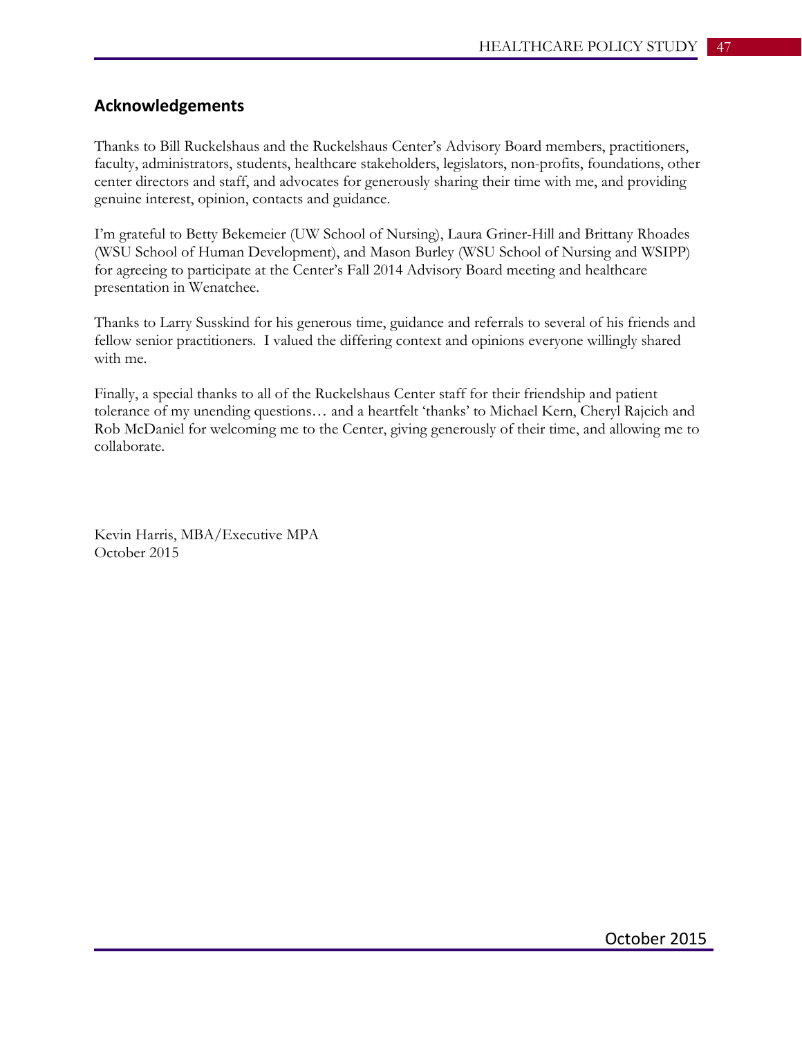## Acknowledgements

Thanks to Bill Ruckelshaus and the Ruckelshaus Center's Advisory Board members, practitioners, faculty, administrators, students, healthcare stakeholders, legislators, non-profits, foundations, other center directors and staff, and advocates for generously sharing their time with me, and providing genuine interest, opinion, contacts and guidance.

I'm grateful to Betty Bekemeier (UW School of Nursing), Laura Griner-Hill and Brittany Rhoades (WSU School of Human Development), and Mason Burley (WSU School of Nursing and WSIPP) for agreeing to participate at the Center's Fall 2014 Advisory Board meeting and healthcare presentation in Wenatchee.

Thanks to Larry Susskind for his generous time, guidance and referrals to several of his friends and fellow senior practitioners. I valued the differing context and opinions everyone willingly shared with me.

Finally, a special thanks to all of the Ruckelshaus Center staff for their friendship and patient tolerance of my unending questions… and a heartfelt 'thanks' to Michael Kern, Cheryl Rajcich and Rob McDaniel for welcoming me to the Center, giving generously of their time, and allowing me to collaborate.

Kevin Harris, MBA/Executive MPA
October 2015